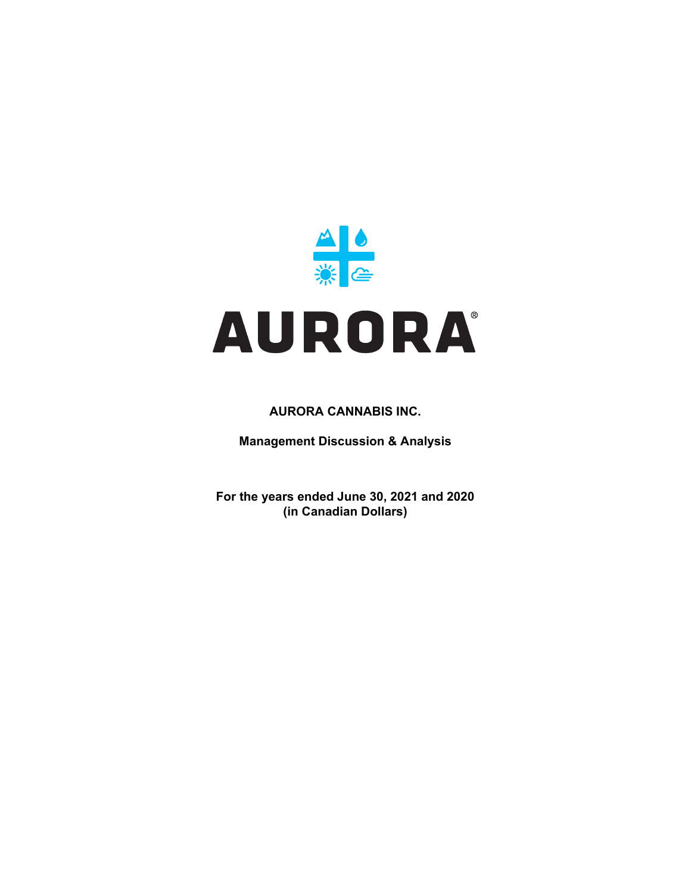AURORA®

**AURORA CANNABIS INC.**

**Management Discussion & Analysis**

**For the years ended June 30, 2021 and 2020**
**(in Canadian Dollars)**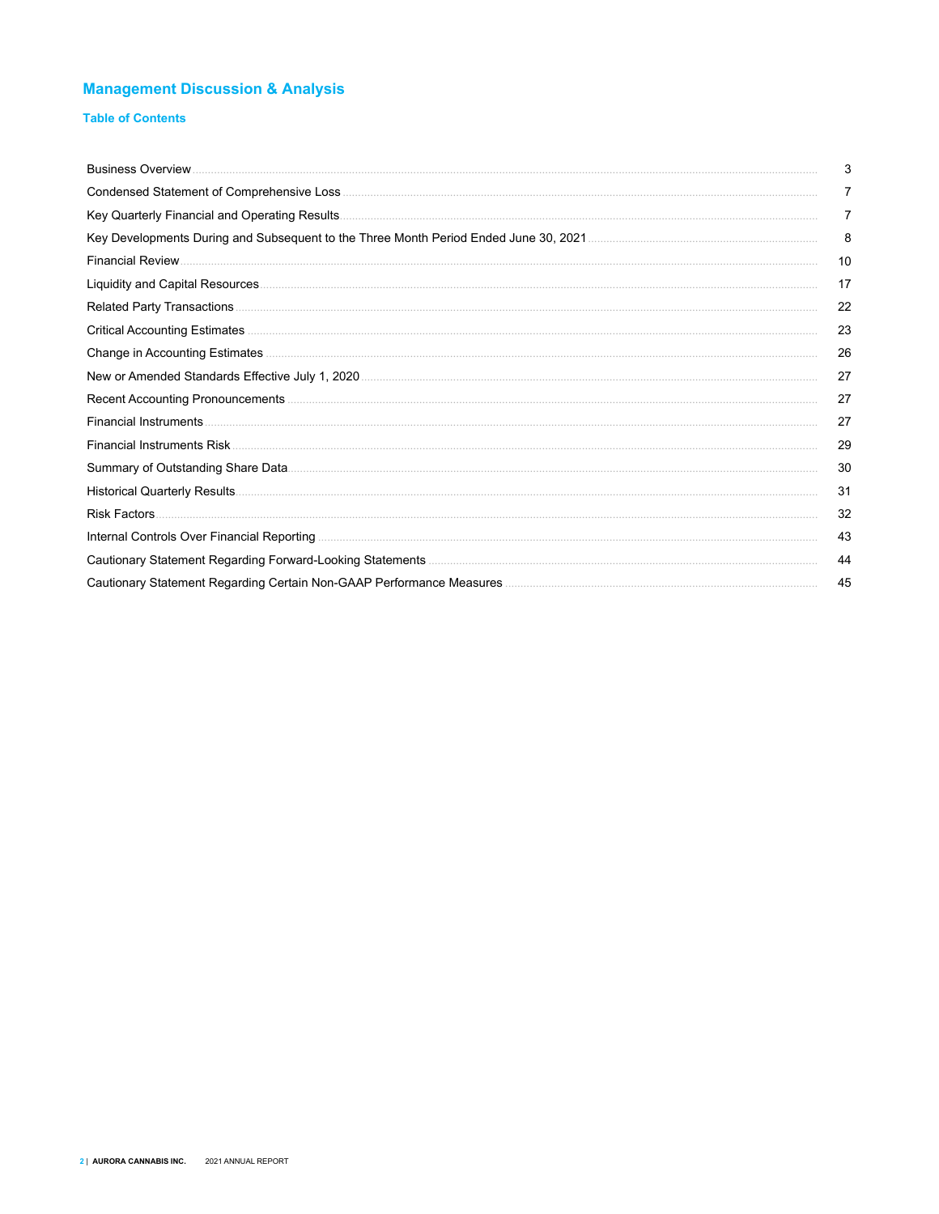# Management Discussion & Analysis

## Table of Contents

| Section | Page |
| --- | --- |
| Business Overview | 3 |
| Condensed Statement of Comprehensive Loss | 7 |
| Key Quarterly Financial and Operating Results | 7 |
| Key Developments During and Subsequent to the Three Month Period Ended June 30, 2021 | 8 |
| Financial Review | 10 |
| Liquidity and Capital Resources | 17 |
| Related Party Transactions | 22 |
| Critical Accounting Estimates | 23 |
| Change in Accounting Estimates | 26 |
| New or Amended Standards Effective July 1, 2020 | 27 |
| Recent Accounting Pronouncements | 27 |
| Financial Instruments | 27 |
| Financial Instruments Risk | 29 |
| Summary of Outstanding Share Data | 30 |
| Historical Quarterly Results | 31 |
| Risk Factors | 32 |
| Internal Controls Over Financial Reporting | 43 |
| Cautionary Statement Regarding Forward-Looking Statements | 44 |
| Cautionary Statement Regarding Certain Non-GAAP Performance Measures | 45 |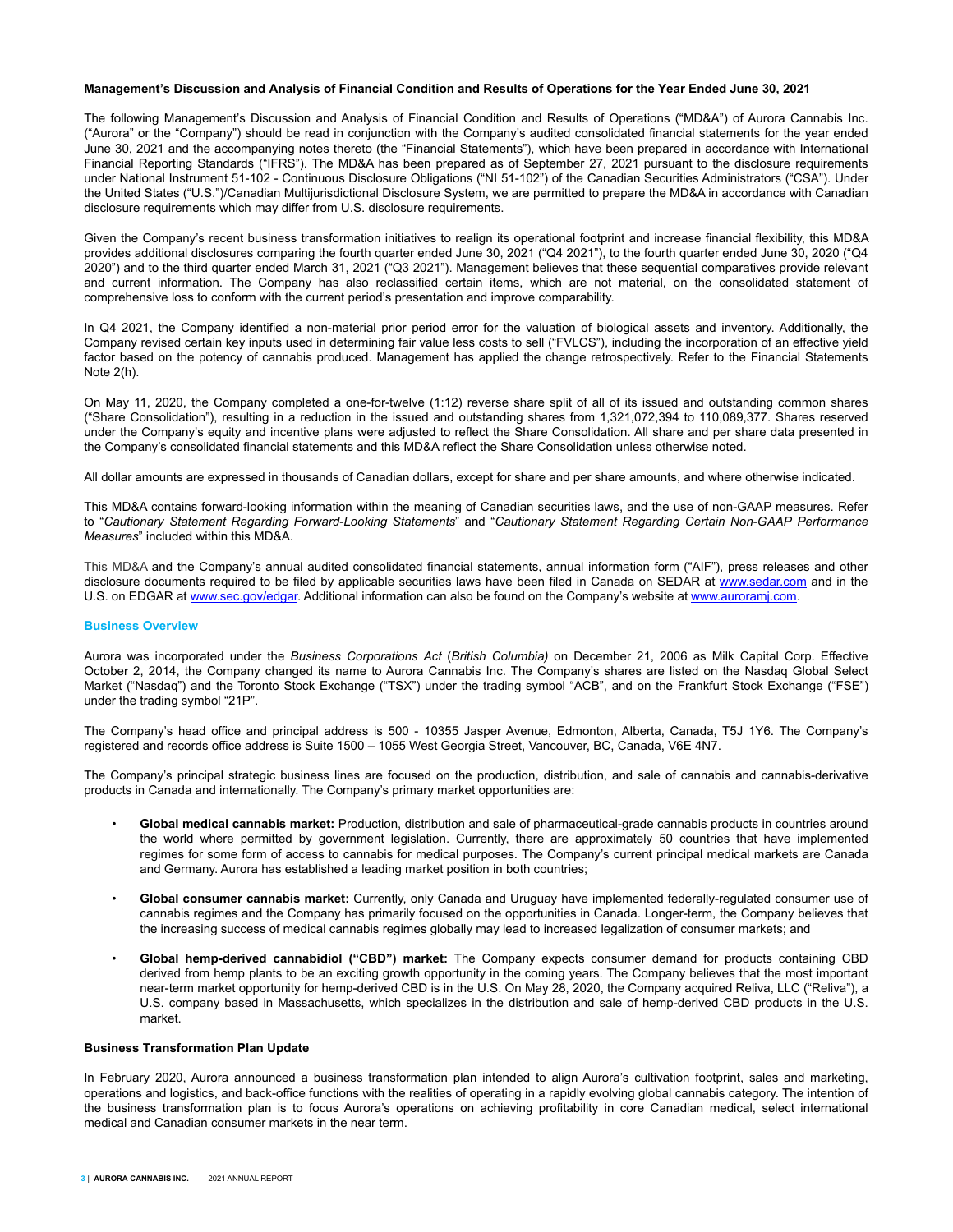**Management's Discussion and Analysis of Financial Condition and Results of Operations for the Year Ended June 30, 2021**

The following Management's Discussion and Analysis of Financial Condition and Results of Operations ("MD&A") of Aurora Cannabis Inc. ("Aurora" or the "Company") should be read in conjunction with the Company's audited consolidated financial statements for the year ended June 30, 2021 and the accompanying notes thereto (the "Financial Statements"), which have been prepared in accordance with International Financial Reporting Standards ("IFRS"). The MD&A has been prepared as of September 27, 2021 pursuant to the disclosure requirements under National Instrument 51-102 - Continuous Disclosure Obligations ("NI 51-102") of the Canadian Securities Administrators ("CSA"). Under the United States ("U.S.")/Canadian Multijurisdictional Disclosure System, we are permitted to prepare the MD&A in accordance with Canadian disclosure requirements which may differ from U.S. disclosure requirements.

Given the Company's recent business transformation initiatives to realign its operational footprint and increase financial flexibility, this MD&A provides additional disclosures comparing the fourth quarter ended June 30, 2021 ("Q4 2021"), to the fourth quarter ended June 30, 2020 ("Q4 2020") and to the third quarter ended March 31, 2021 ("Q3 2021"). Management believes that these sequential comparatives provide relevant and current information. The Company has also reclassified certain items, which are not material, on the consolidated statement of comprehensive loss to conform with the current period's presentation and improve comparability.

In Q4 2021, the Company identified a non-material prior period error for the valuation of biological assets and inventory. Additionally, the Company revised certain key inputs used in determining fair value less costs to sell ("FVLCS"), including the incorporation of an effective yield factor based on the potency of cannabis produced. Management has applied the change retrospectively. Refer to the Financial Statements Note 2(h).

On May 11, 2020, the Company completed a one-for-twelve (1:12) reverse share split of all of its issued and outstanding common shares ("Share Consolidation"), resulting in a reduction in the issued and outstanding shares from 1,321,072,394 to 110,089,377. Shares reserved under the Company's equity and incentive plans were adjusted to reflect the Share Consolidation. All share and per share data presented in the Company's consolidated financial statements and this MD&A reflect the Share Consolidation unless otherwise noted.

All dollar amounts are expressed in thousands of Canadian dollars, except for share and per share amounts, and where otherwise indicated.

This MD&A contains forward-looking information within the meaning of Canadian securities laws, and the use of non-GAAP measures. Refer to "*Cautionary Statement Regarding Forward-Looking Statements*" and "*Cautionary Statement Regarding Certain Non-GAAP Performance Measures*" included within this MD&A.

This MD&A and the Company's annual audited consolidated financial statements, annual information form ("AIF"), press releases and other disclosure documents required to be filed by applicable securities laws have been filed in Canada on SEDAR at www.sedar.com and in the U.S. on EDGAR at www.sec.gov/edgar. Additional information can also be found on the Company's website at www.auroramj.com.

## Business Overview

Aurora was incorporated under the *Business Corporations Act* (*British Columbia)* on December 21, 2006 as Milk Capital Corp. Effective October 2, 2014, the Company changed its name to Aurora Cannabis Inc. The Company's shares are listed on the Nasdaq Global Select Market ("Nasdaq") and the Toronto Stock Exchange ("TSX") under the trading symbol "ACB", and on the Frankfurt Stock Exchange ("FSE") under the trading symbol "21P".

The Company's head office and principal address is 500 - 10355 Jasper Avenue, Edmonton, Alberta, Canada, T5J 1Y6. The Company's registered and records office address is Suite 1500 – 1055 West Georgia Street, Vancouver, BC, Canada, V6E 4N7.

The Company's principal strategic business lines are focused on the production, distribution, and sale of cannabis and cannabis-derivative products in Canada and internationally. The Company's primary market opportunities are:

- **Global medical cannabis market:** Production, distribution and sale of pharmaceutical-grade cannabis products in countries around the world where permitted by government legislation. Currently, there are approximately 50 countries that have implemented regimes for some form of access to cannabis for medical purposes. The Company's current principal medical markets are Canada and Germany. Aurora has established a leading market position in both countries;

- **Global consumer cannabis market:** Currently, only Canada and Uruguay have implemented federally-regulated consumer use of cannabis regimes and the Company has primarily focused on the opportunities in Canada. Longer-term, the Company believes that the increasing success of medical cannabis regimes globally may lead to increased legalization of consumer markets; and

- **Global hemp-derived cannabidiol ("CBD") market:** The Company expects consumer demand for products containing CBD derived from hemp plants to be an exciting growth opportunity in the coming years. The Company believes that the most important near-term market opportunity for hemp-derived CBD is in the U.S. On May 28, 2020, the Company acquired Reliva, LLC ("Reliva"), a U.S. company based in Massachusetts, which specializes in the distribution and sale of hemp-derived CBD products in the U.S. market.

**Business Transformation Plan Update**

In February 2020, Aurora announced a business transformation plan intended to align Aurora's cultivation footprint, sales and marketing, operations and logistics, and back-office functions with the realities of operating in a rapidly evolving global cannabis category. The intention of the business transformation plan is to focus Aurora's operations on achieving profitability in core Canadian medical, select international medical and Canadian consumer markets in the near term.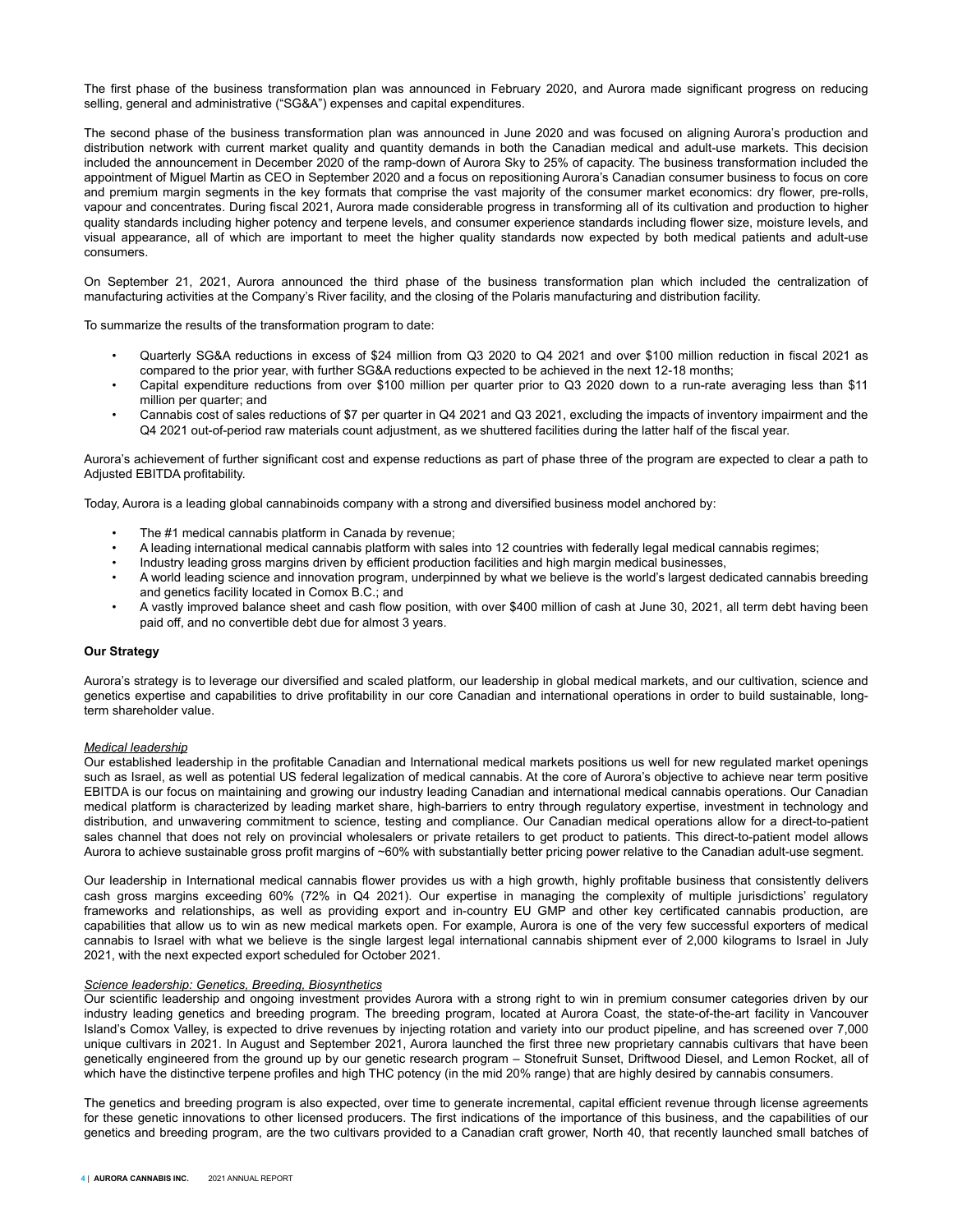The first phase of the business transformation plan was announced in February 2020, and Aurora made significant progress on reducing selling, general and administrative ("SG&A") expenses and capital expenditures.

The second phase of the business transformation plan was announced in June 2020 and was focused on aligning Aurora's production and distribution network with current market quality and quantity demands in both the Canadian medical and adult-use markets. This decision included the announcement in December 2020 of the ramp-down of Aurora Sky to 25% of capacity. The business transformation included the appointment of Miguel Martin as CEO in September 2020 and a focus on repositioning Aurora's Canadian consumer business to focus on core and premium margin segments in the key formats that comprise the vast majority of the consumer market economics: dry flower, pre-rolls, vapour and concentrates. During fiscal 2021, Aurora made considerable progress in transforming all of its cultivation and production to higher quality standards including higher potency and terpene levels, and consumer experience standards including flower size, moisture levels, and visual appearance, all of which are important to meet the higher quality standards now expected by both medical patients and adult-use consumers.

On September 21, 2021, Aurora announced the third phase of the business transformation plan which included the centralization of manufacturing activities at the Company's River facility, and the closing of the Polaris manufacturing and distribution facility.

To summarize the results of the transformation program to date:

- Quarterly SG&A reductions in excess of $24 million from Q3 2020 to Q4 2021 and over $100 million reduction in fiscal 2021 as compared to the prior year, with further SG&A reductions expected to be achieved in the next 12-18 months;
- Capital expenditure reductions from over $100 million per quarter prior to Q3 2020 down to a run-rate averaging less than $11 million per quarter; and
- Cannabis cost of sales reductions of $7 per quarter in Q4 2021 and Q3 2021, excluding the impacts of inventory impairment and the Q4 2021 out-of-period raw materials count adjustment, as we shuttered facilities during the latter half of the fiscal year.

Aurora's achievement of further significant cost and expense reductions as part of phase three of the program are expected to clear a path to Adjusted EBITDA profitability.

Today, Aurora is a leading global cannabinoids company with a strong and diversified business model anchored by:

- The #1 medical cannabis platform in Canada by revenue;
- A leading international medical cannabis platform with sales into 12 countries with federally legal medical cannabis regimes;
- Industry leading gross margins driven by efficient production facilities and high margin medical businesses,
- A world leading science and innovation program, underpinned by what we believe is the world's largest dedicated cannabis breeding and genetics facility located in Comox B.C.; and
- A vastly improved balance sheet and cash flow position, with over $400 million of cash at June 30, 2021, all term debt having been paid off, and no convertible debt due for almost 3 years.

**Our Strategy**

Aurora's strategy is to leverage our diversified and scaled platform, our leadership in global medical markets, and our cultivation, science and genetics expertise and capabilities to drive profitability in our core Canadian and international operations in order to build sustainable, long-term shareholder value.

*Medical leadership*

Our established leadership in the profitable Canadian and International medical markets positions us well for new regulated market openings such as Israel, as well as potential US federal legalization of medical cannabis. At the core of Aurora's objective to achieve near term positive EBITDA is our focus on maintaining and growing our industry leading Canadian and international medical cannabis operations. Our Canadian medical platform is characterized by leading market share, high-barriers to entry through regulatory expertise, investment in technology and distribution, and unwavering commitment to science, testing and compliance. Our Canadian medical operations allow for a direct-to-patient sales channel that does not rely on provincial wholesalers or private retailers to get product to patients. This direct-to-patient model allows Aurora to achieve sustainable gross profit margins of ~60% with substantially better pricing power relative to the Canadian adult-use segment.

Our leadership in International medical cannabis flower provides us with a high growth, highly profitable business that consistently delivers cash gross margins exceeding 60% (72% in Q4 2021). Our expertise in managing the complexity of multiple jurisdictions' regulatory frameworks and relationships, as well as providing export and in-country EU GMP and other key certificated cannabis production, are capabilities that allow us to win as new medical markets open. For example, Aurora is one of the very few successful exporters of medical cannabis to Israel with what we believe is the single largest legal international cannabis shipment ever of 2,000 kilograms to Israel in July 2021, with the next expected export scheduled for October 2021.

*Science leadership: Genetics, Breeding, Biosynthetics*

Our scientific leadership and ongoing investment provides Aurora with a strong right to win in premium consumer categories driven by our industry leading genetics and breeding program. The breeding program, located at Aurora Coast, the state-of-the-art facility in Vancouver Island's Comox Valley, is expected to drive revenues by injecting rotation and variety into our product pipeline, and has screened over 7,000 unique cultivars in 2021. In August and September 2021, Aurora launched the first three new proprietary cannabis cultivars that have been genetically engineered from the ground up by our genetic research program – Stonefruit Sunset, Driftwood Diesel, and Lemon Rocket, all of which have the distinctive terpene profiles and high THC potency (in the mid 20% range) that are highly desired by cannabis consumers.

The genetics and breeding program is also expected, over time to generate incremental, capital efficient revenue through license agreements for these genetic innovations to other licensed producers. The first indications of the importance of this business, and the capabilities of our genetics and breeding program, are the two cultivars provided to a Canadian craft grower, North 40, that recently launched small batches of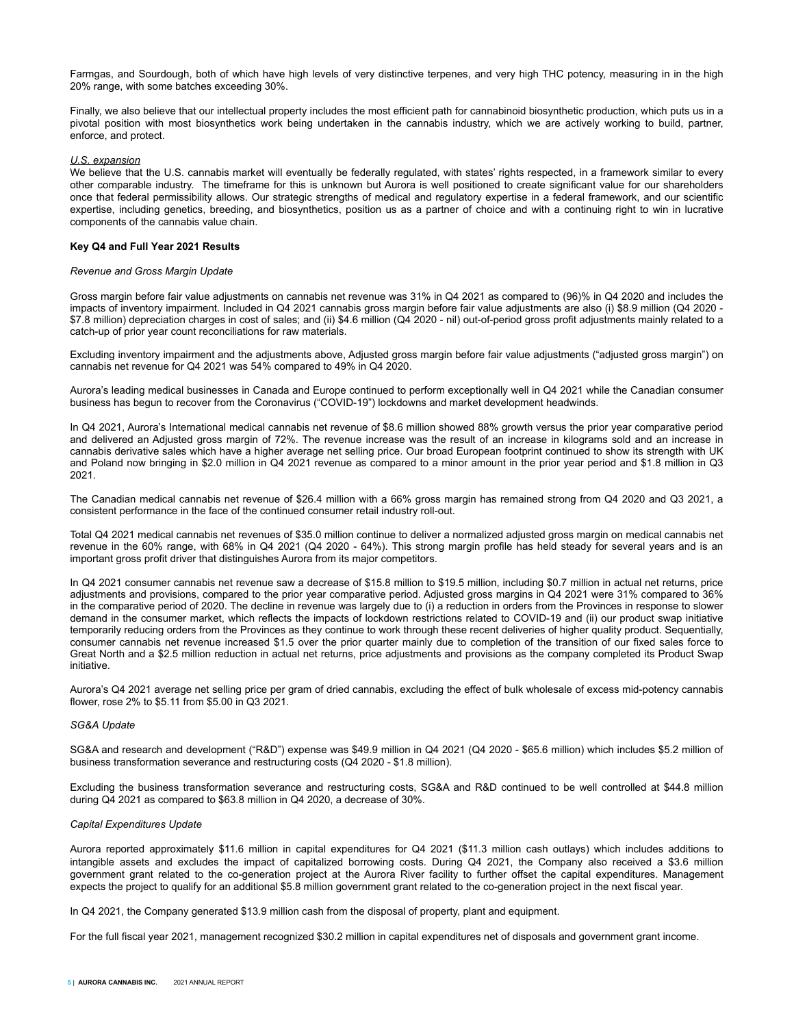Farmgas, and Sourdough, both of which have high levels of very distinctive terpenes, and very high THC potency, measuring in in the high 20% range, with some batches exceeding 30%.

Finally, we also believe that our intellectual property includes the most efficient path for cannabinoid biosynthetic production, which puts us in a pivotal position with most biosynthetics work being undertaken in the cannabis industry, which we are actively working to build, partner, enforce, and protect.

*U.S. expansion*

We believe that the U.S. cannabis market will eventually be federally regulated, with states' rights respected, in a framework similar to every other comparable industry. The timeframe for this is unknown but Aurora is well positioned to create significant value for our shareholders once that federal permissibility allows. Our strategic strengths of medical and regulatory expertise in a federal framework, and our scientific expertise, including genetics, breeding, and biosynthetics, position us as a partner of choice and with a continuing right to win in lucrative components of the cannabis value chain.

**Key Q4 and Full Year 2021 Results**

*Revenue and Gross Margin Update*

Gross margin before fair value adjustments on cannabis net revenue was 31% in Q4 2021 as compared to (96)% in Q4 2020 and includes the impacts of inventory impairment. Included in Q4 2021 cannabis gross margin before fair value adjustments are also (i) $8.9 million (Q4 2020 - $7.8 million) depreciation charges in cost of sales; and (ii) $4.6 million (Q4 2020 - nil) out-of-period gross profit adjustments mainly related to a catch-up of prior year count reconciliations for raw materials.

Excluding inventory impairment and the adjustments above, Adjusted gross margin before fair value adjustments ("adjusted gross margin") on cannabis net revenue for Q4 2021 was 54% compared to 49% in Q4 2020.

Aurora's leading medical businesses in Canada and Europe continued to perform exceptionally well in Q4 2021 while the Canadian consumer business has begun to recover from the Coronavirus ("COVID-19") lockdowns and market development headwinds.

In Q4 2021, Aurora's International medical cannabis net revenue of $8.6 million showed 88% growth versus the prior year comparative period and delivered an Adjusted gross margin of 72%. The revenue increase was the result of an increase in kilograms sold and an increase in cannabis derivative sales which have a higher average net selling price. Our broad European footprint continued to show its strength with UK and Poland now bringing in $2.0 million in Q4 2021 revenue as compared to a minor amount in the prior year period and $1.8 million in Q3 2021.

The Canadian medical cannabis net revenue of $26.4 million with a 66% gross margin has remained strong from Q4 2020 and Q3 2021, a consistent performance in the face of the continued consumer retail industry roll-out.

Total Q4 2021 medical cannabis net revenues of $35.0 million continue to deliver a normalized adjusted gross margin on medical cannabis net revenue in the 60% range, with 68% in Q4 2021 (Q4 2020 - 64%). This strong margin profile has held steady for several years and is an important gross profit driver that distinguishes Aurora from its major competitors.

In Q4 2021 consumer cannabis net revenue saw a decrease of $15.8 million to $19.5 million, including $0.7 million in actual net returns, price adjustments and provisions, compared to the prior year comparative period. Adjusted gross margins in Q4 2021 were 31% compared to 36% in the comparative period of 2020. The decline in revenue was largely due to (i) a reduction in orders from the Provinces in response to slower demand in the consumer market, which reflects the impacts of lockdown restrictions related to COVID-19 and (ii) our product swap initiative temporarily reducing orders from the Provinces as they continue to work through these recent deliveries of higher quality product. Sequentially, consumer cannabis net revenue increased $1.5 over the prior quarter mainly due to completion of the transition of our fixed sales force to Great North and a $2.5 million reduction in actual net returns, price adjustments and provisions as the company completed its Product Swap initiative.

Aurora's Q4 2021 average net selling price per gram of dried cannabis, excluding the effect of bulk wholesale of excess mid-potency cannabis flower, rose 2% to $5.11 from $5.00 in Q3 2021.

*SG&A Update*

SG&A and research and development ("R&D") expense was $49.9 million in Q4 2021 (Q4 2020 - $65.6 million) which includes $5.2 million of business transformation severance and restructuring costs (Q4 2020 - $1.8 million).

Excluding the business transformation severance and restructuring costs, SG&A and R&D continued to be well controlled at $44.8 million during Q4 2021 as compared to $63.8 million in Q4 2020, a decrease of 30%.

*Capital Expenditures Update*

Aurora reported approximately $11.6 million in capital expenditures for Q4 2021 ($11.3 million cash outlays) which includes additions to intangible assets and excludes the impact of capitalized borrowing costs. During Q4 2021, the Company also received a $3.6 million government grant related to the co-generation project at the Aurora River facility to further offset the capital expenditures. Management expects the project to qualify for an additional $5.8 million government grant related to the co-generation project in the next fiscal year.

In Q4 2021, the Company generated $13.9 million cash from the disposal of property, plant and equipment.

For the full fiscal year 2021, management recognized $30.2 million in capital expenditures net of disposals and government grant income.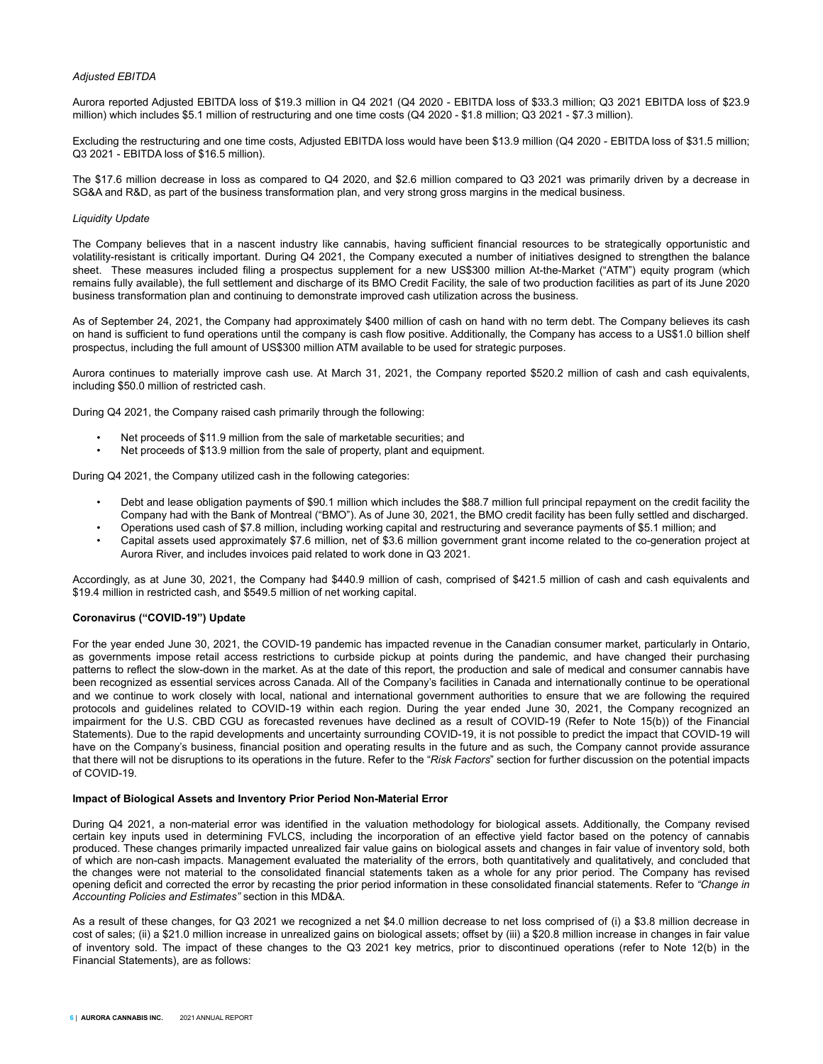*Adjusted EBITDA*

Aurora reported Adjusted EBITDA loss of $19.3 million in Q4 2021 (Q4 2020 - EBITDA loss of $33.3 million; Q3 2021 EBITDA loss of $23.9 million) which includes $5.1 million of restructuring and one time costs (Q4 2020 - $1.8 million; Q3 2021 - $7.3 million).

Excluding the restructuring and one time costs, Adjusted EBITDA loss would have been $13.9 million (Q4 2020 - EBITDA loss of $31.5 million; Q3 2021 - EBITDA loss of $16.5 million).

The $17.6 million decrease in loss as compared to Q4 2020, and $2.6 million compared to Q3 2021 was primarily driven by a decrease in SG&A and R&D, as part of the business transformation plan, and very strong gross margins in the medical business.

*Liquidity Update*

The Company believes that in a nascent industry like cannabis, having sufficient financial resources to be strategically opportunistic and volatility-resistant is critically important. During Q4 2021, the Company executed a number of initiatives designed to strengthen the balance sheet. These measures included filing a prospectus supplement for a new US$300 million At-the-Market ("ATM") equity program (which remains fully available), the full settlement and discharge of its BMO Credit Facility, the sale of two production facilities as part of its June 2020 business transformation plan and continuing to demonstrate improved cash utilization across the business.

As of September 24, 2021, the Company had approximately $400 million of cash on hand with no term debt. The Company believes its cash on hand is sufficient to fund operations until the company is cash flow positive. Additionally, the Company has access to a US$1.0 billion shelf prospectus, including the full amount of US$300 million ATM available to be used for strategic purposes.

Aurora continues to materially improve cash use. At March 31, 2021, the Company reported $520.2 million of cash and cash equivalents, including $50.0 million of restricted cash.

During Q4 2021, the Company raised cash primarily through the following:

- Net proceeds of $11.9 million from the sale of marketable securities; and
- Net proceeds of $13.9 million from the sale of property, plant and equipment.

During Q4 2021, the Company utilized cash in the following categories:

- Debt and lease obligation payments of $90.1 million which includes the $88.7 million full principal repayment on the credit facility the Company had with the Bank of Montreal ("BMO"). As of June 30, 2021, the BMO credit facility has been fully settled and discharged.
- Operations used cash of $7.8 million, including working capital and restructuring and severance payments of $5.1 million; and
- Capital assets used approximately $7.6 million, net of $3.6 million government grant income related to the co-generation project at Aurora River, and includes invoices paid related to work done in Q3 2021.

Accordingly, as at June 30, 2021, the Company had $440.9 million of cash, comprised of $421.5 million of cash and cash equivalents and $19.4 million in restricted cash, and $549.5 million of net working capital.

**Coronavirus ("COVID-19") Update**

For the year ended June 30, 2021, the COVID-19 pandemic has impacted revenue in the Canadian consumer market, particularly in Ontario, as governments impose retail access restrictions to curbside pickup at points during the pandemic, and have changed their purchasing patterns to reflect the slow-down in the market. As at the date of this report, the production and sale of medical and consumer cannabis have been recognized as essential services across Canada. All of the Company's facilities in Canada and internationally continue to be operational and we continue to work closely with local, national and international government authorities to ensure that we are following the required protocols and guidelines related to COVID-19 within each region. During the year ended June 30, 2021, the Company recognized an impairment for the U.S. CBD CGU as forecasted revenues have declined as a result of COVID-19 (Refer to Note 15(b)) of the Financial Statements). Due to the rapid developments and uncertainty surrounding COVID-19, it is not possible to predict the impact that COVID-19 will have on the Company's business, financial position and operating results in the future and as such, the Company cannot provide assurance that there will not be disruptions to its operations in the future. Refer to the "*Risk Factors*" section for further discussion on the potential impacts of COVID-19.

**Impact of Biological Assets and Inventory Prior Period Non-Material Error**

During Q4 2021, a non-material error was identified in the valuation methodology for biological assets. Additionally, the Company revised certain key inputs used in determining FVLCS, including the incorporation of an effective yield factor based on the potency of cannabis produced. These changes primarily impacted unrealized fair value gains on biological assets and changes in fair value of inventory sold, both of which are non-cash impacts. Management evaluated the materiality of the errors, both quantitatively and qualitatively, and concluded that the changes were not material to the consolidated financial statements taken as a whole for any prior period. The Company has revised opening deficit and corrected the error by recasting the prior period information in these consolidated financial statements. Refer to *"Change in Accounting Policies and Estimates"* section in this MD&A.

As a result of these changes, for Q3 2021 we recognized a net $4.0 million decrease to net loss comprised of (i) a $3.8 million decrease in cost of sales; (ii) a $21.0 million increase in unrealized gains on biological assets; offset by (iii) a $20.8 million increase in changes in fair value of inventory sold. The impact of these changes to the Q3 2021 key metrics, prior to discontinued operations (refer to Note 12(b) in the Financial Statements), are as follows: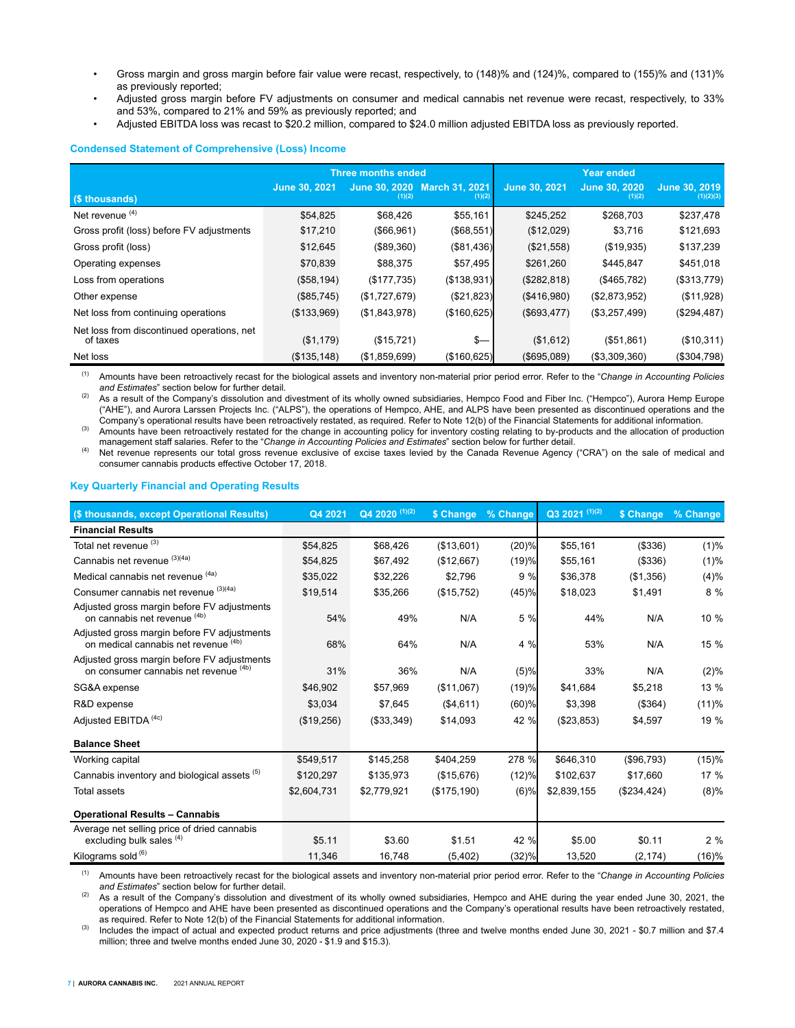- Gross margin and gross margin before fair value were recast, respectively, to (148)% and (124)%, compared to (155)% and (131)% as previously reported;
- Adjusted gross margin before FV adjustments on consumer and medical cannabis net revenue were recast, respectively, to 33% and 53%, compared to 21% and 59% as previously reported; and
- Adjusted EBITDA loss was recast to $20.2 million, compared to $24.0 million adjusted EBITDA loss as previously reported.

### Condensed Statement of Comprehensive (Loss) Income

| ($ thousands) | Three months ended June 30, 2021 | Three months ended June 30, 2020 [(1)(2)] | Three months ended March 31, 2021 [(1)(2)] | Year ended June 30, 2021 | Year ended June 30, 2020 [(1)(2)] | Year ended June 30, 2019 [(1)(2)(3)] |
|---|---|---|---|---|---|---|
| Net revenue [(4)] | $54,825 | $68,426 | $55,161 | $245,252 | $268,703 | $237,478 |
| Gross profit (loss) before FV adjustments | $17,210 | ($66,961) | ($68,551) | ($12,029) | $3,716 | $121,693 |
| Gross profit (loss) | $12,645 | ($89,360) | ($81,436) | ($21,558) | ($19,935) | $137,239 |
| Operating expenses | $70,839 | $88,375 | $57,495 | $261,260 | $445,847 | $451,018 |
| Loss from operations | ($58,194) | ($177,735) | ($138,931) | ($282,818) | ($465,782) | ($313,779) |
| Other expense | ($85,745) | ($1,727,679) | ($21,823) | ($416,980) | ($2,873,952) | ($11,928) |
| Net loss from continuing operations | ($133,969) | ($1,843,978) | ($160,625) | ($693,477) | ($3,257,499) | ($294,487) |
| Net loss from discontinued operations, net of taxes | ($1,179) | ($15,721) | $— | ($1,612) | ($51,861) | ($10,311) |
| Net loss | ($135,148) | ($1,859,699) | ($160,625) | ($695,089) | ($3,309,360) | ($304,798) |

(1) Amounts have been retroactively recast for the biological assets and inventory non-material prior period error. Refer to the "*Change in Accounting Policies and Estimates*" section below for further detail.

(2) As a result of the Company's dissolution and divestment of its wholly owned subsidiaries, Hempco Food and Fiber Inc. ("Hempco"), Aurora Hemp Europe ("AHE"), and Aurora Larssen Projects Inc. ("ALPS"), the operations of Hempco, AHE, and ALPS have been presented as discontinued operations and the Company's operational results have been retroactively restated, as required. Refer to Note 12(b) of the Financial Statements for additional information.

(3) Amounts have been retroactively restated for the change in accounting policy for inventory costing relating to by-products and the allocation of production management staff salaries. Refer to the "*Change in Accounting Policies and Estimates*" section below for further detail.

(4) Net revenue represents our total gross revenue exclusive of excise taxes levied by the Canada Revenue Agency ("CRA") on the sale of medical and consumer cannabis products effective October 17, 2018.

### Key Quarterly Financial and Operating Results

| ($ thousands, except Operational Results) | Q4 2021 | Q4 2020 [(1)(2)] | $ Change | % Change | Q3 2021 [(1)(2)] | $ Change | % Change |
|---|---|---|---|---|---|---|---|
| **Financial Results** | | | | | | | |
| Total net revenue [(3)] | $54,825 | $68,426 | ($13,601) | (20)% | $55,161 | ($336) | (1)% |
| Cannabis net revenue [(3)(4a)] | $54,825 | $67,492 | ($12,667) | (19)% | $55,161 | ($336) | (1)% |
| Medical cannabis net revenue [(4a)] | $35,022 | $32,226 | $2,796 | 9 % | $36,378 | ($1,356) | (4)% |
| Consumer cannabis net revenue [(3)(4a)] | $19,514 | $35,266 | ($15,752) | (45)% | $18,023 | $1,491 | 8 % |
| Adjusted gross margin before FV adjustments on cannabis net revenue [(4b)] | 54% | 49% | N/A | 5 % | 44% | N/A | 10 % |
| Adjusted gross margin before FV adjustments on medical cannabis net revenue [(4b)] | 68% | 64% | N/A | 4 % | 53% | N/A | 15 % |
| Adjusted gross margin before FV adjustments on consumer cannabis net revenue [(4b)] | 31% | 36% | N/A | (5)% | 33% | N/A | (2)% |
| SG&A expense | $46,902 | $57,969 | ($11,067) | (19)% | $41,684 | $5,218 | 13 % |
| R&D expense | $3,034 | $7,645 | ($4,611) | (60)% | $3,398 | ($364) | (11)% |
| Adjusted EBITDA [(4c)] | ($19,256) | ($33,349) | $14,093 | 42 % | ($23,853) | $4,597 | 19 % |
| **Balance Sheet** | | | | | | | |
| Working capital | $549,517 | $145,258 | $404,259 | 278 % | $646,310 | ($96,793) | (15)% |
| Cannabis inventory and biological assets [(5)] | $120,297 | $135,973 | ($15,676) | (12)% | $102,637 | $17,660 | 17 % |
| Total assets | $2,604,731 | $2,779,921 | ($175,190) | (6)% | $2,839,155 | ($234,424) | (8)% |
| **Operational Results – Cannabis** | | | | | | | |
| Average net selling price of dried cannabis excluding bulk sales [(4)] | $5.11 | $3.60 | $1.51 | 42 % | $5.00 | $0.11 | 2 % |
| Kilograms sold [(6)] | 11,346 | 16,748 | (5,402) | (32)% | 13,520 | (2,174) | (16)% |

(1) Amounts have been retroactively recast for the biological assets and inventory non-material prior period error. Refer to the "*Change in Accounting Policies and Estimates*" section below for further detail.

(2) As a result of the Company's dissolution and divestment of its wholly owned subsidiaries, Hempco and AHE during the year ended June 30, 2021, the operations of Hempco and AHE have been presented as discontinued operations and the Company's operational results have been retroactively restated, as required. Refer to Note 12(b) of the Financial Statements for additional information.

(3) Includes the impact of actual and expected product returns and price adjustments (three and twelve months ended June 30, 2021 - $0.7 million and $7.4 million; three and twelve months ended June 30, 2020 - $1.9 and $15.3).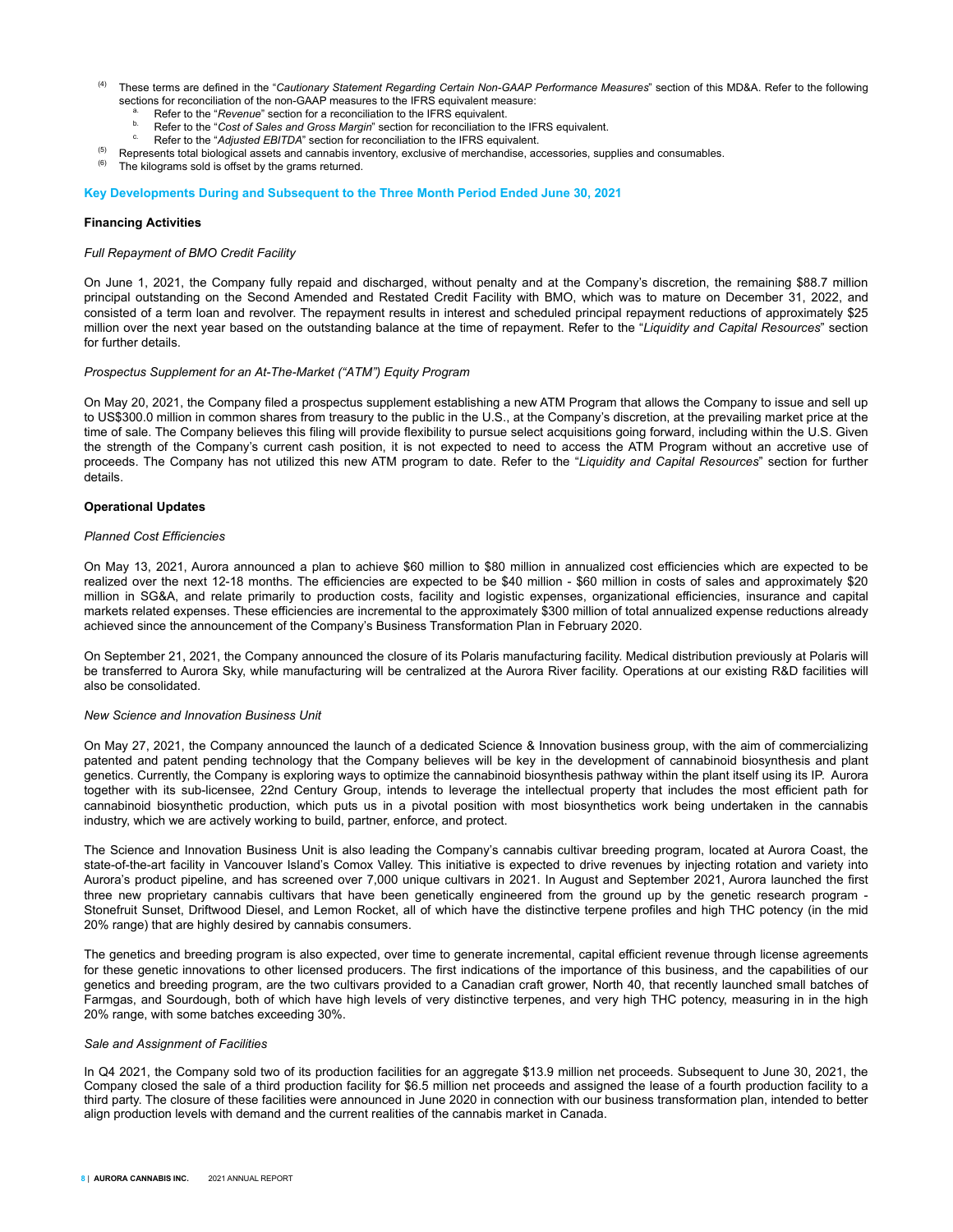[4] These terms are defined in the "*Cautionary Statement Regarding Certain Non-GAAP Performance Measures*" section of this MD&A. Refer to the following sections for reconciliation of the non-GAAP measures to the IFRS equivalent measure:

   [a] Refer to the "*Revenue*" section for a reconciliation to the IFRS equivalent.
   [b] Refer to the "*Cost of Sales and Gross Margin*" section for reconciliation to the IFRS equivalent.
   [c] Refer to the "*Adjusted EBITDA*" section for reconciliation to the IFRS equivalent.

[5] Represents total biological assets and cannabis inventory, exclusive of merchandise, accessories, supplies and consumables.

[6] The kilograms sold is offset by the grams returned.

## Key Developments During and Subsequent to the Three Month Period Ended June 30, 2021

### Financing Activities

*Full Repayment of BMO Credit Facility*

On June 1, 2021, the Company fully repaid and discharged, without penalty and at the Company's discretion, the remaining $88.7 million principal outstanding on the Second Amended and Restated Credit Facility with BMO, which was to mature on December 31, 2022, and consisted of a term loan and revolver. The repayment results in interest and scheduled principal repayment reductions of approximately $25 million over the next year based on the outstanding balance at the time of repayment. Refer to the "*Liquidity and Capital Resources*" section for further details.

*Prospectus Supplement for an At-The-Market ("ATM") Equity Program*

On May 20, 2021, the Company filed a prospectus supplement establishing a new ATM Program that allows the Company to issue and sell up to US$300.0 million in common shares from treasury to the public in the U.S., at the Company's discretion, at the prevailing market price at the time of sale. The Company believes this filing will provide flexibility to pursue select acquisitions going forward, including within the U.S. Given the strength of the Company's current cash position, it is not expected to need to access the ATM Program without an accretive use of proceeds. The Company has not utilized this new ATM program to date. Refer to the "*Liquidity and Capital Resources*" section for further details.

### Operational Updates

*Planned Cost Efficiencies*

On May 13, 2021, Aurora announced a plan to achieve $60 million to $80 million in annualized cost efficiencies which are expected to be realized over the next 12-18 months. The efficiencies are expected to be $40 million - $60 million in costs of sales and approximately $20 million in SG&A, and relate primarily to production costs, facility and logistic expenses, organizational efficiencies, insurance and capital markets related expenses. These efficiencies are incremental to the approximately $300 million of total annualized expense reductions already achieved since the announcement of the Company's Business Transformation Plan in February 2020.

On September 21, 2021, the Company announced the closure of its Polaris manufacturing facility. Medical distribution previously at Polaris will be transferred to Aurora Sky, while manufacturing will be centralized at the Aurora River facility. Operations at our existing R&D facilities will also be consolidated.

*New Science and Innovation Business Unit*

On May 27, 2021, the Company announced the launch of a dedicated Science & Innovation business group, with the aim of commercializing patented and patent pending technology that the Company believes will be key in the development of cannabinoid biosynthesis and plant genetics. Currently, the Company is exploring ways to optimize the cannabinoid biosynthesis pathway within the plant itself using its IP. Aurora together with its sub-licensee, 22nd Century Group, intends to leverage the intellectual property that includes the most efficient path for cannabinoid biosynthetic production, which puts us in a pivotal position with most biosynthetics work being undertaken in the cannabis industry, which we are actively working to build, partner, enforce, and protect.

The Science and Innovation Business Unit is also leading the Company's cannabis cultivar breeding program, located at Aurora Coast, the state-of-the-art facility in Vancouver Island's Comox Valley. This initiative is expected to drive revenues by injecting rotation and variety into Aurora's product pipeline, and has screened over 7,000 unique cultivars in 2021. In August and September 2021, Aurora launched the first three new proprietary cannabis cultivars that have been genetically engineered from the ground up by the genetic research program - Stonefruit Sunset, Driftwood Diesel, and Lemon Rocket, all of which have the distinctive terpene profiles and high THC potency (in the mid 20% range) that are highly desired by cannabis consumers.

The genetics and breeding program is also expected, over time to generate incremental, capital efficient revenue through license agreements for these genetic innovations to other licensed producers. The first indications of the importance of this business, and the capabilities of our genetics and breeding program, are the two cultivars provided to a Canadian craft grower, North 40, that recently launched small batches of Farmgas, and Sourdough, both of which have high levels of very distinctive terpenes, and very high THC potency, measuring in in the high 20% range, with some batches exceeding 30%.

*Sale and Assignment of Facilities*

In Q4 2021, the Company sold two of its production facilities for an aggregate $13.9 million net proceeds. Subsequent to June 30, 2021, the Company closed the sale of a third production facility for $6.5 million net proceeds and assigned the lease of a fourth production facility to a third party. The closure of these facilities were announced in June 2020 in connection with our business transformation plan, intended to better align production levels with demand and the current realities of the cannabis market in Canada.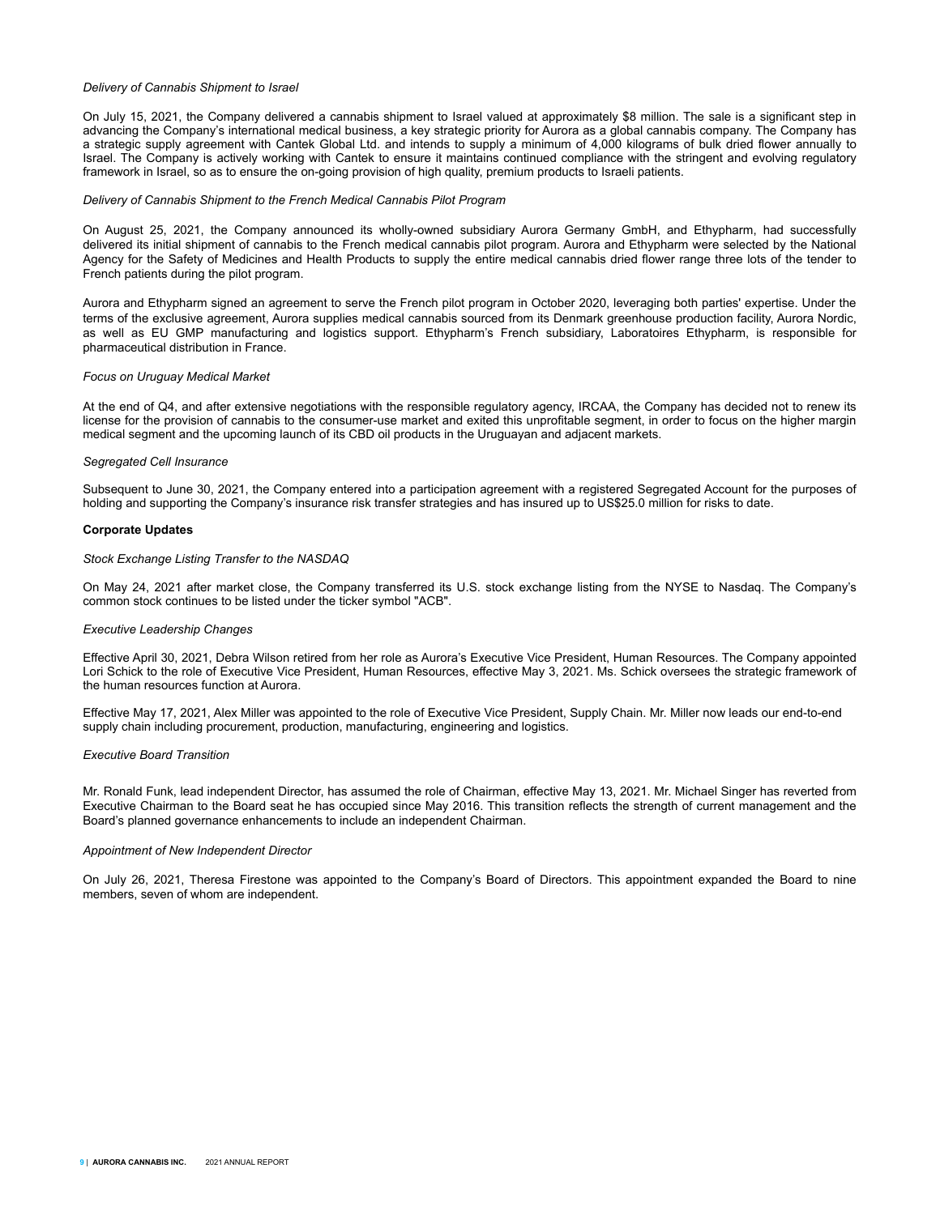*Delivery of Cannabis Shipment to Israel*

On July 15, 2021, the Company delivered a cannabis shipment to Israel valued at approximately $8 million. The sale is a significant step in advancing the Company's international medical business, a key strategic priority for Aurora as a global cannabis company. The Company has a strategic supply agreement with Cantek Global Ltd. and intends to supply a minimum of 4,000 kilograms of bulk dried flower annually to Israel. The Company is actively working with Cantek to ensure it maintains continued compliance with the stringent and evolving regulatory framework in Israel, so as to ensure the on-going provision of high quality, premium products to Israeli patients.

*Delivery of Cannabis Shipment to the French Medical Cannabis Pilot Program*

On August 25, 2021, the Company announced its wholly-owned subsidiary Aurora Germany GmbH, and Ethypharm, had successfully delivered its initial shipment of cannabis to the French medical cannabis pilot program. Aurora and Ethypharm were selected by the National Agency for the Safety of Medicines and Health Products to supply the entire medical cannabis dried flower range three lots of the tender to French patients during the pilot program.

Aurora and Ethypharm signed an agreement to serve the French pilot program in October 2020, leveraging both parties' expertise. Under the terms of the exclusive agreement, Aurora supplies medical cannabis sourced from its Denmark greenhouse production facility, Aurora Nordic, as well as EU GMP manufacturing and logistics support. Ethypharm's French subsidiary, Laboratoires Ethypharm, is responsible for pharmaceutical distribution in France.

*Focus on Uruguay Medical Market*

At the end of Q4, and after extensive negotiations with the responsible regulatory agency, IRCAA, the Company has decided not to renew its license for the provision of cannabis to the consumer-use market and exited this unprofitable segment, in order to focus on the higher margin medical segment and the upcoming launch of its CBD oil products in the Uruguayan and adjacent markets.

*Segregated Cell Insurance*

Subsequent to June 30, 2021, the Company entered into a participation agreement with a registered Segregated Account for the purposes of holding and supporting the Company's insurance risk transfer strategies and has insured up to US$25.0 million for risks to date.

**Corporate Updates**

*Stock Exchange Listing Transfer to the NASDAQ*

On May 24, 2021 after market close, the Company transferred its U.S. stock exchange listing from the NYSE to Nasdaq. The Company's common stock continues to be listed under the ticker symbol "ACB".

*Executive Leadership Changes*

Effective April 30, 2021, Debra Wilson retired from her role as Aurora's Executive Vice President, Human Resources. The Company appointed Lori Schick to the role of Executive Vice President, Human Resources, effective May 3, 2021. Ms. Schick oversees the strategic framework of the human resources function at Aurora.

Effective May 17, 2021, Alex Miller was appointed to the role of Executive Vice President, Supply Chain. Mr. Miller now leads our end-to-end supply chain including procurement, production, manufacturing, engineering and logistics.

*Executive Board Transition*

Mr. Ronald Funk, lead independent Director, has assumed the role of Chairman, effective May 13, 2021. Mr. Michael Singer has reverted from Executive Chairman to the Board seat he has occupied since May 2016. This transition reflects the strength of current management and the Board's planned governance enhancements to include an independent Chairman.

*Appointment of New Independent Director*

On July 26, 2021, Theresa Firestone was appointed to the Company's Board of Directors. This appointment expanded the Board to nine members, seven of whom are independent.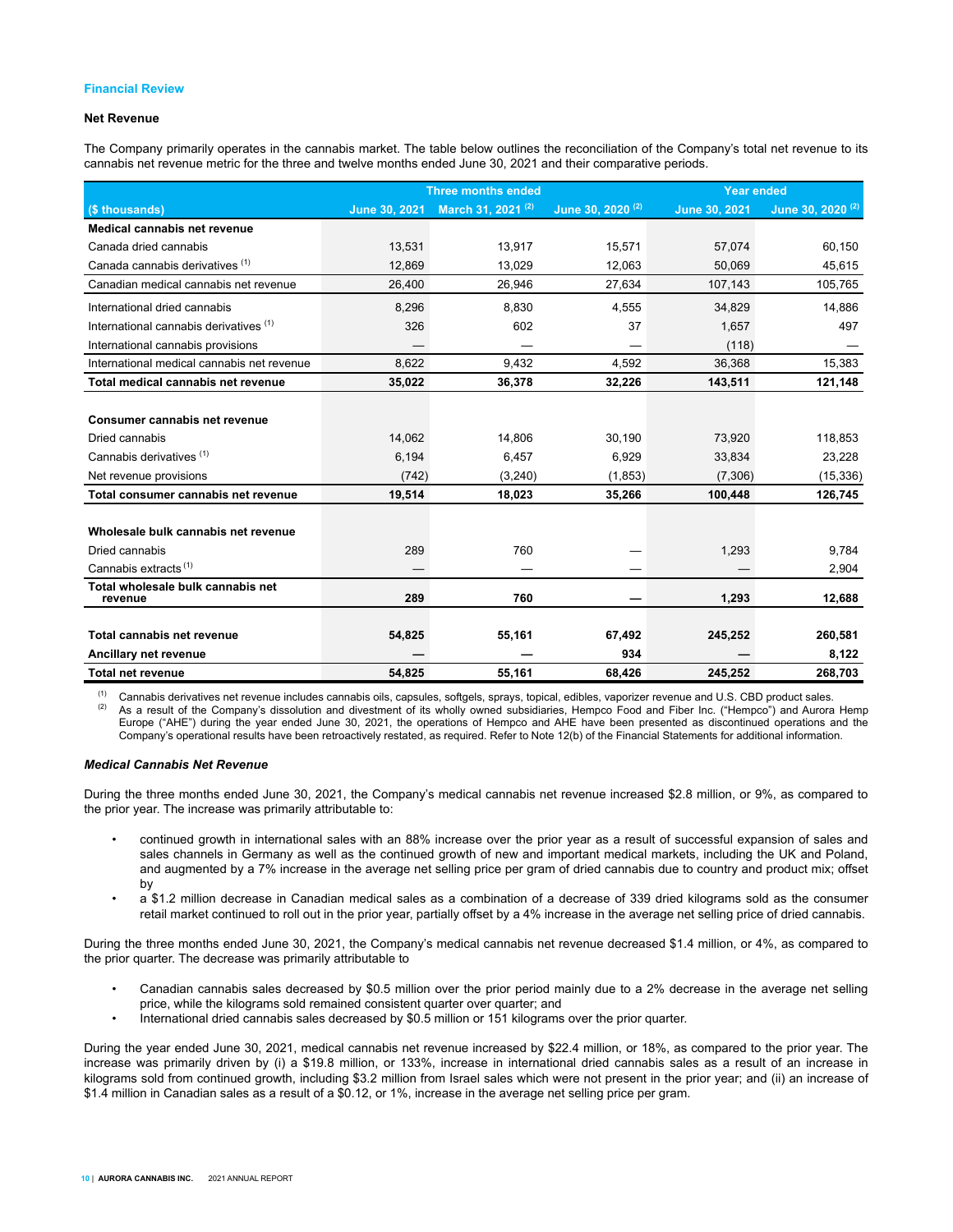## Financial Review

### Net Revenue

The Company primarily operates in the cannabis market. The table below outlines the reconciliation of the Company's total net revenue to its cannabis net revenue metric for the three and twelve months ended June 30, 2021 and their comparative periods.

| | Three months ended | | | Year ended | |
|---|---|---|---|---|---|
| ($ thousands) | June 30, 2021 | March 31, 2021 [(2)] | June 30, 2020 [(2)] | June 30, 2021 | June 30, 2020 [(2)] |
| **Medical cannabis net revenue** | | | | | |
| Canada dried cannabis | 13,531 | 13,917 | 15,571 | 57,074 | 60,150 |
| Canada cannabis derivatives [(1)] | 12,869 | 13,029 | 12,063 | 50,069 | 45,615 |
| Canadian medical cannabis net revenue | 26,400 | 26,946 | 27,634 | 107,143 | 105,765 |
| International dried cannabis | 8,296 | 8,830 | 4,555 | 34,829 | 14,886 |
| International cannabis derivatives [(1)] | 326 | 602 | 37 | 1,657 | 497 |
| International cannabis provisions | — | — | — | (118) | — |
| International medical cannabis net revenue | 8,622 | 9,432 | 4,592 | 36,368 | 15,383 |
| **Total medical cannabis net revenue** | **35,022** | **36,378** | **32,226** | **143,511** | **121,148** |
| | | | | | |
| **Consumer cannabis net revenue** | | | | | |
| Dried cannabis | 14,062 | 14,806 | 30,190 | 73,920 | 118,853 |
| Cannabis derivatives [(1)] | 6,194 | 6,457 | 6,929 | 33,834 | 23,228 |
| Net revenue provisions | (742) | (3,240) | (1,853) | (7,306) | (15,336) |
| **Total consumer cannabis net revenue** | **19,514** | **18,023** | **35,266** | **100,448** | **126,745** |
| | | | | | |
| **Wholesale bulk cannabis net revenue** | | | | | |
| Dried cannabis | 289 | 760 | — | 1,293 | 9,784 |
| Cannabis extracts [(1)] | — | — | — | — | 2,904 |
| **Total wholesale bulk cannabis net revenue** | **289** | **760** | **—** | **1,293** | **12,688** |
| | | | | | |
| **Total cannabis net revenue** | **54,825** | **55,161** | **67,492** | **245,252** | **260,581** |
| **Ancillary net revenue** | **—** | **—** | **934** | **—** | **8,122** |
| **Total net revenue** | **54,825** | **55,161** | **68,426** | **245,252** | **268,703** |

(1) Cannabis derivatives net revenue includes cannabis oils, capsules, softgels, sprays, topical, edibles, vaporizer revenue and U.S. CBD product sales.
(2) As a result of the Company's dissolution and divestment of its wholly owned subsidiaries, Hempco Food and Fiber Inc. ("Hempco") and Aurora Hemp Europe ("AHE") during the year ended June 30, 2021, the operations of Hempco and AHE have been presented as discontinued operations and the Company's operational results have been retroactively restated, as required. Refer to Note 12(b) of the Financial Statements for additional information.

#### *Medical Cannabis Net Revenue*

During the three months ended June 30, 2021, the Company's medical cannabis net revenue increased $2.8 million, or 9%, as compared to the prior year. The increase was primarily attributable to:

- continued growth in international sales with an 88% increase over the prior year as a result of successful expansion of sales and sales channels in Germany as well as the continued growth of new and important medical markets, including the UK and Poland, and augmented by a 7% increase in the average net selling price per gram of dried cannabis due to country and product mix; offset by
- a $1.2 million decrease in Canadian medical sales as a combination of a decrease of 339 dried kilograms sold as the consumer retail market continued to roll out in the prior year, partially offset by a 4% increase in the average net selling price of dried cannabis.

During the three months ended June 30, 2021, the Company's medical cannabis net revenue decreased $1.4 million, or 4%, as compared to the prior quarter. The decrease was primarily attributable to

- Canadian cannabis sales decreased by $0.5 million over the prior period mainly due to a 2% decrease in the average net selling price, while the kilograms sold remained consistent quarter over quarter; and
- International dried cannabis sales decreased by $0.5 million or 151 kilograms over the prior quarter.

During the year ended June 30, 2021, medical cannabis net revenue increased by $22.4 million, or 18%, as compared to the prior year. The increase was primarily driven by (i) a $19.8 million, or 133%, increase in international dried cannabis sales as a result of an increase in kilograms sold from continued growth, including $3.2 million from Israel sales which were not present in the prior year; and (ii) an increase of $1.4 million in Canadian sales as a result of a $0.12, or 1%, increase in the average net selling price per gram.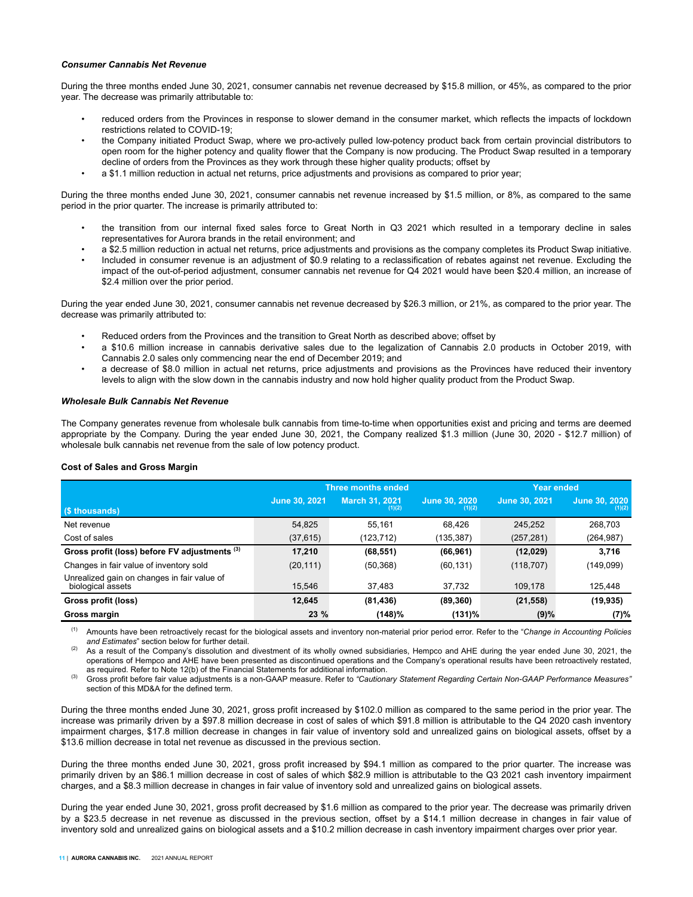#### *Consumer Cannabis Net Revenue*

During the three months ended June 30, 2021, consumer cannabis net revenue decreased by $15.8 million, or 45%, as compared to the prior year. The decrease was primarily attributable to:

- reduced orders from the Provinces in response to slower demand in the consumer market, which reflects the impacts of lockdown restrictions related to COVID-19;
- the Company initiated Product Swap, where we pro-actively pulled low-potency product back from certain provincial distributors to open room for the higher potency and quality flower that the Company is now producing. The Product Swap resulted in a temporary decline of orders from the Provinces as they work through these higher quality products; offset by
- a $1.1 million reduction in actual net returns, price adjustments and provisions as compared to prior year;

During the three months ended June 30, 2021, consumer cannabis net revenue increased by $1.5 million, or 8%, as compared to the same period in the prior quarter. The increase is primarily attributed to:

- the transition from our internal fixed sales force to Great North in Q3 2021 which resulted in a temporary decline in sales representatives for Aurora brands in the retail environment; and
- a $2.5 million reduction in actual net returns, price adjustments and provisions as the company completes its Product Swap initiative.
- Included in consumer revenue is an adjustment of $0.9 relating to a reclassification of rebates against net revenue. Excluding the impact of the out-of-period adjustment, consumer cannabis net revenue for Q4 2021 would have been $20.4 million, an increase of $2.4 million over the prior period.

During the year ended June 30, 2021, consumer cannabis net revenue decreased by $26.3 million, or 21%, as compared to the prior year. The decrease was primarily attributed to:

- Reduced orders from the Provinces and the transition to Great North as described above; offset by
- a $10.6 million increase in cannabis derivative sales due to the legalization of Cannabis 2.0 products in October 2019, with Cannabis 2.0 sales only commencing near the end of December 2019; and
- a decrease of $8.0 million in actual net returns, price adjustments and provisions as the Provinces have reduced their inventory levels to align with the slow down in the cannabis industry and now hold higher quality product from the Product Swap.

#### *Wholesale Bulk Cannabis Net Revenue*

The Company generates revenue from wholesale bulk cannabis from time-to-time when opportunities exist and pricing and terms are deemed appropriate by the Company. During the year ended June 30, 2021, the Company realized $1.3 million (June 30, 2020 - $12.7 million) of wholesale bulk cannabis net revenue from the sale of low potency product.

#### **Cost of Sales and Gross Margin**

| | Three months ended | | | Year ended | |
|---|---|---|---|---|---|
| **($ thousands)** | **June 30, 2021** | **March 31, 2021 (1)(2)** | **June 30, 2020 (1)(2)** | **June 30, 2021** | **June 30, 2020 (1)(2)** |
| Net revenue | 54,825 | 55,161 | 68,426 | 245,252 | 268,703 |
| Cost of sales | (37,615) | (123,712) | (135,387) | (257,281) | (264,987) |
| **Gross profit (loss) before FV adjustments (3)** | **17,210** | **(68,551)** | **(66,961)** | **(12,029)** | **3,716** |
| Changes in fair value of inventory sold | (20,111) | (50,368) | (60,131) | (118,707) | (149,099) |
| Unrealized gain on changes in fair value of biological assets | 15,546 | 37,483 | 37,732 | 109,178 | 125,448 |
| **Gross profit (loss)** | **12,645** | **(81,436)** | **(89,360)** | **(21,558)** | **(19,935)** |
| **Gross margin** | **23 %** | **(148)%** | **(131)%** | **(9)%** | **(7)%** |

(1) Amounts have been retroactively recast for the biological assets and inventory non-material prior period error. Refer to the "*Change in Accounting Policies and Estimates*" section below for further detail.

(2) As a result of the Company's dissolution and divestment of its wholly owned subsidiaries, Hempco and AHE during the year ended June 30, 2021, the operations of Hempco and AHE have been presented as discontinued operations and the Company's operational results have been retroactively restated, as required. Refer to Note 12(b) of the Financial Statements for additional information.

(3) Gross profit before fair value adjustments is a non-GAAP measure. Refer to *"Cautionary Statement Regarding Certain Non-GAAP Performance Measures"* section of this MD&A for the defined term.

During the three months ended June 30, 2021, gross profit increased by $102.0 million as compared to the same period in the prior year. The increase was primarily driven by a $97.8 million decrease in cost of sales of which $91.8 million is attributable to the Q4 2020 cash inventory impairment charges, $17.8 million decrease in changes in fair value of inventory sold and unrealized gains on biological assets, offset by a $13.6 million decrease in total net revenue as discussed in the previous section.

During the three months ended June 30, 2021, gross profit increased by $94.1 million as compared to the prior quarter. The increase was primarily driven by an $86.1 million decrease in cost of sales of which $82.9 million is attributable to the Q3 2021 cash inventory impairment charges, and a $8.3 million decrease in changes in fair value of inventory sold and unrealized gains on biological assets.

During the year ended June 30, 2021, gross profit decreased by $1.6 million as compared to the prior year. The decrease was primarily driven by a $23.5 decrease in net revenue as discussed in the previous section, offset by a $14.1 million decrease in changes in fair value of inventory sold and unrealized gains on biological assets and a $10.2 million decrease in cash inventory impairment charges over prior year.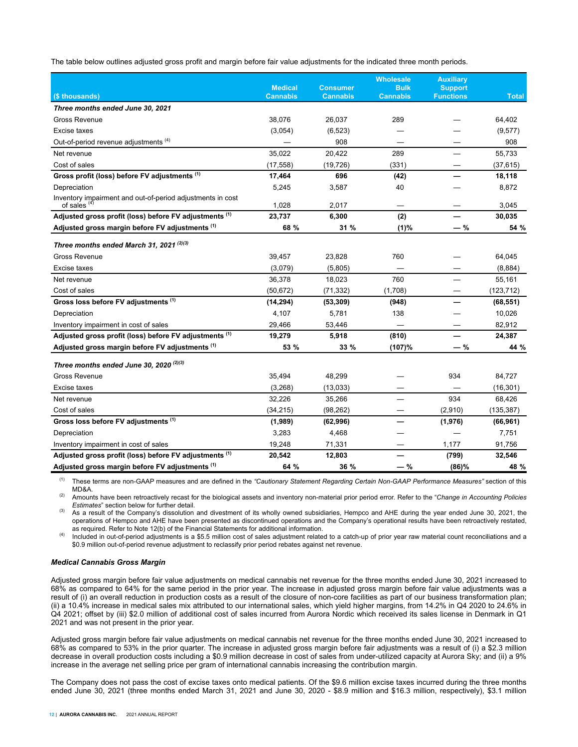The table below outlines adjusted gross profit and margin before fair value adjustments for the indicated three month periods.

| ($ thousands) | Medical Cannabis | Consumer Cannabis | Wholesale Bulk Cannabis | Auxiliary Support Functions | Total |
|---|---|---|---|---|---|
| ***Three months ended June 30, 2021*** | | | | | |
| Gross Revenue | 38,076 | 26,037 | 289 | — | 64,402 |
| Excise taxes | (3,054) | (6,523) | — | — | (9,577) |
| Out-of-period revenue adjustments [(4)] | — | 908 | — | — | 908 |
| Net revenue | 35,022 | 20,422 | 289 | — | 55,733 |
| Cost of sales | (17,558) | (19,726) | (331) | — | (37,615) |
| **Gross profit (loss) before FV adjustments [(1)]** | **17,464** | **696** | **(42)** | **—** | **18,118** |
| Depreciation | 5,245 | 3,587 | 40 | — | 8,872 |
| Inventory impairment and out-of-period adjustments in cost of sales [(4)] | 1,028 | 2,017 | — | — | 3,045 |
| **Adjusted gross profit (loss) before FV adjustments [(1)]** | **23,737** | **6,300** | **(2)** | **—** | **30,035** |
| **Adjusted gross margin before FV adjustments [(1)]** | **68 %** | **31 %** | **(1)%** | **— %** | **54 %** |
| ***Three months ended March 31, 2021 [(2)(3)]*** | | | | | |
| Gross Revenue | 39,457 | 23,828 | 760 | — | 64,045 |
| Excise taxes | (3,079) | (5,805) | — | — | (8,884) |
| Net revenue | 36,378 | 18,023 | 760 | — | 55,161 |
| Cost of sales | (50,672) | (71,332) | (1,708) | — | (123,712) |
| **Gross loss before FV adjustments [(1)]** | **(14,294)** | **(53,309)** | **(948)** | **—** | **(68,551)** |
| Depreciation | 4,107 | 5,781 | 138 | — | 10,026 |
| Inventory impairment in cost of sales | 29,466 | 53,446 | — | — | 82,912 |
| **Adjusted gross profit (loss) before FV adjustments [(1)]** | **19,279** | **5,918** | **(810)** | **—** | **24,387** |
| **Adjusted gross margin before FV adjustments [(1)]** | **53 %** | **33 %** | **(107)%** | **— %** | **44 %** |
| ***Three months ended June 30, 2020 [(2)(3)]*** | | | | | |
| Gross Revenue | 35,494 | 48,299 | — | 934 | 84,727 |
| Excise taxes | (3,268) | (13,033) | — | — | (16,301) |
| Net revenue | 32,226 | 35,266 | — | 934 | 68,426 |
| Cost of sales | (34,215) | (98,262) | — | (2,910) | (135,387) |
| **Gross loss before FV adjustments [(1)]** | **(1,989)** | **(62,996)** | **—** | **(1,976)** | **(66,961)** |
| Depreciation | 3,283 | 4,468 | — | — | 7,751 |
| Inventory impairment in cost of sales | 19,248 | 71,331 | — | 1,177 | 91,756 |
| **Adjusted gross profit (loss) before FV adjustments [(1)]** | **20,542** | **12,803** | **—** | **(799)** | **32,546** |
| **Adjusted gross margin before FV adjustments [(1)]** | **64 %** | **36 %** | **— %** | **(86)%** | **48 %** |

(1) These terms are non-GAAP measures and are defined in the *"Cautionary Statement Regarding Certain Non-GAAP Performance Measures"* section of this MD&A.

(2) Amounts have been retroactively recast for the biological assets and inventory non-material prior period error. Refer to the "*Change in Accounting Policies Estimates*" section below for further detail.

(3) As a result of the Company's dissolution and divestment of its wholly owned subsidiaries, Hempco and AHE during the year ended June 30, 2021, the operations of Hempco and AHE have been presented as discontinued operations and the Company's operational results have been retroactively restated, as required. Refer to Note 12(b) of the Financial Statements for additional information.

(4) Included in out-of-period adjustments is a $5.5 million cost of sales adjustment related to a catch-up of prior year raw material count reconciliations and a $0.9 million out-of-period revenue adjustment to reclassify prior period rebates against net revenue.

### *Medical Cannabis Gross Margin*

Adjusted gross margin before fair value adjustments on medical cannabis net revenue for the three months ended June 30, 2021 increased to 68% as compared to 64% for the same period in the prior year. The increase in adjusted gross margin before fair value adjustments was a result of (i) an overall reduction in production costs as a result of the closure of non-core facilities as part of our business transformation plan; (ii) a 10.4% increase in medical sales mix attributed to our international sales, which yield higher margins, from 14.2% in Q4 2020 to 24.6% in Q4 2021; offset by (iii) $2.0 million of additional cost of sales incurred from Aurora Nordic which received its sales license in Denmark in Q1 2021 and was not present in the prior year.

Adjusted gross margin before fair value adjustments on medical cannabis net revenue for the three months ended June 30, 2021 increased to 68% as compared to 53% in the prior quarter. The increase in adjusted gross margin before fair adjustments was a result of (i) a $2.3 million decrease in overall production costs including a $0.9 million decrease in cost of sales from under-utilized capacity at Aurora Sky; and (ii) a 9% increase in the average net selling price per gram of international cannabis increasing the contribution margin.

The Company does not pass the cost of excise taxes onto medical patients. Of the $9.6 million excise taxes incurred during the three months ended June 30, 2021 (three months ended March 31, 2021 and June 30, 2020 - $8.9 million and $16.3 million, respectively), $3.1 million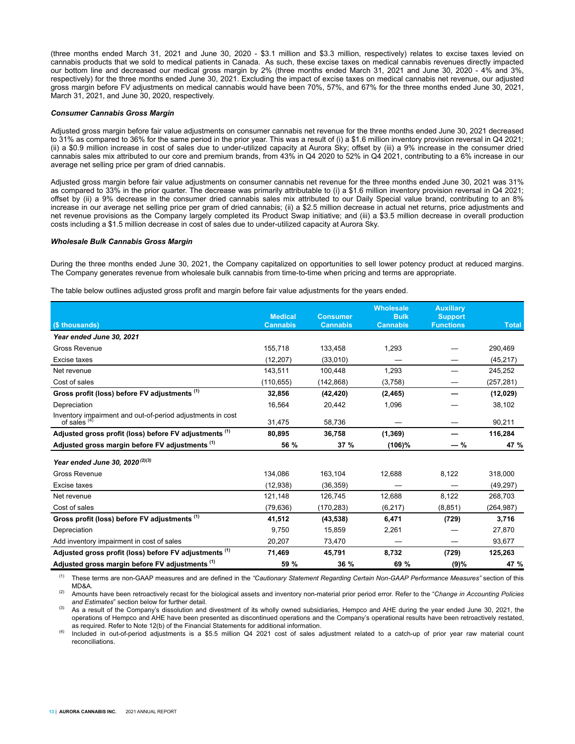(three months ended March 31, 2021 and June 30, 2020 - $3.1 million and $3.3 million, respectively) relates to excise taxes levied on cannabis products that we sold to medical patients in Canada. As such, these excise taxes on medical cannabis revenues directly impacted our bottom line and decreased our medical gross margin by 2% (three months ended March 31, 2021 and June 30, 2020 - 4% and 3%, respectively) for the three months ended June 30, 2021. Excluding the impact of excise taxes on medical cannabis net revenue, our adjusted gross margin before FV adjustments on medical cannabis would have been 70%, 57%, and 67% for the three months ended June 30, 2021, March 31, 2021, and June 30, 2020, respectively.

***Consumer Cannabis Gross Margin***

Adjusted gross margin before fair value adjustments on consumer cannabis net revenue for the three months ended June 30, 2021 decreased to 31% as compared to 36% for the same period in the prior year. This was a result of (i) a $1.6 million inventory provision reversal in Q4 2021; (ii) a $0.9 million increase in cost of sales due to under-utilized capacity at Aurora Sky; offset by (iii) a 9% increase in the consumer dried cannabis sales mix attributed to our core and premium brands, from 43% in Q4 2020 to 52% in Q4 2021, contributing to a 6% increase in our average net selling price per gram of dried cannabis.

Adjusted gross margin before fair value adjustments on consumer cannabis net revenue for the three months ended June 30, 2021 was 31% as compared to 33% in the prior quarter. The decrease was primarily attributable to (i) a $1.6 million inventory provision reversal in Q4 2021; offset by (ii) a 9% decrease in the consumer dried cannabis sales mix attributed to our Daily Special value brand, contributing to an 8% increase in our average net selling price per gram of dried cannabis; (ii) a $2.5 million decrease in actual net returns, price adjustments and net revenue provisions as the Company largely completed its Product Swap initiative; and (iii) a $3.5 million decrease in overall production costs including a $1.5 million decrease in cost of sales due to under-utilized capacity at Aurora Sky.

***Wholesale Bulk Cannabis Gross Margin***

During the three months ended June 30, 2021, the Company capitalized on opportunities to sell lower potency product at reduced margins. The Company generates revenue from wholesale bulk cannabis from time-to-time when pricing and terms are appropriate.

The table below outlines adjusted gross profit and margin before fair value adjustments for the years ended.

| ($ thousands) | Medical Cannabis | Consumer Cannabis | Wholesale Bulk Cannabis | Auxiliary Support Functions | Total |
|---|---|---|---|---|---|
| ***Year ended June 30, 2021*** | | | | | |
| Gross Revenue | 155,718 | 133,458 | 1,293 | — | 290,469 |
| Excise taxes | (12,207) | (33,010) | — | — | (45,217) |
| Net revenue | 143,511 | 100,448 | 1,293 | — | 245,252 |
| Cost of sales | (110,655) | (142,868) | (3,758) | — | (257,281) |
| **Gross profit (loss) before FV adjustments [(1)]** | **32,856** | **(42,420)** | **(2,465)** | **—** | **(12,029)** |
| Depreciation | 16,564 | 20,442 | 1,096 | — | 38,102 |
| Inventory impairment and out-of-period adjustments in cost of sales [(4)] | 31,475 | 58,736 | — | — | 90,211 |
| **Adjusted gross profit (loss) before FV adjustments [(1)]** | **80,895** | **36,758** | **(1,369)** | **—** | **116,284** |
| **Adjusted gross margin before FV adjustments [(1)]** | **56 %** | **37 %** | **(106)%** | **— %** | **47 %** |
| ***Year ended June 30, 2020 [(2)(3)]*** | | | | | |
| Gross Revenue | 134,086 | 163,104 | 12,688 | 8,122 | 318,000 |
| Excise taxes | (12,938) | (36,359) | — | — | (49,297) |
| Net revenue | 121,148 | 126,745 | 12,688 | 8,122 | 268,703 |
| Cost of sales | (79,636) | (170,283) | (6,217) | (8,851) | (264,987) |
| **Gross profit (loss) before FV adjustments [(1)]** | **41,512** | **(43,538)** | **6,471** | **(729)** | **3,716** |
| Depreciation | 9,750 | 15,859 | 2,261 | — | 27,870 |
| Add inventory impairment in cost of sales | 20,207 | 73,470 | — | — | 93,677 |
| **Adjusted gross profit (loss) before FV adjustments [(1)]** | **71,469** | **45,791** | **8,732** | **(729)** | **125,263** |
| **Adjusted gross margin before FV adjustments [(1)]** | **59 %** | **36 %** | **69 %** | **(9)%** | **47 %** |

(1) These terms are non-GAAP measures and are defined in the *"Cautionary Statement Regarding Certain Non-GAAP Performance Measures"* section of this MD&A.

(2) Amounts have been retroactively recast for the biological assets and inventory non-material prior period error. Refer to the "*Change in Accounting Policies and Estimates*" section below for further detail.

(3) As a result of the Company's dissolution and divestment of its wholly owned subsidiaries, Hempco and AHE during the year ended June 30, 2021, the operations of Hempco and AHE have been presented as discontinued operations and the Company's operational results have been retroactively restated, as required. Refer to Note 12(b) of the Financial Statements for additional information.

(4) Included in out-of-period adjustments is a $5.5 million Q4 2021 cost of sales adjustment related to a catch-up of prior year raw material count reconciliations.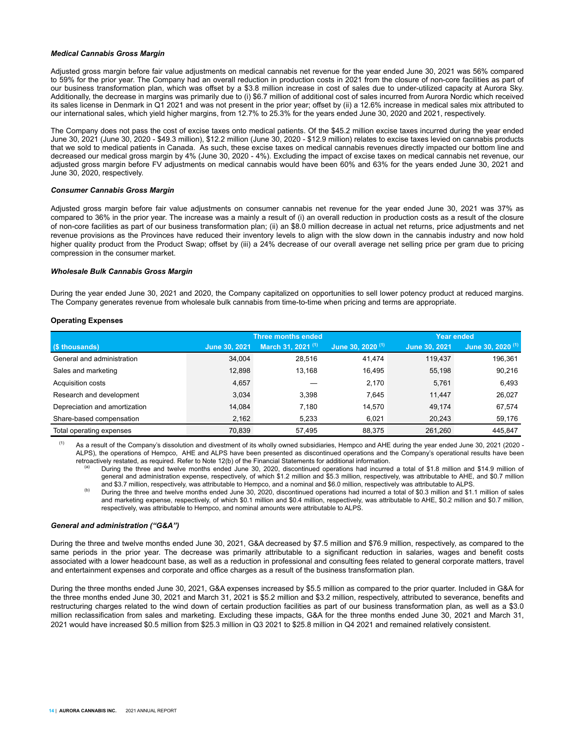### *Medical Cannabis Gross Margin*

Adjusted gross margin before fair value adjustments on medical cannabis net revenue for the year ended June 30, 2021 was 56% compared to 59% for the prior year. The Company had an overall reduction in production costs in 2021 from the closure of non-core facilities as part of our business transformation plan, which was offset by a $3.8 million increase in cost of sales due to under-utilized capacity at Aurora Sky. Additionally, the decrease in margins was primarily due to (i) $6.7 million of additional cost of sales incurred from Aurora Nordic which received its sales license in Denmark in Q1 2021 and was not present in the prior year; offset by (ii) a 12.6% increase in medical sales mix attributed to our international sales, which yield higher margins, from 12.7% to 25.3% for the years ended June 30, 2020 and 2021, respectively.

The Company does not pass the cost of excise taxes onto medical patients. Of the $45.2 million excise taxes incurred during the year ended June 30, 2021 (June 30, 2020 - $49.3 million), $12.2 million (June 30, 2020 - $12.9 million) relates to excise taxes levied on cannabis products that we sold to medical patients in Canada. As such, these excise taxes on medical cannabis revenues directly impacted our bottom line and decreased our medical gross margin by 4% (June 30, 2020 - 4%). Excluding the impact of excise taxes on medical cannabis net revenue, our adjusted gross margin before FV adjustments on medical cannabis would have been 60% and 63% for the years ended June 30, 2021 and June 30, 2020, respectively.

### *Consumer Cannabis Gross Margin*

Adjusted gross margin before fair value adjustments on consumer cannabis net revenue for the year ended June 30, 2021 was 37% as compared to 36% in the prior year. The increase was a mainly a result of (i) an overall reduction in production costs as a result of the closure of non-core facilities as part of our business transformation plan; (ii) an $8.0 million decrease in actual net returns, price adjustments and net revenue provisions as the Provinces have reduced their inventory levels to align with the slow down in the cannabis industry and now hold higher quality product from the Product Swap; offset by (iii) a 24% decrease of our overall average net selling price per gram due to pricing compression in the consumer market.

### *Wholesale Bulk Cannabis Gross Margin*

During the year ended June 30, 2021 and 2020, the Company capitalized on opportunities to sell lower potency product at reduced margins. The Company generates revenue from wholesale bulk cannabis from time-to-time when pricing and terms are appropriate.

#### Operating Expenses

| | Three months ended | | | Year ended | |
|---|---|---|---|---|---|
| ($ thousands) | June 30, 2021 | March 31, 2021 [(1)] | June 30, 2020 [(1)] | June 30, 2021 | June 30, 2020 [(1)] |
| General and administration | 34,004 | 28,516 | 41,474 | 119,437 | 196,361 |
| Sales and marketing | 12,898 | 13,168 | 16,495 | 55,198 | 90,216 |
| Acquisition costs | 4,657 | — | 2,170 | 5,761 | 6,493 |
| Research and development | 3,034 | 3,398 | 7,645 | 11,447 | 26,027 |
| Depreciation and amortization | 14,084 | 7,180 | 14,570 | 49,174 | 67,574 |
| Share-based compensation | 2,162 | 5,233 | 6,021 | 20,243 | 59,176 |
| Total operating expenses | 70,839 | 57,495 | 88,375 | 261,260 | 445,847 |

(1) As a result of the Company's dissolution and divestment of its wholly owned subsidiaries, Hempco and AHE during the year ended June 30, 2021 (2020 - ALPS), the operations of Hempco, AHE and ALPS have been presented as discontinued operations and the Company's operational results have been retroactively restated, as required. Refer to Note 12(b) of the Financial Statements for additional information.

(a) During the three and twelve months ended June 30, 2020, discontinued operations had incurred a total of $1.8 million and $14.9 million of general and administration expense, respectively, of which $1.2 million and $5.3 million, respectively, was attributable to AHE, and $0.7 million and $3.7 million, respectively, was attributable to Hempco, and a nominal and $6.0 million, respectively was attributable to ALPS.

(b) During the three and twelve months ended June 30, 2020, discontinued operations had incurred a total of $0.3 million and $1.1 million of sales and marketing expense, respectively, of which $0.1 million and $0.4 million, respectively, was attributable to AHE, $0.2 million and $0.7 million, respectively, was attributable to Hempco, and nominal amounts were attributable to ALPS.

### *General and administration ("G&A")*

During the three and twelve months ended June 30, 2021, G&A decreased by $7.5 million and $76.9 million, respectively, as compared to the same periods in the prior year. The decrease was primarily attributable to a significant reduction in salaries, wages and benefit costs associated with a lower headcount base, as well as a reduction in professional and consulting fees related to general corporate matters, travel and entertainment expenses and corporate and office charges as a result of the business transformation plan.

During the three months ended June 30, 2021, G&A expenses increased by $5.5 million as compared to the prior quarter. Included in G&A for the three months ended June 30, 2021 and March 31, 2021 is $5.2 million and $3.2 million, respectively, attributed to severance, benefits and restructuring charges related to the wind down of certain production facilities as part of our business transformation plan, as well as a $3.0 million reclassification from sales and marketing. Excluding these impacts, G&A for the three months ended June 30, 2021 and March 31, 2021 would have increased $0.5 million from $25.3 million in Q3 2021 to $25.8 million in Q4 2021 and remained relatively consistent.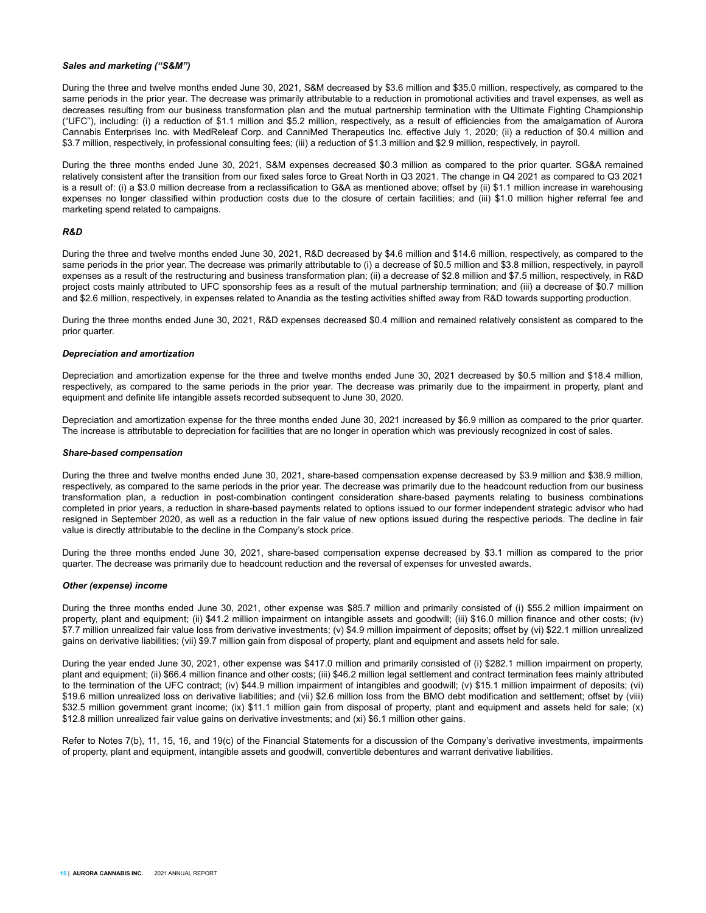***Sales and marketing ("S&M")***

During the three and twelve months ended June 30, 2021, S&M decreased by $3.6 million and $35.0 million, respectively, as compared to the same periods in the prior year. The decrease was primarily attributable to a reduction in promotional activities and travel expenses, as well as decreases resulting from our business transformation plan and the mutual partnership termination with the Ultimate Fighting Championship ("UFC"), including: (i) a reduction of $1.1 million and $5.2 million, respectively, as a result of efficiencies from the amalgamation of Aurora Cannabis Enterprises Inc. with MedReleaf Corp. and CanniMed Therapeutics Inc. effective July 1, 2020; (ii) a reduction of $0.4 million and $3.7 million, respectively, in professional consulting fees; (iii) a reduction of $1.3 million and $2.9 million, respectively, in payroll.

During the three months ended June 30, 2021, S&M expenses decreased $0.3 million as compared to the prior quarter. SG&A remained relatively consistent after the transition from our fixed sales force to Great North in Q3 2021. The change in Q4 2021 as compared to Q3 2021 is a result of: (i) a $3.0 million decrease from a reclassification to G&A as mentioned above; offset by (ii) $1.1 million increase in warehousing expenses no longer classified within production costs due to the closure of certain facilities; and (iii) $1.0 million higher referral fee and marketing spend related to campaigns.

***R&D***

During the three and twelve months ended June 30, 2021, R&D decreased by $4.6 million and $14.6 million, respectively, as compared to the same periods in the prior year. The decrease was primarily attributable to (i) a decrease of $0.5 million and $3.8 million, respectively, in payroll expenses as a result of the restructuring and business transformation plan; (ii) a decrease of $2.8 million and $7.5 million, respectively, in R&D project costs mainly attributed to UFC sponsorship fees as a result of the mutual partnership termination; and (iii) a decrease of $0.7 million and $2.6 million, respectively, in expenses related to Anandia as the testing activities shifted away from R&D towards supporting production.

During the three months ended June 30, 2021, R&D expenses decreased $0.4 million and remained relatively consistent as compared to the prior quarter.

***Depreciation and amortization***

Depreciation and amortization expense for the three and twelve months ended June 30, 2021 decreased by $0.5 million and $18.4 million, respectively, as compared to the same periods in the prior year. The decrease was primarily due to the impairment in property, plant and equipment and definite life intangible assets recorded subsequent to June 30, 2020.

Depreciation and amortization expense for the three months ended June 30, 2021 increased by $6.9 million as compared to the prior quarter. The increase is attributable to depreciation for facilities that are no longer in operation which was previously recognized in cost of sales.

***Share-based compensation***

During the three and twelve months ended June 30, 2021, share-based compensation expense decreased by $3.9 million and $38.9 million, respectively, as compared to the same periods in the prior year. The decrease was primarily due to the headcount reduction from our business transformation plan, a reduction in post-combination contingent consideration share-based payments relating to business combinations completed in prior years, a reduction in share-based payments related to options issued to our former independent strategic advisor who had resigned in September 2020, as well as a reduction in the fair value of new options issued during the respective periods. The decline in fair value is directly attributable to the decline in the Company's stock price.

During the three months ended June 30, 2021, share-based compensation expense decreased by $3.1 million as compared to the prior quarter. The decrease was primarily due to headcount reduction and the reversal of expenses for unvested awards.

***Other (expense) income***

During the three months ended June 30, 2021, other expense was $85.7 million and primarily consisted of (i) $55.2 million impairment on property, plant and equipment; (ii) $41.2 million impairment on intangible assets and goodwill; (iii) $16.0 million finance and other costs; (iv) $7.7 million unrealized fair value loss from derivative investments; (v) $4.9 million impairment of deposits; offset by (vi) $22.1 million unrealized gains on derivative liabilities; (vii) $9.7 million gain from disposal of property, plant and equipment and assets held for sale.

During the year ended June 30, 2021, other expense was $417.0 million and primarily consisted of (i) $282.1 million impairment on property, plant and equipment; (ii) $66.4 million finance and other costs; (iii) $46.2 million legal settlement and contract termination fees mainly attributed to the termination of the UFC contract; (iv) $44.9 million impairment of intangibles and goodwill; (v) $15.1 million impairment of deposits; (vi) $19.6 million unrealized loss on derivative liabilities; and (vii) $2.6 million loss from the BMO debt modification and settlement; offset by (viii) $32.5 million government grant income; (ix) $11.1 million gain from disposal of property, plant and equipment and assets held for sale; (x) $12.8 million unrealized fair value gains on derivative investments; and (xi) $6.1 million other gains.

Refer to Notes 7(b), 11, 15, 16, and 19(c) of the Financial Statements for a discussion of the Company's derivative investments, impairments of property, plant and equipment, intangible assets and goodwill, convertible debentures and warrant derivative liabilities.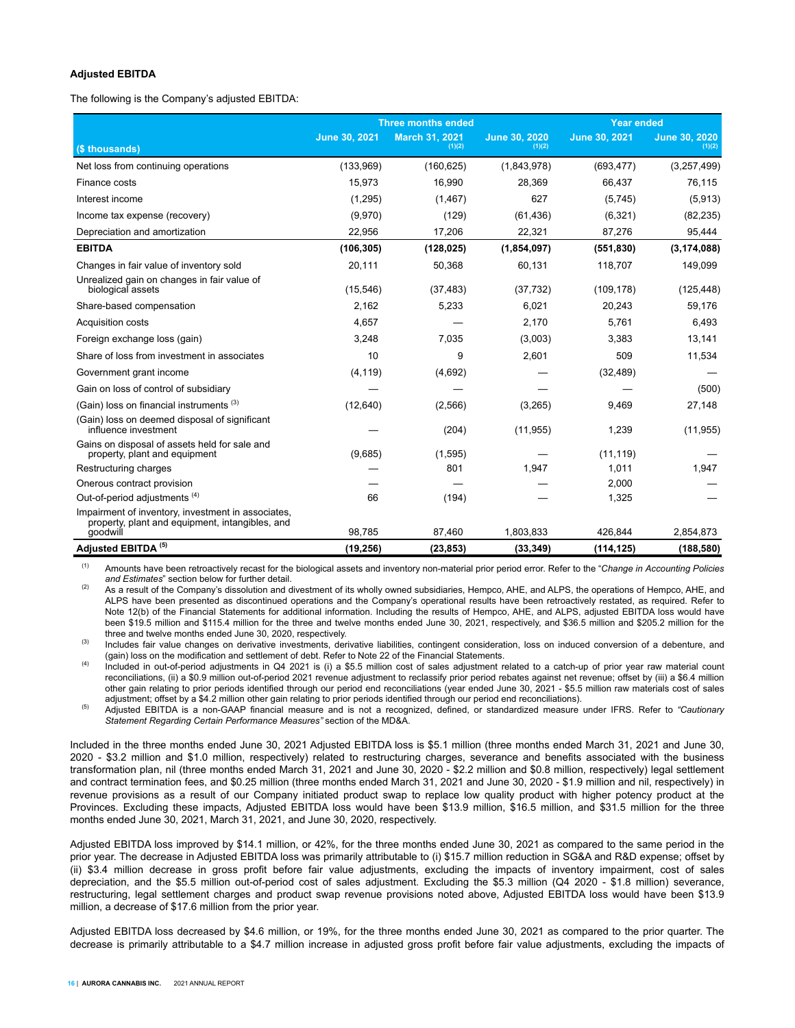### Adjusted EBITDA

The following is the Company's adjusted EBITDA:

| ($ thousands) | Three months ended | | | Year ended | |
|---|---|---|---|---|---|
| | June 30, 2021 | March 31, 2021 (1)(2) | June 30, 2020 (1)(2) | June 30, 2021 | June 30, 2020 (1)(2) |
| Net loss from continuing operations | (133,969) | (160,625) | (1,843,978) | (693,477) | (3,257,499) |
| Finance costs | 15,973 | 16,990 | 28,369 | 66,437 | 76,115 |
| Interest income | (1,295) | (1,467) | 627 | (5,745) | (5,913) |
| Income tax expense (recovery) | (9,970) | (129) | (61,436) | (6,321) | (82,235) |
| Depreciation and amortization | 22,956 | 17,206 | 22,321 | 87,276 | 95,444 |
| **EBITDA** | **(106,305)** | **(128,025)** | **(1,854,097)** | **(551,830)** | **(3,174,088)** |
| Changes in fair value of inventory sold | 20,111 | 50,368 | 60,131 | 118,707 | 149,099 |
| Unrealized gain on changes in fair value of biological assets | (15,546) | (37,483) | (37,732) | (109,178) | (125,448) |
| Share-based compensation | 2,162 | 5,233 | 6,021 | 20,243 | 59,176 |
| Acquisition costs | 4,657 | — | 2,170 | 5,761 | 6,493 |
| Foreign exchange loss (gain) | 3,248 | 7,035 | (3,003) | 3,383 | 13,141 |
| Share of loss from investment in associates | 10 | 9 | 2,601 | 509 | 11,534 |
| Government grant income | (4,119) | (4,692) | — | (32,489) | — |
| Gain on loss of control of subsidiary | — | — | — | — | (500) |
| (Gain) loss on financial instruments (3) | (12,640) | (2,566) | (3,265) | 9,469 | 27,148 |
| (Gain) loss on deemed disposal of significant influence investment | — | (204) | (11,955) | 1,239 | (11,955) |
| Gains on disposal of assets held for sale and property, plant and equipment | (9,685) | (1,595) | — | (11,119) | — |
| Restructuring charges | — | 801 | 1,947 | 1,011 | 1,947 |
| Onerous contract provision | — | — | — | 2,000 | — |
| Out-of-period adjustments (4) | 66 | (194) | — | 1,325 | — |
| Impairment of inventory, investment in associates, property, plant and equipment, intangibles, and goodwill | 98,785 | 87,460 | 1,803,833 | 426,844 | 2,854,873 |
| **Adjusted EBITDA (5)** | **(19,256)** | **(23,853)** | **(33,349)** | **(114,125)** | **(188,580)** |

(1) Amounts have been retroactively recast for the biological assets and inventory non-material prior period error. Refer to the "*Change in Accounting Policies and Estimates*" section below for further detail.

(2) As a result of the Company's dissolution and divestment of its wholly owned subsidiaries, Hempco, AHE, and ALPS, the operations of Hempco, AHE, and ALPS have been presented as discontinued operations and the Company's operational results have been retroactively restated, as required. Refer to Note 12(b) of the Financial Statements for additional information. Including the results of Hempco, AHE, and ALPS, adjusted EBITDA loss would have been $19.5 million and $115.4 million for the three and twelve months ended June 30, 2021, respectively, and $36.5 million and $205.2 million for the three and twelve months ended June 30, 2020, respectively.

(3) Includes fair value changes on derivative investments, derivative liabilities, contingent consideration, loss on induced conversion of a debenture, and (gain) loss on the modification and settlement of debt. Refer to Note 22 of the Financial Statements.

(4) Included in out-of-period adjustments in Q4 2021 is (i) a $5.5 million cost of sales adjustment related to a catch-up of prior year raw material count reconciliations, (ii) a $0.9 million out-of-period 2021 revenue adjustment to reclassify prior period rebates against net revenue; offset by (iii) a $6.4 million other gain relating to prior periods identified through our period end reconciliations (year ended June 30, 2021 - $5.5 million raw materials cost of sales adjustment; offset by a $4.2 million other gain relating to prior periods identified through our period end reconciliations).

(5) Adjusted EBITDA is a non-GAAP financial measure and is not a recognized, defined, or standardized measure under IFRS. Refer to *"Cautionary Statement Regarding Certain Performance Measures"* section of the MD&A.

Included in the three months ended June 30, 2021 Adjusted EBITDA loss is $5.1 million (three months ended March 31, 2021 and June 30, 2020 - $3.2 million and $1.0 million, respectively) related to restructuring charges, severance and benefits associated with the business transformation plan, nil (three months ended March 31, 2021 and June 30, 2020 - $2.2 million and $0.8 million, respectively) legal settlement and contract termination fees, and $0.25 million (three months ended March 31, 2021 and June 30, 2020 - $1.9 million and nil, respectively) in revenue provisions as a result of our Company initiated product swap to replace low quality product with higher potency product at the Provinces. Excluding these impacts, Adjusted EBITDA loss would have been $13.9 million, $16.5 million, and $31.5 million for the three months ended June 30, 2021, March 31, 2021, and June 30, 2020, respectively.

Adjusted EBITDA loss improved by $14.1 million, or 42%, for the three months ended June 30, 2021 as compared to the same period in the prior year. The decrease in Adjusted EBITDA loss was primarily attributable to (i) $15.7 million reduction in SG&A and R&D expense; offset by (ii) $3.4 million decrease in gross profit before fair value adjustments, excluding the impacts of inventory impairment, cost of sales depreciation, and the $5.5 million out-of-period cost of sales adjustment. Excluding the $5.3 million (Q4 2020 - $1.8 million) severance, restructuring, legal settlement charges and product swap revenue provisions noted above, Adjusted EBITDA loss would have been $13.9 million, a decrease of $17.6 million from the prior year.

Adjusted EBITDA loss decreased by $4.6 million, or 19%, for the three months ended June 30, 2021 as compared to the prior quarter. The decrease is primarily attributable to a $4.7 million increase in adjusted gross profit before fair value adjustments, excluding the impacts of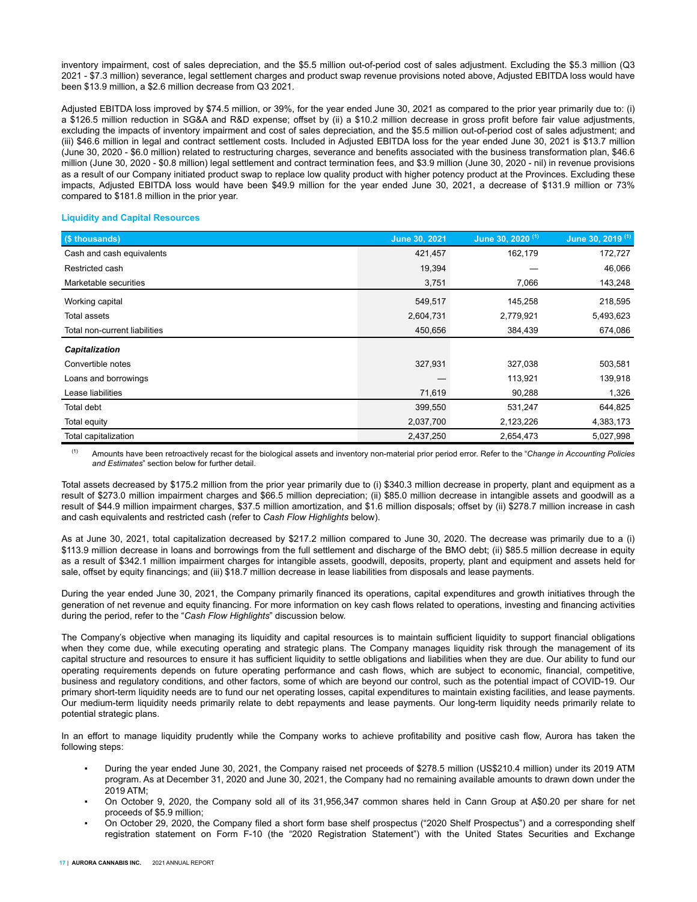inventory impairment, cost of sales depreciation, and the $5.5 million out-of-period cost of sales adjustment. Excluding the $5.3 million (Q3 2021 - $7.3 million) severance, legal settlement charges and product swap revenue provisions noted above, Adjusted EBITDA loss would have been $13.9 million, a $2.6 million decrease from Q3 2021.

Adjusted EBITDA loss improved by $74.5 million, or 39%, for the year ended June 30, 2021 as compared to the prior year primarily due to: (i) a $126.5 million reduction in SG&A and R&D expense; offset by (ii) a $10.2 million decrease in gross profit before fair value adjustments, excluding the impacts of inventory impairment and cost of sales depreciation, and the $5.5 million out-of-period cost of sales adjustment; and (iii) $46.6 million in legal and contract settlement costs. Included in Adjusted EBITDA loss for the year ended June 30, 2021 is $13.7 million (June 30, 2020 - $6.0 million) related to restructuring charges, severance and benefits associated with the business transformation plan, $46.6 million (June 30, 2020 - $0.8 million) legal settlement and contract termination fees, and $3.9 million (June 30, 2020 - nil) in revenue provisions as a result of our Company initiated product swap to replace low quality product with higher potency product at the Provinces. Excluding these impacts, Adjusted EBITDA loss would have been $49.9 million for the year ended June 30, 2021, a decrease of $131.9 million or 73% compared to $181.8 million in the prior year.

### Liquidity and Capital Resources

| ($ thousands) | June 30, 2021 | June 30, 2020 (1) | June 30, 2019 (1) |
|---|---|---|---|
| Cash and cash equivalents | 421,457 | 162,179 | 172,727 |
| Restricted cash | 19,394 | — | 46,066 |
| Marketable securities | 3,751 | 7,066 | 143,248 |
| Working capital | 549,517 | 145,258 | 218,595 |
| Total assets | 2,604,731 | 2,779,921 | 5,493,623 |
| Total non-current liabilities | 450,656 | 384,439 | 674,086 |
| ***Capitalization*** | | | |
| Convertible notes | 327,931 | 327,038 | 503,581 |
| Loans and borrowings | — | 113,921 | 139,918 |
| Lease liabilities | 71,619 | 90,288 | 1,326 |
| Total debt | 399,550 | 531,247 | 644,825 |
| Total equity | 2,037,700 | 2,123,226 | 4,383,173 |
| Total capitalization | 2,437,250 | 2,654,473 | 5,027,998 |

(1) Amounts have been retroactively recast for the biological assets and inventory non-material prior period error. Refer to the "*Change in Accounting Policies and Estimates*" section below for further detail.

Total assets decreased by $175.2 million from the prior year primarily due to (i) $340.3 million decrease in property, plant and equipment as a result of $273.0 million impairment charges and $66.5 million depreciation; (ii) $85.0 million decrease in intangible assets and goodwill as a result of $44.9 million impairment charges, $37.5 million amortization, and $1.6 million disposals; offset by (ii) $278.7 million increase in cash and cash equivalents and restricted cash (refer to *Cash Flow Highlights* below).

As at June 30, 2021, total capitalization decreased by $217.2 million compared to June 30, 2020. The decrease was primarily due to a (i) $113.9 million decrease in loans and borrowings from the full settlement and discharge of the BMO debt; (ii) $85.5 million decrease in equity as a result of $342.1 million impairment charges for intangible assets, goodwill, deposits, property, plant and equipment and assets held for sale, offset by equity financings; and (iii) $18.7 million decrease in lease liabilities from disposals and lease payments.

During the year ended June 30, 2021, the Company primarily financed its operations, capital expenditures and growth initiatives through the generation of net revenue and equity financing. For more information on key cash flows related to operations, investing and financing activities during the period, refer to the "*Cash Flow Highlights*" discussion below.

The Company's objective when managing its liquidity and capital resources is to maintain sufficient liquidity to support financial obligations when they come due, while executing operating and strategic plans. The Company manages liquidity risk through the management of its capital structure and resources to ensure it has sufficient liquidity to settle obligations and liabilities when they are due. Our ability to fund our operating requirements depends on future operating performance and cash flows, which are subject to economic, financial, competitive, business and regulatory conditions, and other factors, some of which are beyond our control, such as the potential impact of COVID-19. Our primary short-term liquidity needs are to fund our net operating losses, capital expenditures to maintain existing facilities, and lease payments. Our medium-term liquidity needs primarily relate to debt repayments and lease payments. Our long-term liquidity needs primarily relate to potential strategic plans.

In an effort to manage liquidity prudently while the Company works to achieve profitability and positive cash flow, Aurora has taken the following steps:

- During the year ended June 30, 2021, the Company raised net proceeds of $278.5 million (US$210.4 million) under its 2019 ATM program. As at December 31, 2020 and June 30, 2021, the Company had no remaining available amounts to drawn down under the 2019 ATM;
- On October 9, 2020, the Company sold all of its 31,956,347 common shares held in Cann Group at A$0.20 per share for net proceeds of $5.9 million;
- On October 29, 2020, the Company filed a short form base shelf prospectus ("2020 Shelf Prospectus") and a corresponding shelf registration statement on Form F-10 (the "2020 Registration Statement") with the United States Securities and Exchange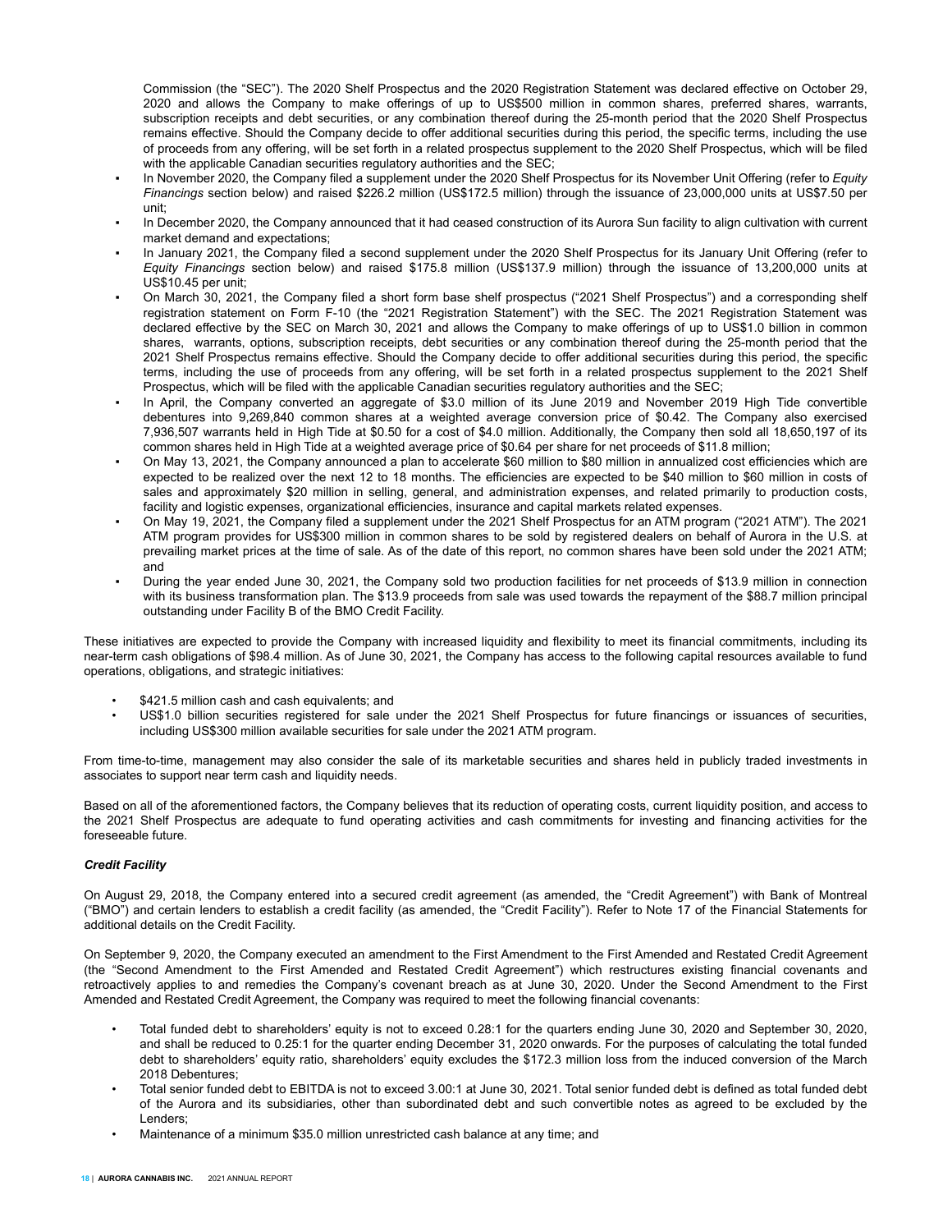Commission (the "SEC"). The 2020 Shelf Prospectus and the 2020 Registration Statement was declared effective on October 29, 2020 and allows the Company to make offerings of up to US$500 million in common shares, preferred shares, warrants, subscription receipts and debt securities, or any combination thereof during the 25-month period that the 2020 Shelf Prospectus remains effective. Should the Company decide to offer additional securities during this period, the specific terms, including the use of proceeds from any offering, will be set forth in a related prospectus supplement to the 2020 Shelf Prospectus, which will be filed with the applicable Canadian securities regulatory authorities and the SEC;

- In November 2020, the Company filed a supplement under the 2020 Shelf Prospectus for its November Unit Offering (refer to *Equity Financings* section below) and raised $226.2 million (US$172.5 million) through the issuance of 23,000,000 units at US$7.50 per unit;
- In December 2020, the Company announced that it had ceased construction of its Aurora Sun facility to align cultivation with current market demand and expectations;
- In January 2021, the Company filed a second supplement under the 2020 Shelf Prospectus for its January Unit Offering (refer to *Equity Financings* section below) and raised $175.8 million (US$137.9 million) through the issuance of 13,200,000 units at US$10.45 per unit;
- On March 30, 2021, the Company filed a short form base shelf prospectus ("2021 Shelf Prospectus") and a corresponding shelf registration statement on Form F-10 (the "2021 Registration Statement") with the SEC. The 2021 Registration Statement was declared effective by the SEC on March 30, 2021 and allows the Company to make offerings of up to US$1.0 billion in common shares, warrants, options, subscription receipts, debt securities or any combination thereof during the 25-month period that the 2021 Shelf Prospectus remains effective. Should the Company decide to offer additional securities during this period, the specific terms, including the use of proceeds from any offering, will be set forth in a related prospectus supplement to the 2021 Shelf Prospectus, which will be filed with the applicable Canadian securities regulatory authorities and the SEC;
- In April, the Company converted an aggregate of $3.0 million of its June 2019 and November 2019 High Tide convertible debentures into 9,269,840 common shares at a weighted average conversion price of $0.42. The Company also exercised 7,936,507 warrants held in High Tide at $0.50 for a cost of $4.0 million. Additionally, the Company then sold all 18,650,197 of its common shares held in High Tide at a weighted average price of $0.64 per share for net proceeds of $11.8 million;
- On May 13, 2021, the Company announced a plan to accelerate $60 million to $80 million in annualized cost efficiencies which are expected to be realized over the next 12 to 18 months. The efficiencies are expected to be $40 million to $60 million in costs of sales and approximately $20 million in selling, general, and administration expenses, and related primarily to production costs, facility and logistic expenses, organizational efficiencies, insurance and capital markets related expenses.
- On May 19, 2021, the Company filed a supplement under the 2021 Shelf Prospectus for an ATM program ("2021 ATM"). The 2021 ATM program provides for US$300 million in common shares to be sold by registered dealers on behalf of Aurora in the U.S. at prevailing market prices at the time of sale. As of the date of this report, no common shares have been sold under the 2021 ATM; and
- During the year ended June 30, 2021, the Company sold two production facilities for net proceeds of $13.9 million in connection with its business transformation plan. The $13.9 proceeds from sale was used towards the repayment of the $88.7 million principal outstanding under Facility B of the BMO Credit Facility.

These initiatives are expected to provide the Company with increased liquidity and flexibility to meet its financial commitments, including its near-term cash obligations of $98.4 million. As of June 30, 2021, the Company has access to the following capital resources available to fund operations, obligations, and strategic initiatives:

- $421.5 million cash and cash equivalents; and
- US$1.0 billion securities registered for sale under the 2021 Shelf Prospectus for future financings or issuances of securities, including US$300 million available securities for sale under the 2021 ATM program.

From time-to-time, management may also consider the sale of its marketable securities and shares held in publicly traded investments in associates to support near term cash and liquidity needs.

Based on all of the aforementioned factors, the Company believes that its reduction of operating costs, current liquidity position, and access to the 2021 Shelf Prospectus are adequate to fund operating activities and cash commitments for investing and financing activities for the foreseeable future.

### *Credit Facility*

On August 29, 2018, the Company entered into a secured credit agreement (as amended, the "Credit Agreement") with Bank of Montreal ("BMO") and certain lenders to establish a credit facility (as amended, the "Credit Facility"). Refer to Note 17 of the Financial Statements for additional details on the Credit Facility.

On September 9, 2020, the Company executed an amendment to the First Amendment to the First Amended and Restated Credit Agreement (the "Second Amendment to the First Amended and Restated Credit Agreement") which restructures existing financial covenants and retroactively applies to and remedies the Company's covenant breach as at June 30, 2020. Under the Second Amendment to the First Amended and Restated Credit Agreement, the Company was required to meet the following financial covenants:

- Total funded debt to shareholders' equity is not to exceed 0.28:1 for the quarters ending June 30, 2020 and September 30, 2020, and shall be reduced to 0.25:1 for the quarter ending December 31, 2020 onwards. For the purposes of calculating the total funded debt to shareholders' equity ratio, shareholders' equity excludes the $172.3 million loss from the induced conversion of the March 2018 Debentures;
- Total senior funded debt to EBITDA is not to exceed 3.00:1 at June 30, 2021. Total senior funded debt is defined as total funded debt of the Aurora and its subsidiaries, other than subordinated debt and such convertible notes as agreed to be excluded by the Lenders;
- Maintenance of a minimum $35.0 million unrestricted cash balance at any time; and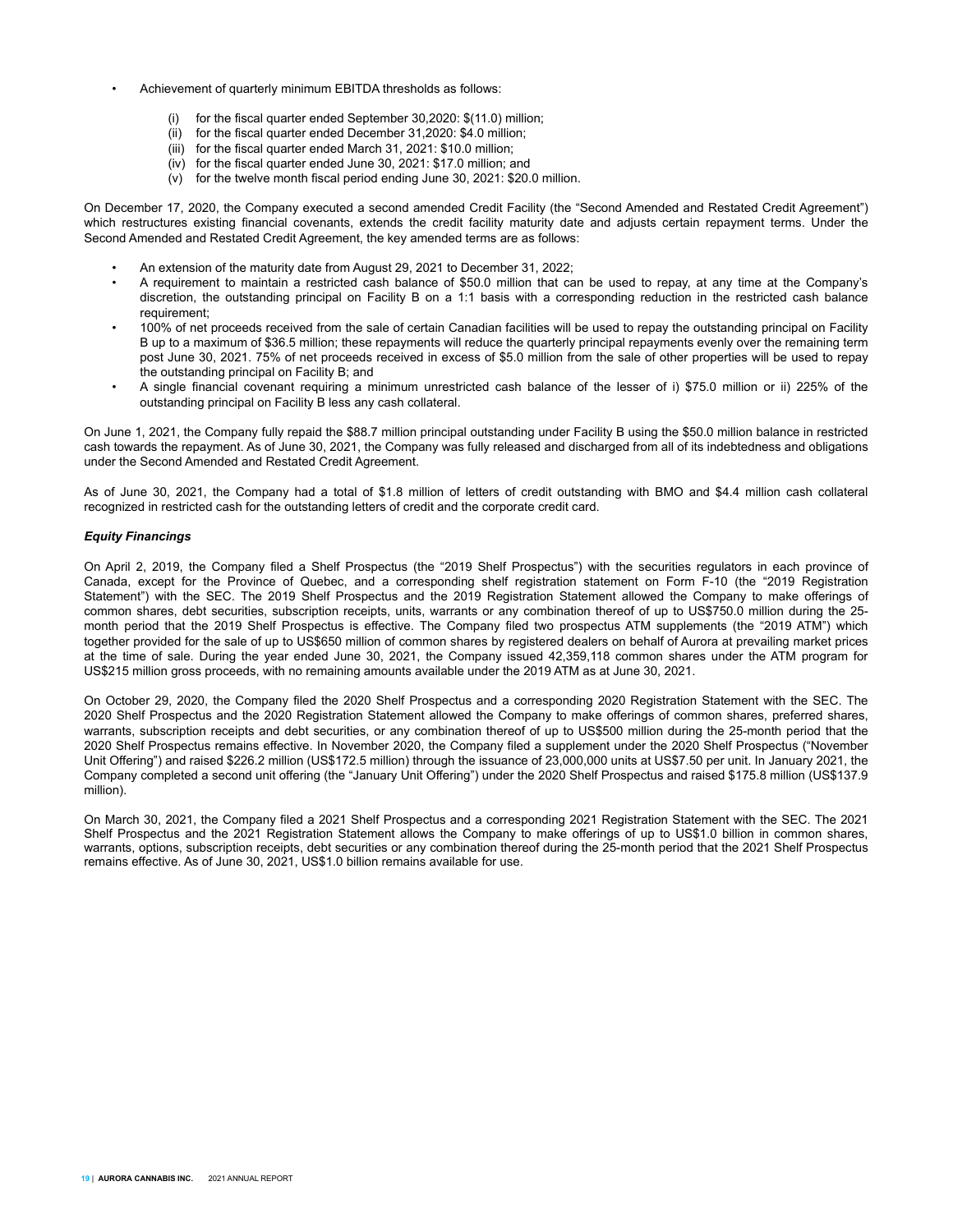- Achievement of quarterly minimum EBITDA thresholds as follows:

  (i) for the fiscal quarter ended September 30,2020: $(11.0) million;
  (ii) for the fiscal quarter ended December 31,2020: $4.0 million;
  (iii) for the fiscal quarter ended March 31, 2021: $10.0 million;
  (iv) for the fiscal quarter ended June 30, 2021: $17.0 million; and
  (v) for the twelve month fiscal period ending June 30, 2021: $20.0 million.

On December 17, 2020, the Company executed a second amended Credit Facility (the "Second Amended and Restated Credit Agreement") which restructures existing financial covenants, extends the credit facility maturity date and adjusts certain repayment terms. Under the Second Amended and Restated Credit Agreement, the key amended terms are as follows:

- An extension of the maturity date from August 29, 2021 to December 31, 2022;
- A requirement to maintain a restricted cash balance of $50.0 million that can be used to repay, at any time at the Company's discretion, the outstanding principal on Facility B on a 1:1 basis with a corresponding reduction in the restricted cash balance requirement;
- 100% of net proceeds received from the sale of certain Canadian facilities will be used to repay the outstanding principal on Facility B up to a maximum of $36.5 million; these repayments will reduce the quarterly principal repayments evenly over the remaining term post June 30, 2021. 75% of net proceeds received in excess of $5.0 million from the sale of other properties will be used to repay the outstanding principal on Facility B; and
- A single financial covenant requiring a minimum unrestricted cash balance of the lesser of i) $75.0 million or ii) 225% of the outstanding principal on Facility B less any cash collateral.

On June 1, 2021, the Company fully repaid the $88.7 million principal outstanding under Facility B using the $50.0 million balance in restricted cash towards the repayment. As of June 30, 2021, the Company was fully released and discharged from all of its indebtedness and obligations under the Second Amended and Restated Credit Agreement.

As of June 30, 2021, the Company had a total of $1.8 million of letters of credit outstanding with BMO and $4.4 million cash collateral recognized in restricted cash for the outstanding letters of credit and the corporate credit card.

### *Equity Financings*

On April 2, 2019, the Company filed a Shelf Prospectus (the "2019 Shelf Prospectus") with the securities regulators in each province of Canada, except for the Province of Quebec, and a corresponding shelf registration statement on Form F-10 (the "2019 Registration Statement") with the SEC. The 2019 Shelf Prospectus and the 2019 Registration Statement allowed the Company to make offerings of common shares, debt securities, subscription receipts, units, warrants or any combination thereof of up to US$750.0 million during the 25-month period that the 2019 Shelf Prospectus is effective. The Company filed two prospectus ATM supplements (the "2019 ATM") which together provided for the sale of up to US$650 million of common shares by registered dealers on behalf of Aurora at prevailing market prices at the time of sale. During the year ended June 30, 2021, the Company issued 42,359,118 common shares under the ATM program for US$215 million gross proceeds, with no remaining amounts available under the 2019 ATM as at June 30, 2021.

On October 29, 2020, the Company filed the 2020 Shelf Prospectus and a corresponding 2020 Registration Statement with the SEC. The 2020 Shelf Prospectus and the 2020 Registration Statement allowed the Company to make offerings of common shares, preferred shares, warrants, subscription receipts and debt securities, or any combination thereof of up to US$500 million during the 25-month period that the 2020 Shelf Prospectus remains effective. In November 2020, the Company filed a supplement under the 2020 Shelf Prospectus ("November Unit Offering") and raised $226.2 million (US$172.5 million) through the issuance of 23,000,000 units at US$7.50 per unit. In January 2021, the Company completed a second unit offering (the "January Unit Offering") under the 2020 Shelf Prospectus and raised $175.8 million (US$137.9 million).

On March 30, 2021, the Company filed a 2021 Shelf Prospectus and a corresponding 2021 Registration Statement with the SEC. The 2021 Shelf Prospectus and the 2021 Registration Statement allows the Company to make offerings of up to US$1.0 billion in common shares, warrants, options, subscription receipts, debt securities or any combination thereof during the 25-month period that the 2021 Shelf Prospectus remains effective. As of June 30, 2021, US$1.0 billion remains available for use.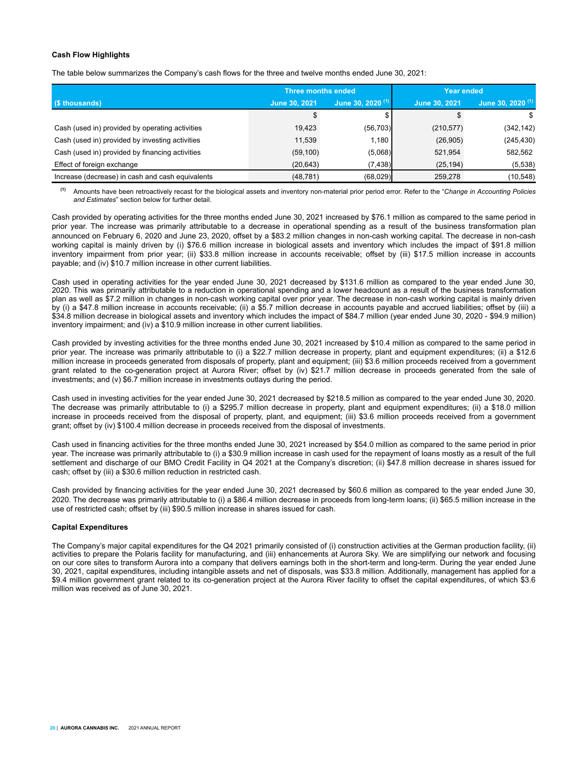**Cash Flow Highlights**

The table below summarizes the Company's cash flows for the three and twelve months ended June 30, 2021:

| ($ thousands) | Three months ended | | Year ended | |
|---|---|---|---|---|
| | June 30, 2021 | June 30, 2020 [(1)] | June 30, 2021 | June 30, 2020 [(1)] |
| | $ | $ | $ | $ |
| Cash (used in) provided by operating activities | 19,423 | (56,703) | (210,577) | (342,142) |
| Cash (used in) provided by investing activities | 11,539 | 1,180 | (26,905) | (245,430) |
| Cash (used in) provided by financing activities | (59,100) | (5,068) | 521,954 | 582,562 |
| Effect of foreign exchange | (20,643) | (7,438) | (25,194) | (5,538) |
| Increase (decrease) in cash and cash equivalents | (48,781) | (68,029) | 259,278 | (10,548) |

[(1)] Amounts have been retroactively recast for the biological assets and inventory non-material prior period error. Refer to the "*Change in Accounting Policies and Estimates*" section below for further detail.

Cash provided by operating activities for the three months ended June 30, 2021 increased by $76.1 million as compared to the same period in prior year. The increase was primarily attributable to a decrease in operational spending as a result of the business transformation plan announced on February 6, 2020 and June 23, 2020, offset by a $83.2 million changes in non-cash working capital. The decrease in non-cash working capital is mainly driven by (i) $76.6 million increase in biological assets and inventory which includes the impact of $91.8 million inventory impairment from prior year; (ii) $33.8 million increase in accounts receivable; offset by (iii) $17.5 million increase in accounts payable; and (iv) $10.7 million increase in other current liabilities.

Cash used in operating activities for the year ended June 30, 2021 decreased by $131.6 million as compared to the year ended June 30, 2020. This was primarily attributable to a reduction in operational spending and a lower headcount as a result of the business transformation plan as well as $7.2 million in changes in non-cash working capital over prior year. The decrease in non-cash working capital is mainly driven by (i) a $47.8 million increase in accounts receivable; (ii) a $5.7 million decrease in accounts payable and accrued liabilities; offset by (iii) a $34.8 million decrease in biological assets and inventory which includes the impact of $84.7 million (year ended June 30, 2020 - $94.9 million) inventory impairment; and (iv) a $10.9 million increase in other current liabilities.

Cash provided by investing activities for the three months ended June 30, 2021 increased by $10.4 million as compared to the same period in prior year. The increase was primarily attributable to (i) a $22.7 million decrease in property, plant and equipment expenditures; (ii) a $12.6 million increase in proceeds generated from disposals of property, plant and equipment; (iii) $3.6 million proceeds received from a government grant related to the co-generation project at Aurora River; offset by (iv) $21.7 million decrease in proceeds generated from the sale of investments; and (v) $6.7 million increase in investments outlays during the period.

Cash used in investing activities for the year ended June 30, 2021 decreased by $218.5 million as compared to the year ended June 30, 2020. The decrease was primarily attributable to (i) a $295.7 million decrease in property, plant and equipment expenditures; (ii) a $18.0 million increase in proceeds received from the disposal of property, plant, and equipment; (iii) $3.6 million proceeds received from a government grant; offset by (iv) $100.4 million decrease in proceeds received from the disposal of investments.

Cash used in financing activities for the three months ended June 30, 2021 increased by $54.0 million as compared to the same period in prior year. The increase was primarily attributable to (i) a $30.9 million increase in cash used for the repayment of loans mostly as a result of the full settlement and discharge of our BMO Credit Facility in Q4 2021 at the Company's discretion; (ii) $47.8 million decrease in shares issued for cash; offset by (iii) a $30.6 million reduction in restricted cash.

Cash provided by financing activities for the year ended June 30, 2021 decreased by $60.6 million as compared to the year ended June 30, 2020. The decrease was primarily attributable to (i) a $86.4 million decrease in proceeds from long-term loans; (ii) $65.5 million increase in the use of restricted cash; offset by (iii) $90.5 million increase in shares issued for cash.

**Capital Expenditures**

The Company's major capital expenditures for the Q4 2021 primarily consisted of (i) construction activities at the German production facility, (ii) activities to prepare the Polaris facility for manufacturing, and (iii) enhancements at Aurora Sky. We are simplifying our network and focusing on our core sites to transform Aurora into a company that delivers earnings both in the short-term and long-term. During the year ended June 30, 2021, capital expenditures, including intangible assets and net of disposals, was $33.8 million. Additionally, management has applied for a $9.4 million government grant related to its co-generation project at the Aurora River facility to offset the capital expenditures, of which $3.6 million was received as of June 30, 2021.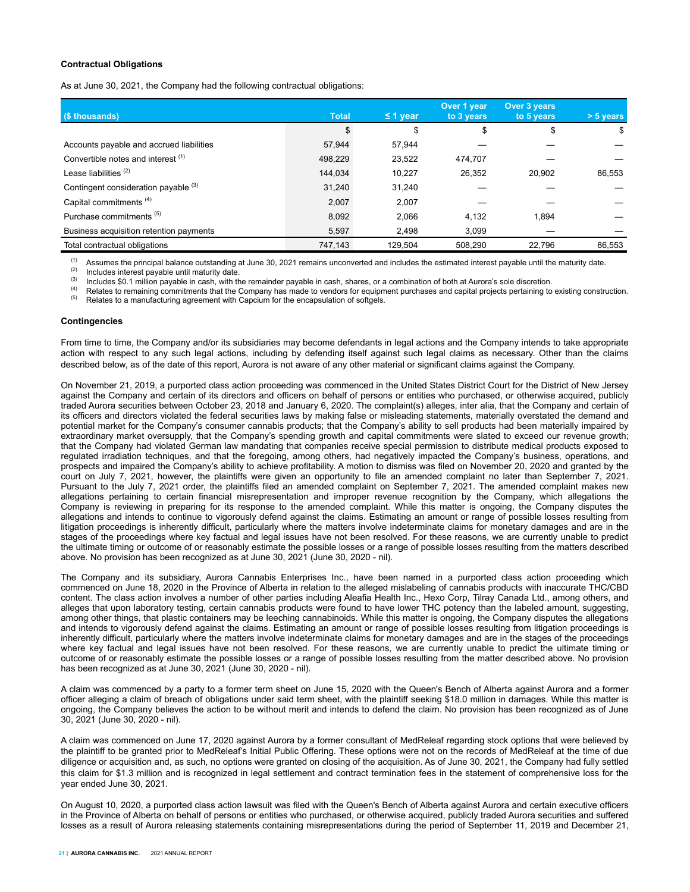**Contractual Obligations**

As at June 30, 2021, the Company had the following contractual obligations:

| ($ thousands) | Total | ≤ 1 year | Over 1 year to 3 years | Over 3 years to 5 years | > 5 years |
|---|---|---|---|---|---|
| | $ | $ | $ | $ | $ |
| Accounts payable and accrued liabilities | 57,944 | 57,944 | — | — | — |
| Convertible notes and interest [(1)] | 498,229 | 23,522 | 474,707 | — | — |
| Lease liabilities [(2)] | 144,034 | 10,227 | 26,352 | 20,902 | 86,553 |
| Contingent consideration payable [(3)] | 31,240 | 31,240 | — | — | — |
| Capital commitments [(4)] | 2,007 | 2,007 | — | — | — |
| Purchase commitments [(5)] | 8,092 | 2,066 | 4,132 | 1,894 | — |
| Business acquisition retention payments | 5,597 | 2,498 | 3,099 | — | — |
| Total contractual obligations | 747,143 | 129,504 | 508,290 | 22,796 | 86,553 |

(1) Assumes the principal balance outstanding at June 30, 2021 remains unconverted and includes the estimated interest payable until the maturity date.
(2) Includes interest payable until maturity date.
(3) Includes $0.1 million payable in cash, with the remainder payable in cash, shares, or a combination of both at Aurora's sole discretion.
(4) Relates to remaining commitments that the Company has made to vendors for equipment purchases and capital projects pertaining to existing construction.
(5) Relates to a manufacturing agreement with Capcium for the encapsulation of softgels.

**Contingencies**

From time to time, the Company and/or its subsidiaries may become defendants in legal actions and the Company intends to take appropriate action with respect to any such legal actions, including by defending itself against such legal claims as necessary. Other than the claims described below, as of the date of this report, Aurora is not aware of any other material or significant claims against the Company.

On November 21, 2019, a purported class action proceeding was commenced in the United States District Court for the District of New Jersey against the Company and certain of its directors and officers on behalf of persons or entities who purchased, or otherwise acquired, publicly traded Aurora securities between October 23, 2018 and January 6, 2020. The complaint(s) alleges, inter alia, that the Company and certain of its officers and directors violated the federal securities laws by making false or misleading statements, materially overstated the demand and potential market for the Company's consumer cannabis products; that the Company's ability to sell products had been materially impaired by extraordinary market oversupply, that the Company's spending growth and capital commitments were slated to exceed our revenue growth; that the Company had violated German law mandating that companies receive special permission to distribute medical products exposed to regulated irradiation techniques, and that the foregoing, among others, had negatively impacted the Company's business, operations, and prospects and impaired the Company's ability to achieve profitability. A motion to dismiss was filed on November 20, 2020 and granted by the court on July 7, 2021, however, the plaintiffs were given an opportunity to file an amended complaint no later than September 7, 2021. Pursuant to the July 7, 2021 order, the plaintiffs filed an amended complaint on September 7, 2021. The amended complaint makes new allegations pertaining to certain financial misrepresentation and improper revenue recognition by the Company, which allegations the Company is reviewing in preparing for its response to the amended complaint. While this matter is ongoing, the Company disputes the allegations and intends to continue to vigorously defend against the claims. Estimating an amount or range of possible losses resulting from litigation proceedings is inherently difficult, particularly where the matters involve indeterminate claims for monetary damages and are in the stages of the proceedings where key factual and legal issues have not been resolved. For these reasons, we are currently unable to predict the ultimate timing or outcome of or reasonably estimate the possible losses or a range of possible losses resulting from the matters described above. No provision has been recognized as at June 30, 2021 (June 30, 2020 - nil).

The Company and its subsidiary, Aurora Cannabis Enterprises Inc., have been named in a purported class action proceeding which commenced on June 18, 2020 in the Province of Alberta in relation to the alleged mislabeling of cannabis products with inaccurate THC/CBD content. The class action involves a number of other parties including Aleafia Health Inc., Hexo Corp, Tilray Canada Ltd., among others, and alleges that upon laboratory testing, certain cannabis products were found to have lower THC potency than the labeled amount, suggesting, among other things, that plastic containers may be leeching cannabinoids. While this matter is ongoing, the Company disputes the allegations and intends to vigorously defend against the claims. Estimating an amount or range of possible losses resulting from litigation proceedings is inherently difficult, particularly where the matters involve indeterminate claims for monetary damages and are in the stages of the proceedings where key factual and legal issues have not been resolved. For these reasons, we are currently unable to predict the ultimate timing or outcome of or reasonably estimate the possible losses or a range of possible losses resulting from the matter described above. No provision has been recognized as at June 30, 2021 (June 30, 2020 - nil).

A claim was commenced by a party to a former term sheet on June 15, 2020 with the Queen's Bench of Alberta against Aurora and a former officer alleging a claim of breach of obligations under said term sheet, with the plaintiff seeking $18.0 million in damages. While this matter is ongoing, the Company believes the action to be without merit and intends to defend the claim. No provision has been recognized as of June 30, 2021 (June 30, 2020 - nil).

A claim was commenced on June 17, 2020 against Aurora by a former consultant of MedReleaf regarding stock options that were believed by the plaintiff to be granted prior to MedReleaf's Initial Public Offering. These options were not on the records of MedReleaf at the time of due diligence or acquisition and, as such, no options were granted on closing of the acquisition. As of June 30, 2021, the Company had fully settled this claim for $1.3 million and is recognized in legal settlement and contract termination fees in the statement of comprehensive loss for the year ended June 30, 2021.

On August 10, 2020, a purported class action lawsuit was filed with the Queen's Bench of Alberta against Aurora and certain executive officers in the Province of Alberta on behalf of persons or entities who purchased, or otherwise acquired, publicly traded Aurora securities and suffered losses as a result of Aurora releasing statements containing misrepresentations during the period of September 11, 2019 and December 21,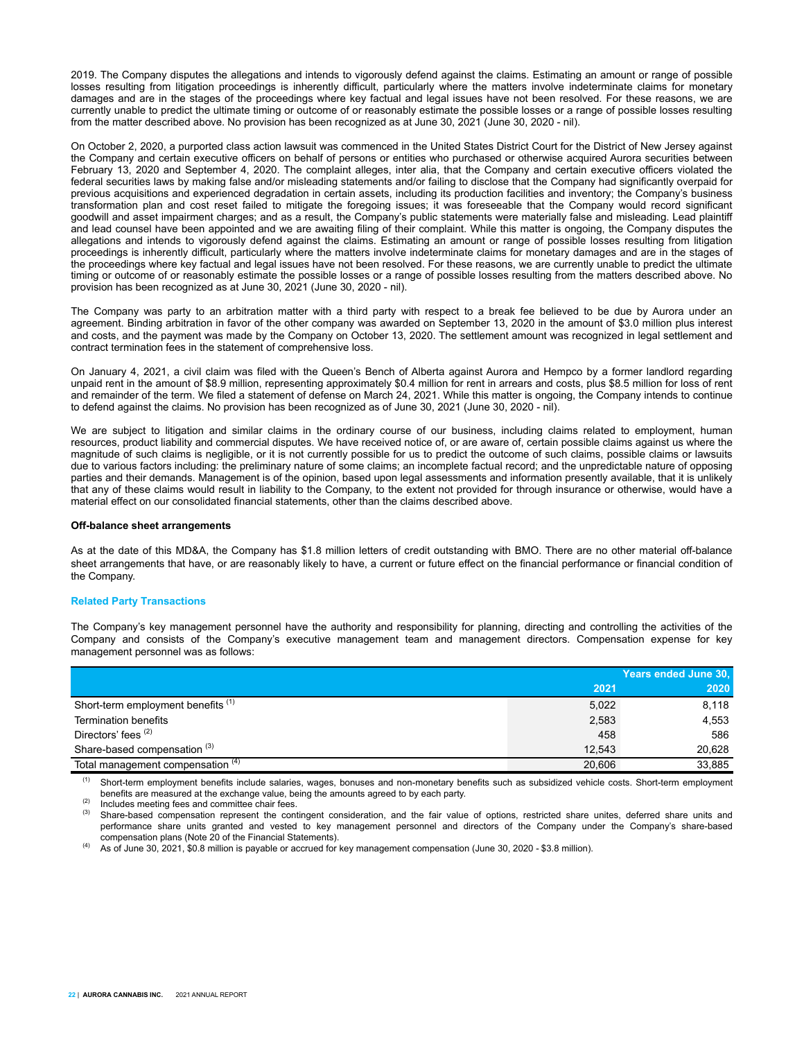2019. The Company disputes the allegations and intends to vigorously defend against the claims. Estimating an amount or range of possible losses resulting from litigation proceedings is inherently difficult, particularly where the matters involve indeterminate claims for monetary damages and are in the stages of the proceedings where key factual and legal issues have not been resolved. For these reasons, we are currently unable to predict the ultimate timing or outcome of or reasonably estimate the possible losses or a range of possible losses resulting from the matter described above. No provision has been recognized as at June 30, 2021 (June 30, 2020 - nil).

On October 2, 2020, a purported class action lawsuit was commenced in the United States District Court for the District of New Jersey against the Company and certain executive officers on behalf of persons or entities who purchased or otherwise acquired Aurora securities between February 13, 2020 and September 4, 2020. The complaint alleges, inter alia, that the Company and certain executive officers violated the federal securities laws by making false and/or misleading statements and/or failing to disclose that the Company had significantly overpaid for previous acquisitions and experienced degradation in certain assets, including its production facilities and inventory; the Company's business transformation plan and cost reset failed to mitigate the foregoing issues; it was foreseeable that the Company would record significant goodwill and asset impairment charges; and as a result, the Company's public statements were materially false and misleading. Lead plaintiff and lead counsel have been appointed and we are awaiting filing of their complaint. While this matter is ongoing, the Company disputes the allegations and intends to vigorously defend against the claims. Estimating an amount or range of possible losses resulting from litigation proceedings is inherently difficult, particularly where the matters involve indeterminate claims for monetary damages and are in the stages of the proceedings where key factual and legal issues have not been resolved. For these reasons, we are currently unable to predict the ultimate timing or outcome of or reasonably estimate the possible losses or a range of possible losses resulting from the matters described above. No provision has been recognized as at June 30, 2021 (June 30, 2020 - nil).

The Company was party to an arbitration matter with a third party with respect to a break fee believed to be due by Aurora under an agreement. Binding arbitration in favor of the other company was awarded on September 13, 2020 in the amount of $3.0 million plus interest and costs, and the payment was made by the Company on October 13, 2020. The settlement amount was recognized in legal settlement and contract termination fees in the statement of comprehensive loss.

On January 4, 2021, a civil claim was filed with the Queen's Bench of Alberta against Aurora and Hempco by a former landlord regarding unpaid rent in the amount of $8.9 million, representing approximately $0.4 million for rent in arrears and costs, plus $8.5 million for loss of rent and remainder of the term. We filed a statement of defense on March 24, 2021. While this matter is ongoing, the Company intends to continue to defend against the claims. No provision has been recognized as of June 30, 2021 (June 30, 2020 - nil).

We are subject to litigation and similar claims in the ordinary course of our business, including claims related to employment, human resources, product liability and commercial disputes. We have received notice of, or are aware of, certain possible claims against us where the magnitude of such claims is negligible, or it is not currently possible for us to predict the outcome of such claims, possible claims or lawsuits due to various factors including: the preliminary nature of some claims; an incomplete factual record; and the unpredictable nature of opposing parties and their demands. Management is of the opinion, based upon legal assessments and information presently available, that it is unlikely that any of these claims would result in liability to the Company, to the extent not provided for through insurance or otherwise, would have a material effect on our consolidated financial statements, other than the claims described above.

**Off-balance sheet arrangements**

As at the date of this MD&A, the Company has $1.8 million letters of credit outstanding with BMO. There are no other material off-balance sheet arrangements that have, or are reasonably likely to have, a current or future effect on the financial performance or financial condition of the Company.

## Related Party Transactions

The Company's key management personnel have the authority and responsibility for planning, directing and controlling the activities of the Company and consists of the Company's executive management team and management directors. Compensation expense for key management personnel was as follows:

| | Years ended June 30, | |
|---|---|---|
| | 2021 | 2020 |
| Short-term employment benefits [1] | 5,022 | 8,118 |
| Termination benefits | 2,583 | 4,553 |
| Directors' fees [2] | 458 | 586 |
| Share-based compensation [3] | 12,543 | 20,628 |
| Total management compensation [4] | 20,606 | 33,885 |

[1] Short-term employment benefits include salaries, wages, bonuses and non-monetary benefits such as subsidized vehicle costs. Short-term employment benefits are measured at the exchange value, being the amounts agreed to by each party.

[2] Includes meeting fees and committee chair fees.

[3] Share-based compensation represent the contingent consideration, and the fair value of options, restricted share unites, deferred share units and performance share units granted and vested to key management personnel and directors of the Company under the Company's share-based compensation plans (Note 20 of the Financial Statements).

[4] As of June 30, 2021, $0.8 million is payable or accrued for key management compensation (June 30, 2020 - $3.8 million).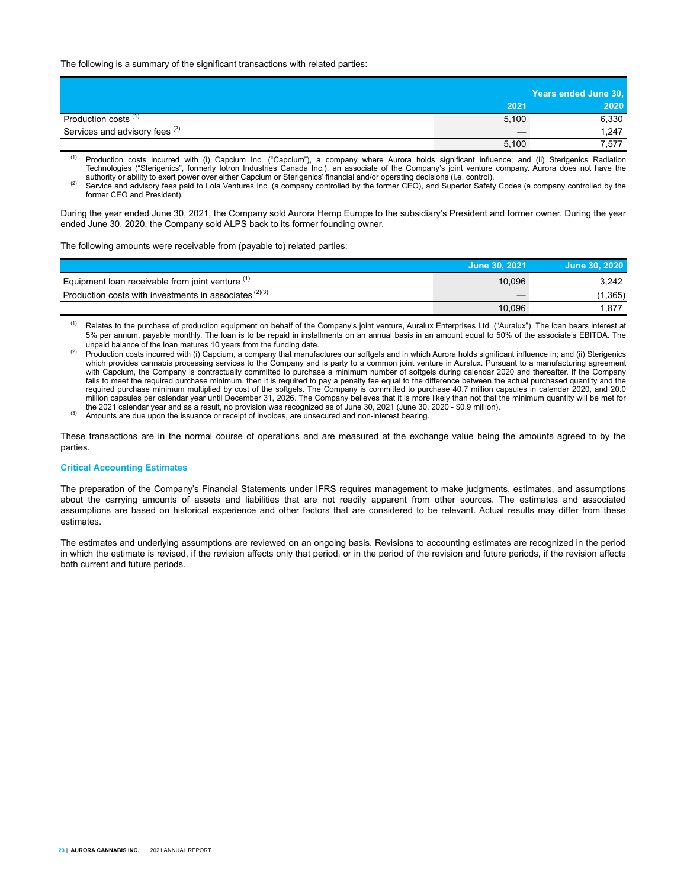The following is a summary of the significant transactions with related parties:

| | Years ended June 30, | |
|---|---|---|
| | 2021 | 2020 |
| Production costs [(1)] | 5,100 | 6,330 |
| Services and advisory fees [(2)] | — | 1,247 |
| | 5,100 | 7,577 |

(1) Production costs incurred with (i) Capcium Inc. ("Capcium"), a company where Aurora holds significant influence; and (ii) Sterigenics Radiation Technologies ("Sterigenics", formerly Iotron Industries Canada Inc.), an associate of the Company's joint venture company. Aurora does not have the authority or ability to exert power over either Capcium or Sterigenics' financial and/or operating decisions (i.e. control).

(2) Service and advisory fees paid to Lola Ventures Inc. (a company controlled by the former CEO), and Superior Safety Codes (a company controlled by the former CEO and President).

During the year ended June 30, 2021, the Company sold Aurora Hemp Europe to the subsidiary's President and former owner. During the year ended June 30, 2020, the Company sold ALPS back to its former founding owner.

The following amounts were receivable from (payable to) related parties:

| | June 30, 2021 | June 30, 2020 |
|---|---|---|
| Equipment loan receivable from joint venture [(1)] | 10,096 | 3,242 |
| Production costs with investments in associates [(2)(3)] | — | (1,365) |
| | 10,096 | 1,877 |

(1) Relates to the purchase of production equipment on behalf of the Company's joint venture, Auralux Enterprises Ltd. ("Auralux"). The loan bears interest at 5% per annum, payable monthly. The loan is to be repaid in installments on an annual basis in an amount equal to 50% of the associate's EBITDA. The unpaid balance of the loan matures 10 years from the funding date.

(2) Production costs incurred with (i) Capcium, a company that manufactures our softgels and in which Aurora holds significant influence in; and (ii) Sterigenics which provides cannabis processing services to the Company and is party to a common joint venture in Auralux. Pursuant to a manufacturing agreement with Capcium, the Company is contractually committed to purchase a minimum number of softgels during calendar 2020 and thereafter. If the Company fails to meet the required purchase minimum, then it is required to pay a penalty fee equal to the difference between the actual purchased quantity and the required purchase minimum multiplied by cost of the softgels. The Company is committed to purchase 40.7 million capsules in calendar 2020, and 20.0 million capsules per calendar year until December 31, 2026. The Company believes that it is more likely than not that the minimum quantity will be met for the 2021 calendar year and as a result, no provision was recognized as of June 30, 2021 (June 30, 2020 - $0.9 million).

(3) Amounts are due upon the issuance or receipt of invoices, are unsecured and non-interest bearing.

These transactions are in the normal course of operations and are measured at the exchange value being the amounts agreed to by the parties.

### Critical Accounting Estimates

The preparation of the Company's Financial Statements under IFRS requires management to make judgments, estimates, and assumptions about the carrying amounts of assets and liabilities that are not readily apparent from other sources. The estimates and associated assumptions are based on historical experience and other factors that are considered to be relevant. Actual results may differ from these estimates.

The estimates and underlying assumptions are reviewed on an ongoing basis. Revisions to accounting estimates are recognized in the period in which the estimate is revised, if the revision affects only that period, or in the period of the revision and future periods, if the revision affects both current and future periods.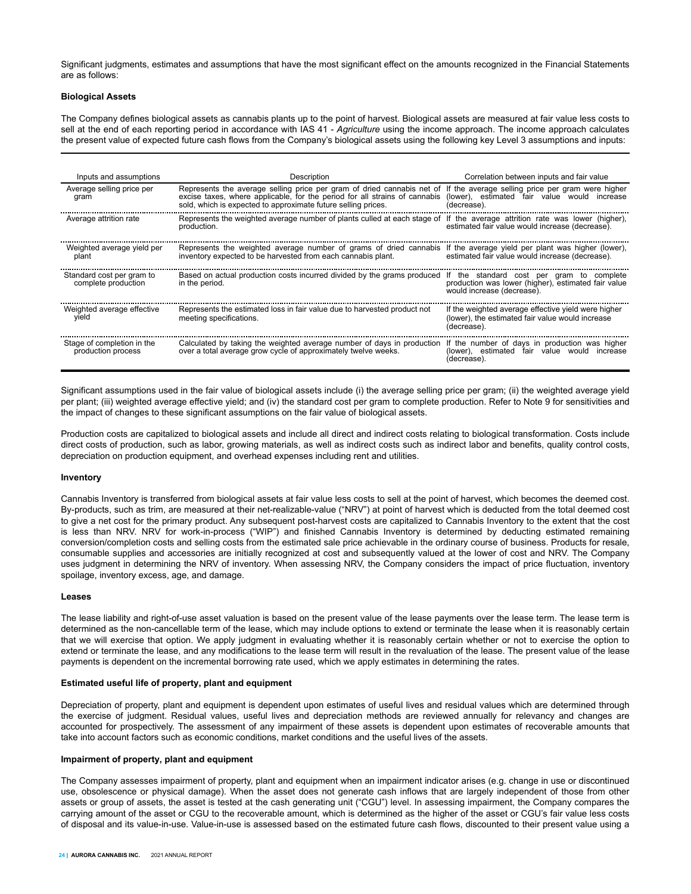Significant judgments, estimates and assumptions that have the most significant effect on the amounts recognized in the Financial Statements are as follows:

**Biological Assets**

The Company defines biological assets as cannabis plants up to the point of harvest. Biological assets are measured at fair value less costs to sell at the end of each reporting period in accordance with IAS 41 - *Agriculture* using the income approach. The income approach calculates the present value of expected future cash flows from the Company's biological assets using the following key Level 3 assumptions and inputs:

| Inputs and assumptions | Description | Correlation between inputs and fair value |
|---|---|---|
| Average selling price per gram | Represents the average selling price per gram of dried cannabis net of excise taxes, where applicable, for the period for all strains of cannabis sold, which is expected to approximate future selling prices. | If the average selling price per gram were higher (lower), estimated fair value would increase (decrease). |
| Average attrition rate | Represents the weighted average number of plants culled at each stage of production. | If the average attrition rate was lower (higher), estimated fair value would increase (decrease). |
| Weighted average yield per plant | Represents the weighted average number of grams of dried cannabis inventory expected to be harvested from each cannabis plant. | If the average yield per plant was higher (lower), estimated fair value would increase (decrease). |
| Standard cost per gram to complete production | Based on actual production costs incurred divided by the grams produced in the period. | If the standard cost per gram to complete production was lower (higher), estimated fair value would increase (decrease). |
| Weighted average effective yield | Represents the estimated loss in fair value due to harvested product not meeting specifications. | If the weighted average effective yield were higher (lower), the estimated fair value would increase (decrease). |
| Stage of completion in the production process | Calculated by taking the weighted average number of days in production over a total average grow cycle of approximately twelve weeks. | If the number of days in production was higher (lower), estimated fair value would increase (decrease). |

Significant assumptions used in the fair value of biological assets include (i) the average selling price per gram; (ii) the weighted average yield per plant; (iii) weighted average effective yield; and (iv) the standard cost per gram to complete production. Refer to Note 9 for sensitivities and the impact of changes to these significant assumptions on the fair value of biological assets.

Production costs are capitalized to biological assets and include all direct and indirect costs relating to biological transformation. Costs include direct costs of production, such as labor, growing materials, as well as indirect costs such as indirect labor and benefits, quality control costs, depreciation on production equipment, and overhead expenses including rent and utilities.

**Inventory**

Cannabis Inventory is transferred from biological assets at fair value less costs to sell at the point of harvest, which becomes the deemed cost. By-products, such as trim, are measured at their net-realizable-value ("NRV") at point of harvest which is deducted from the total deemed cost to give a net cost for the primary product. Any subsequent post-harvest costs are capitalized to Cannabis Inventory to the extent that the cost is less than NRV. NRV for work-in-process ("WIP") and finished Cannabis Inventory is determined by deducting estimated remaining conversion/completion costs and selling costs from the estimated sale price achievable in the ordinary course of business. Products for resale, consumable supplies and accessories are initially recognized at cost and subsequently valued at the lower of cost and NRV. The Company uses judgment in determining the NRV of inventory. When assessing NRV, the Company considers the impact of price fluctuation, inventory spoilage, inventory excess, age, and damage.

**Leases**

The lease liability and right-of-use asset valuation is based on the present value of the lease payments over the lease term. The lease term is determined as the non-cancellable term of the lease, which may include options to extend or terminate the lease when it is reasonably certain that we will exercise that option. We apply judgment in evaluating whether it is reasonably certain whether or not to exercise the option to extend or terminate the lease, and any modifications to the lease term will result in the revaluation of the lease. The present value of the lease payments is dependent on the incremental borrowing rate used, which we apply estimates in determining the rates.

**Estimated useful life of property, plant and equipment**

Depreciation of property, plant and equipment is dependent upon estimates of useful lives and residual values which are determined through the exercise of judgment. Residual values, useful lives and depreciation methods are reviewed annually for relevancy and changes are accounted for prospectively. The assessment of any impairment of these assets is dependent upon estimates of recoverable amounts that take into account factors such as economic conditions, market conditions and the useful lives of the assets.

**Impairment of property, plant and equipment**

The Company assesses impairment of property, plant and equipment when an impairment indicator arises (e.g. change in use or discontinued use, obsolescence or physical damage). When the asset does not generate cash inflows that are largely independent of those from other assets or group of assets, the asset is tested at the cash generating unit ("CGU") level. In assessing impairment, the Company compares the carrying amount of the asset or CGU to the recoverable amount, which is determined as the higher of the asset or CGU's fair value less costs of disposal and its value-in-use. Value-in-use is assessed based on the estimated future cash flows, discounted to their present value using a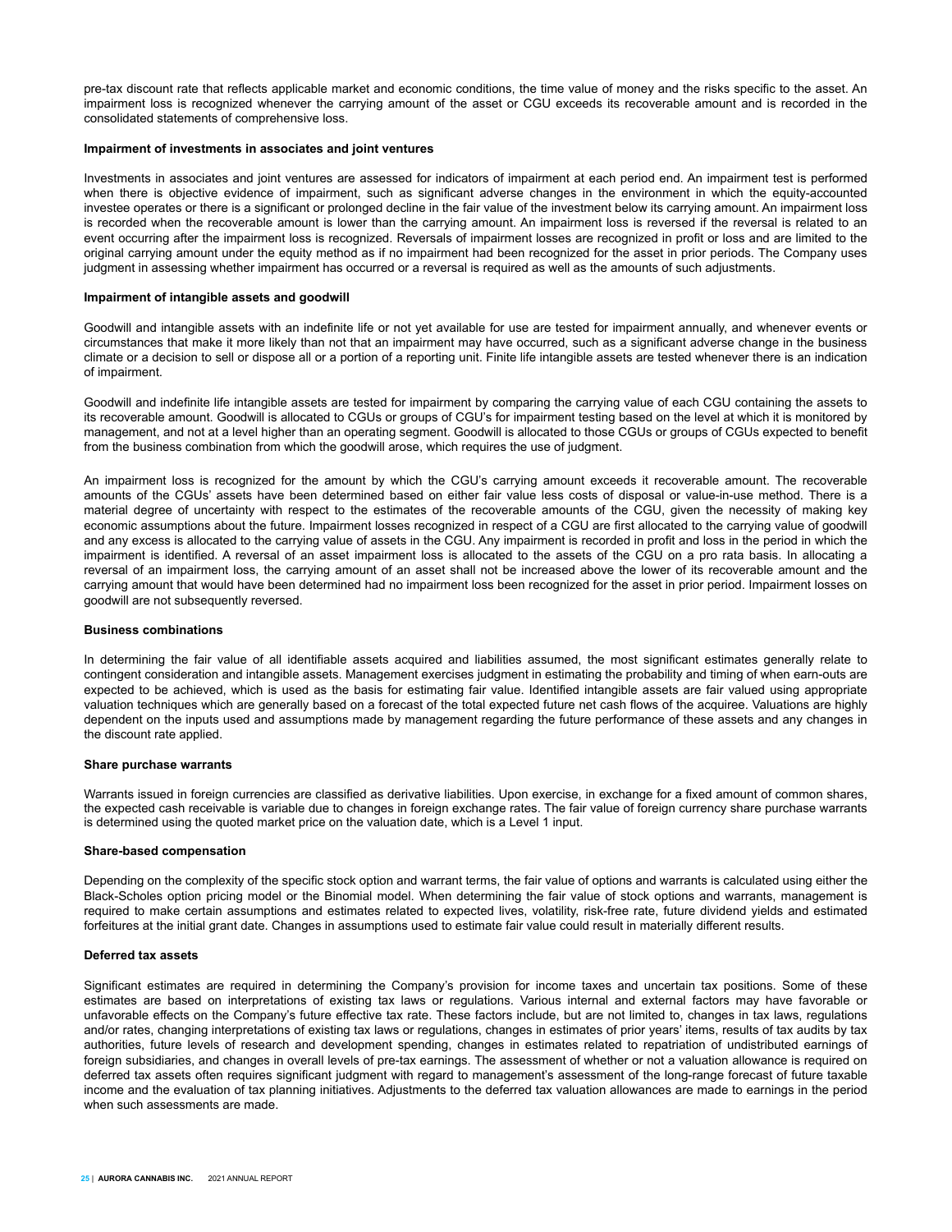pre-tax discount rate that reflects applicable market and economic conditions, the time value of money and the risks specific to the asset. An impairment loss is recognized whenever the carrying amount of the asset or CGU exceeds its recoverable amount and is recorded in the consolidated statements of comprehensive loss.

**Impairment of investments in associates and joint ventures**

Investments in associates and joint ventures are assessed for indicators of impairment at each period end. An impairment test is performed when there is objective evidence of impairment, such as significant adverse changes in the environment in which the equity-accounted investee operates or there is a significant or prolonged decline in the fair value of the investment below its carrying amount. An impairment loss is recorded when the recoverable amount is lower than the carrying amount. An impairment loss is reversed if the reversal is related to an event occurring after the impairment loss is recognized. Reversals of impairment losses are recognized in profit or loss and are limited to the original carrying amount under the equity method as if no impairment had been recognized for the asset in prior periods. The Company uses judgment in assessing whether impairment has occurred or a reversal is required as well as the amounts of such adjustments.

**Impairment of intangible assets and goodwill**

Goodwill and intangible assets with an indefinite life or not yet available for use are tested for impairment annually, and whenever events or circumstances that make it more likely than not that an impairment may have occurred, such as a significant adverse change in the business climate or a decision to sell or dispose all or a portion of a reporting unit. Finite life intangible assets are tested whenever there is an indication of impairment.

Goodwill and indefinite life intangible assets are tested for impairment by comparing the carrying value of each CGU containing the assets to its recoverable amount. Goodwill is allocated to CGUs or groups of CGU's for impairment testing based on the level at which it is monitored by management, and not at a level higher than an operating segment. Goodwill is allocated to those CGUs or groups of CGUs expected to benefit from the business combination from which the goodwill arose, which requires the use of judgment.

An impairment loss is recognized for the amount by which the CGU's carrying amount exceeds it recoverable amount. The recoverable amounts of the CGUs' assets have been determined based on either fair value less costs of disposal or value-in-use method. There is a material degree of uncertainty with respect to the estimates of the recoverable amounts of the CGU, given the necessity of making key economic assumptions about the future. Impairment losses recognized in respect of a CGU are first allocated to the carrying value of goodwill and any excess is allocated to the carrying value of assets in the CGU. Any impairment is recorded in profit and loss in the period in which the impairment is identified. A reversal of an asset impairment loss is allocated to the assets of the CGU on a pro rata basis. In allocating a reversal of an impairment loss, the carrying amount of an asset shall not be increased above the lower of its recoverable amount and the carrying amount that would have been determined had no impairment loss been recognized for the asset in prior period. Impairment losses on goodwill are not subsequently reversed.

**Business combinations**

In determining the fair value of all identifiable assets acquired and liabilities assumed, the most significant estimates generally relate to contingent consideration and intangible assets. Management exercises judgment in estimating the probability and timing of when earn-outs are expected to be achieved, which is used as the basis for estimating fair value. Identified intangible assets are fair valued using appropriate valuation techniques which are generally based on a forecast of the total expected future net cash flows of the acquiree. Valuations are highly dependent on the inputs used and assumptions made by management regarding the future performance of these assets and any changes in the discount rate applied.

**Share purchase warrants**

Warrants issued in foreign currencies are classified as derivative liabilities. Upon exercise, in exchange for a fixed amount of common shares, the expected cash receivable is variable due to changes in foreign exchange rates. The fair value of foreign currency share purchase warrants is determined using the quoted market price on the valuation date, which is a Level 1 input.

**Share-based compensation**

Depending on the complexity of the specific stock option and warrant terms, the fair value of options and warrants is calculated using either the Black-Scholes option pricing model or the Binomial model. When determining the fair value of stock options and warrants, management is required to make certain assumptions and estimates related to expected lives, volatility, risk-free rate, future dividend yields and estimated forfeitures at the initial grant date. Changes in assumptions used to estimate fair value could result in materially different results.

**Deferred tax assets**

Significant estimates are required in determining the Company's provision for income taxes and uncertain tax positions. Some of these estimates are based on interpretations of existing tax laws or regulations. Various internal and external factors may have favorable or unfavorable effects on the Company's future effective tax rate. These factors include, but are not limited to, changes in tax laws, regulations and/or rates, changing interpretations of existing tax laws or regulations, changes in estimates of prior years' items, results of tax audits by tax authorities, future levels of research and development spending, changes in estimates related to repatriation of undistributed earnings of foreign subsidiaries, and changes in overall levels of pre-tax earnings. The assessment of whether or not a valuation allowance is required on deferred tax assets often requires significant judgment with regard to management's assessment of the long-range forecast of future taxable income and the evaluation of tax planning initiatives. Adjustments to the deferred tax valuation allowances are made to earnings in the period when such assessments are made.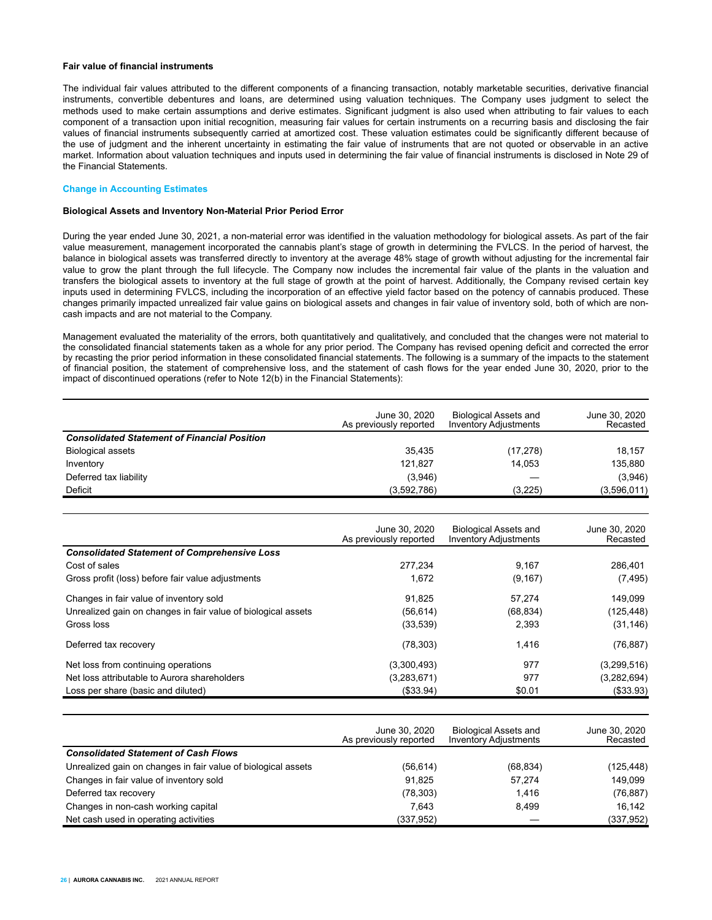#### Fair value of financial instruments

The individual fair values attributed to the different components of a financing transaction, notably marketable securities, derivative financial instruments, convertible debentures and loans, are determined using valuation techniques. The Company uses judgment to select the methods used to make certain assumptions and derive estimates. Significant judgment is also used when attributing to fair values to each component of a transaction upon initial recognition, measuring fair values for certain instruments on a recurring basis and disclosing the fair values of financial instruments subsequently carried at amortized cost. These valuation estimates could be significantly different because of the use of judgment and the inherent uncertainty in estimating the fair value of instruments that are not quoted or observable in an active market. Information about valuation techniques and inputs used in determining the fair value of financial instruments is disclosed in Note 29 of the Financial Statements.

### Change in Accounting Estimates

#### Biological Assets and Inventory Non-Material Prior Period Error

During the year ended June 30, 2021, a non-material error was identified in the valuation methodology for biological assets. As part of the fair value measurement, management incorporated the cannabis plant's stage of growth in determining the FVLCS. In the period of harvest, the balance in biological assets was transferred directly to inventory at the average 48% stage of growth without adjusting for the incremental fair value to grow the plant through the full lifecycle. The Company now includes the incremental fair value of the plants in the valuation and transfers the biological assets to inventory at the full stage of growth at the point of harvest. Additionally, the Company revised certain key inputs used in determining FVLCS, including the incorporation of an effective yield factor based on the potency of cannabis produced. These changes primarily impacted unrealized fair value gains on biological assets and changes in fair value of inventory sold, both of which are non-cash impacts and are not material to the Company.

Management evaluated the materiality of the errors, both quantitatively and qualitatively, and concluded that the changes were not material to the consolidated financial statements taken as a whole for any prior period. The Company has revised opening deficit and corrected the error by recasting the prior period information in these consolidated financial statements. The following is a summary of the impacts to the statement of financial position, the statement of comprehensive loss, and the statement of cash flows for the year ended June 30, 2020, prior to the impact of discontinued operations (refer to Note 12(b) in the Financial Statements):

| | June 30, 2020 As previously reported | Biological Assets and Inventory Adjustments | June 30, 2020 Recasted |
|---|---|---|---|
| ***Consolidated Statement of Financial Position*** | | | |
| Biological assets | 35,435 | (17,278) | 18,157 |
| Inventory | 121,827 | 14,053 | 135,880 |
| Deferred tax liability | (3,946) | — | (3,946) |
| Deficit | (3,592,786) | (3,225) | (3,596,011) |

| | June 30, 2020 As previously reported | Biological Assets and Inventory Adjustments | June 30, 2020 Recasted |
|---|---|---|---|
| ***Consolidated Statement of Comprehensive Loss*** | | | |
| Cost of sales | 277,234 | 9,167 | 286,401 |
| Gross profit (loss) before fair value adjustments | 1,672 | (9,167) | (7,495) |
| Changes in fair value of inventory sold | 91,825 | 57,274 | 149,099 |
| Unrealized gain on changes in fair value of biological assets | (56,614) | (68,834) | (125,448) |
| Gross loss | (33,539) | 2,393 | (31,146) |
| Deferred tax recovery | (78,303) | 1,416 | (76,887) |
| Net loss from continuing operations | (3,300,493) | 977 | (3,299,516) |
| Net loss attributable to Aurora shareholders | (3,283,671) | 977 | (3,282,694) |
| Loss per share (basic and diluted) | ($33.94) | $0.01 | ($33.93) |

| | June 30, 2020 As previously reported | Biological Assets and Inventory Adjustments | June 30, 2020 Recasted |
|---|---|---|---|
| ***Consolidated Statement of Cash Flows*** | | | |
| Unrealized gain on changes in fair value of biological assets | (56,614) | (68,834) | (125,448) |
| Changes in fair value of inventory sold | 91,825 | 57,274 | 149,099 |
| Deferred tax recovery | (78,303) | 1,416 | (76,887) |
| Changes in non-cash working capital | 7,643 | 8,499 | 16,142 |
| Net cash used in operating activities | (337,952) | — | (337,952) |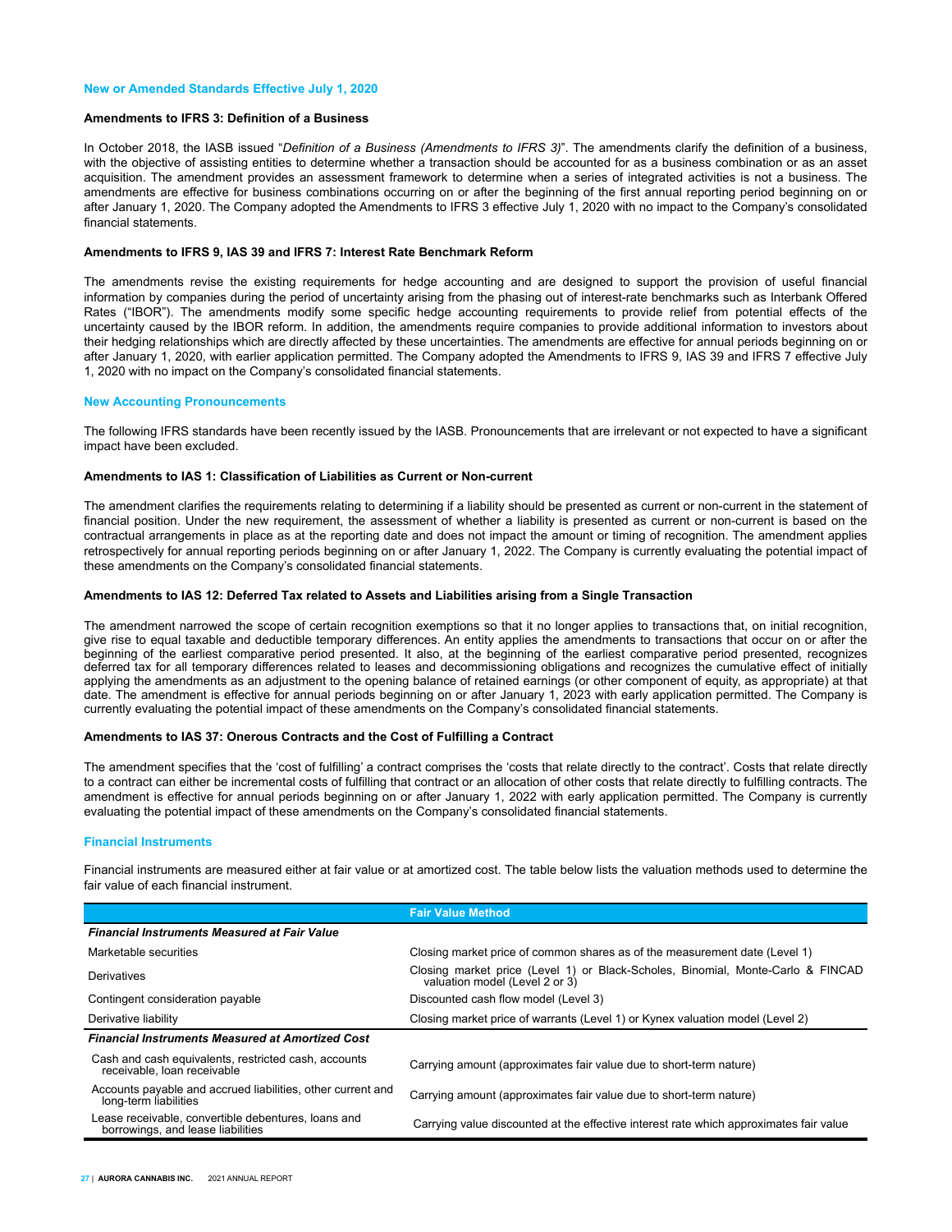## New or Amended Standards Effective July 1, 2020

### Amendments to IFRS 3: Definition of a Business

In October 2018, the IASB issued "*Definition of a Business (Amendments to IFRS 3)*". The amendments clarify the definition of a business, with the objective of assisting entities to determine whether a transaction should be accounted for as a business combination or as an asset acquisition. The amendment provides an assessment framework to determine when a series of integrated activities is not a business. The amendments are effective for business combinations occurring on or after the beginning of the first annual reporting period beginning on or after January 1, 2020. The Company adopted the Amendments to IFRS 3 effective July 1, 2020 with no impact to the Company's consolidated financial statements.

### Amendments to IFRS 9, IAS 39 and IFRS 7: Interest Rate Benchmark Reform

The amendments revise the existing requirements for hedge accounting and are designed to support the provision of useful financial information by companies during the period of uncertainty arising from the phasing out of interest-rate benchmarks such as Interbank Offered Rates ("IBOR"). The amendments modify some specific hedge accounting requirements to provide relief from potential effects of the uncertainty caused by the IBOR reform. In addition, the amendments require companies to provide additional information to investors about their hedging relationships which are directly affected by these uncertainties. The amendments are effective for annual periods beginning on or after January 1, 2020, with earlier application permitted. The Company adopted the Amendments to IFRS 9, IAS 39 and IFRS 7 effective July 1, 2020 with no impact on the Company's consolidated financial statements.

## New Accounting Pronouncements

The following IFRS standards have been recently issued by the IASB. Pronouncements that are irrelevant or not expected to have a significant impact have been excluded.

### Amendments to IAS 1: Classification of Liabilities as Current or Non-current

The amendment clarifies the requirements relating to determining if a liability should be presented as current or non-current in the statement of financial position. Under the new requirement, the assessment of whether a liability is presented as current or non-current is based on the contractual arrangements in place as at the reporting date and does not impact the amount or timing of recognition. The amendment applies retrospectively for annual reporting periods beginning on or after January 1, 2022. The Company is currently evaluating the potential impact of these amendments on the Company's consolidated financial statements.

### Amendments to IAS 12: Deferred Tax related to Assets and Liabilities arising from a Single Transaction

The amendment narrowed the scope of certain recognition exemptions so that it no longer applies to transactions that, on initial recognition, give rise to equal taxable and deductible temporary differences. An entity applies the amendments to transactions that occur on or after the beginning of the earliest comparative period presented. It also, at the beginning of the earliest comparative period presented, recognizes deferred tax for all temporary differences related to leases and decommissioning obligations and recognizes the cumulative effect of initially applying the amendments as an adjustment to the opening balance of retained earnings (or other component of equity, as appropriate) at that date. The amendment is effective for annual periods beginning on or after January 1, 2023 with early application permitted. The Company is currently evaluating the potential impact of these amendments on the Company's consolidated financial statements.

### Amendments to IAS 37: Onerous Contracts and the Cost of Fulfilling a Contract

The amendment specifies that the 'cost of fulfilling' a contract comprises the 'costs that relate directly to the contract'. Costs that relate directly to a contract can either be incremental costs of fulfilling that contract or an allocation of other costs that relate directly to fulfilling contracts. The amendment is effective for annual periods beginning on or after January 1, 2022 with early application permitted. The Company is currently evaluating the potential impact of these amendments on the Company's consolidated financial statements.

## Financial Instruments

Financial instruments are measured either at fair value or at amortized cost. The table below lists the valuation methods used to determine the fair value of each financial instrument.

| | Fair Value Method |
|---|---|
| ***Financial Instruments Measured at Fair Value*** | |
| Marketable securities | Closing market price of common shares as of the measurement date (Level 1) |
| Derivatives | Closing market price (Level 1) or Black-Scholes, Binomial, Monte-Carlo & FINCAD valuation model (Level 2 or 3) |
| Contingent consideration payable | Discounted cash flow model (Level 3) |
| Derivative liability | Closing market price of warrants (Level 1) or Kynex valuation model (Level 2) |
| ***Financial Instruments Measured at Amortized Cost*** | |
| Cash and cash equivalents, restricted cash, accounts receivable, loan receivable | Carrying amount (approximates fair value due to short-term nature) |
| Accounts payable and accrued liabilities, other current and long-term liabilities | Carrying amount (approximates fair value due to short-term nature) |
| Lease receivable, convertible debentures, loans and borrowings, and lease liabilities | Carrying value discounted at the effective interest rate which approximates fair value |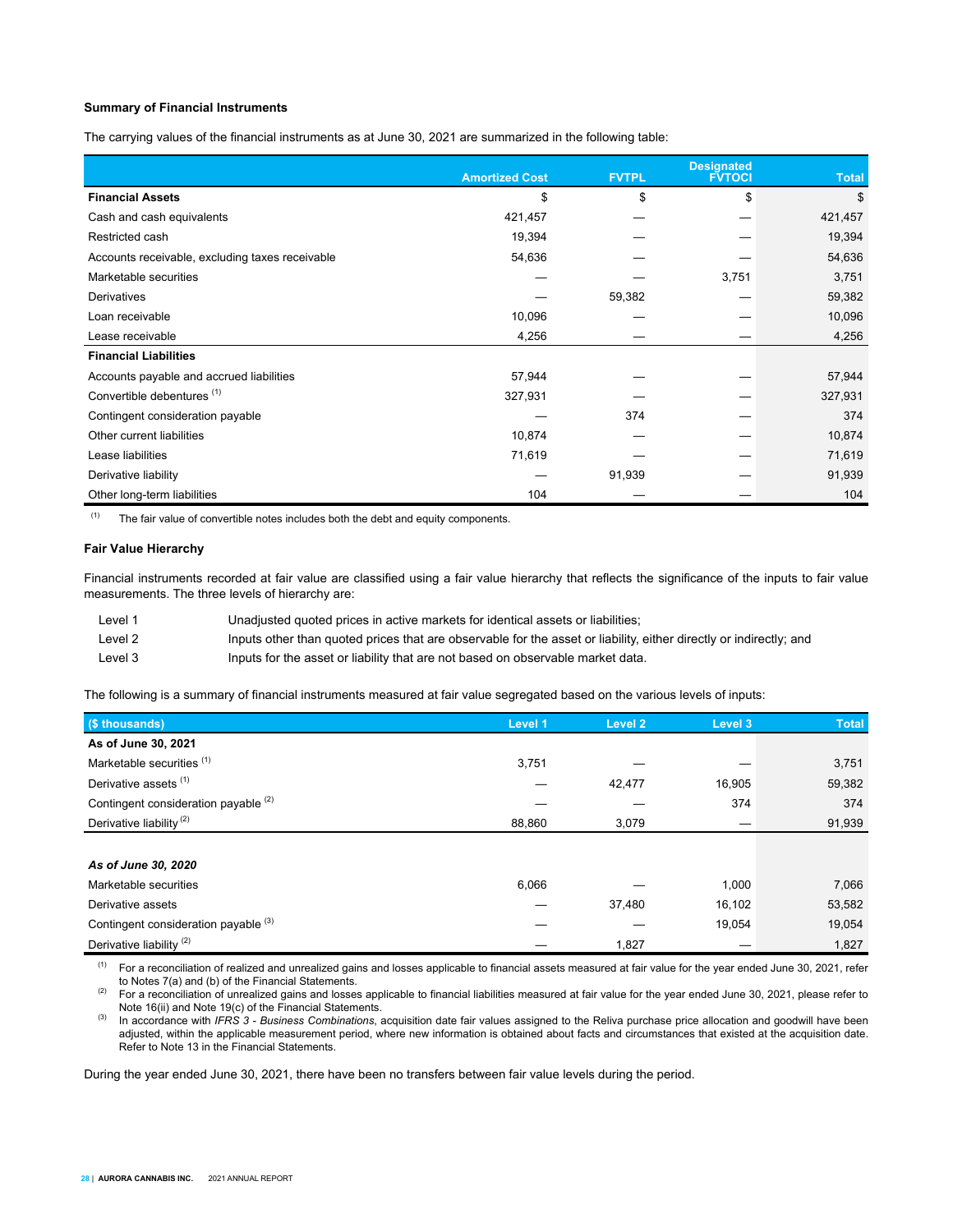### Summary of Financial Instruments

The carrying values of the financial instruments as at June 30, 2021 are summarized in the following table:

| | Amortized Cost | FVTPL | Designated FVTOCI | Total |
|---|---|---|---|---|
| **Financial Assets** | $ | $ | $ | $ |
| Cash and cash equivalents | 421,457 | — | — | 421,457 |
| Restricted cash | 19,394 | — | — | 19,394 |
| Accounts receivable, excluding taxes receivable | 54,636 | — | — | 54,636 |
| Marketable securities | — | — | 3,751 | 3,751 |
| Derivatives | — | 59,382 | — | 59,382 |
| Loan receivable | 10,096 | — | — | 10,096 |
| Lease receivable | 4,256 | — | — | 4,256 |
| **Financial Liabilities** | | | | |
| Accounts payable and accrued liabilities | 57,944 | — | — | 57,944 |
| Convertible debentures [(1)] | 327,931 | — | — | 327,931 |
| Contingent consideration payable | — | 374 | — | 374 |
| Other current liabilities | 10,874 | — | — | 10,874 |
| Lease liabilities | 71,619 | — | — | 71,619 |
| Derivative liability | — | 91,939 | — | 91,939 |
| Other long-term liabilities | 104 | — | — | 104 |

(1) The fair value of convertible notes includes both the debt and equity components.

### Fair Value Hierarchy

Financial instruments recorded at fair value are classified using a fair value hierarchy that reflects the significance of the inputs to fair value measurements. The three levels of hierarchy are:

- Level 1 — Unadjusted quoted prices in active markets for identical assets or liabilities;
- Level 2 — Inputs other than quoted prices that are observable for the asset or liability, either directly or indirectly; and
- Level 3 — Inputs for the asset or liability that are not based on observable market data.

The following is a summary of financial instruments measured at fair value segregated based on the various levels of inputs:

| ($ thousands) | Level 1 | Level 2 | Level 3 | Total |
|---|---|---|---|---|
| **As of June 30, 2021** | | | | |
| Marketable securities [(1)] | 3,751 | — | — | 3,751 |
| Derivative assets [(1)] | — | 42,477 | 16,905 | 59,382 |
| Contingent consideration payable [(2)] | — | — | 374 | 374 |
| Derivative liability [(2)] | 88,860 | 3,079 | — | 91,939 |
| | | | | |
| ***As of June 30, 2020*** | | | | |
| Marketable securities | 6,066 | — | 1,000 | 7,066 |
| Derivative assets | — | 37,480 | 16,102 | 53,582 |
| Contingent consideration payable [(3)] | — | — | 19,054 | 19,054 |
| Derivative liability [(2)] | — | 1,827 | — | 1,827 |

(1) For a reconciliation of realized and unrealized gains and losses applicable to financial assets measured at fair value for the year ended June 30, 2021, refer to Notes 7(a) and (b) of the Financial Statements.

(2) For a reconciliation of unrealized gains and losses applicable to financial liabilities measured at fair value for the year ended June 30, 2021, please refer to Note 16(ii) and Note 19(c) of the Financial Statements.

(3) In accordance with *IFRS 3 - Business Combinations*, acquisition date fair values assigned to the Reliva purchase price allocation and goodwill have been adjusted, within the applicable measurement period, where new information is obtained about facts and circumstances that existed at the acquisition date. Refer to Note 13 in the Financial Statements.

During the year ended June 30, 2021, there have been no transfers between fair value levels during the period.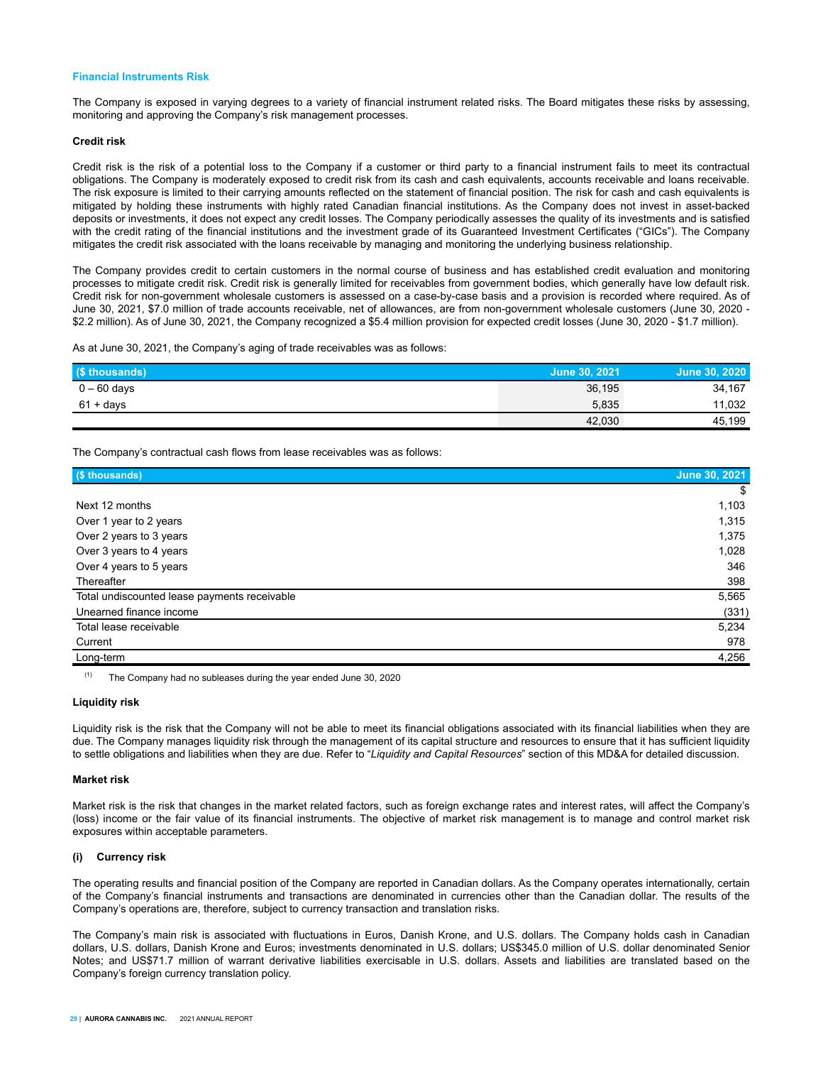## Financial Instruments Risk

The Company is exposed in varying degrees to a variety of financial instrument related risks. The Board mitigates these risks by assessing, monitoring and approving the Company's risk management processes.

### Credit risk

Credit risk is the risk of a potential loss to the Company if a customer or third party to a financial instrument fails to meet its contractual obligations. The Company is moderately exposed to credit risk from its cash and cash equivalents, accounts receivable and loans receivable. The risk exposure is limited to their carrying amounts reflected on the statement of financial position. The risk for cash and cash equivalents is mitigated by holding these instruments with highly rated Canadian financial institutions. As the Company does not invest in asset-backed deposits or investments, it does not expect any credit losses. The Company periodically assesses the quality of its investments and is satisfied with the credit rating of the financial institutions and the investment grade of its Guaranteed Investment Certificates ("GICs"). The Company mitigates the credit risk associated with the loans receivable by managing and monitoring the underlying business relationship.

The Company provides credit to certain customers in the normal course of business and has established credit evaluation and monitoring processes to mitigate credit risk. Credit risk is generally limited for receivables from government bodies, which generally have low default risk. Credit risk for non-government wholesale customers is assessed on a case-by-case basis and a provision is recorded where required. As of June 30, 2021, $7.0 million of trade accounts receivable, net of allowances, are from non-government wholesale customers (June 30, 2020 - $2.2 million). As of June 30, 2021, the Company recognized a $5.4 million provision for expected credit losses (June 30, 2020 - $1.7 million).

As at June 30, 2021, the Company's aging of trade receivables was as follows:

| ($ thousands) | June 30, 2021 | June 30, 2020 |
|---|---|---|
| 0 – 60 days | 36,195 | 34,167 |
| 61 + days | 5,835 | 11,032 |
| | 42,030 | 45,199 |

The Company's contractual cash flows from lease receivables was as follows:

| ($ thousands) | June 30, 2021 |
|---|---|
| | $ |
| Next 12 months | 1,103 |
| Over 1 year to 2 years | 1,315 |
| Over 2 years to 3 years | 1,375 |
| Over 3 years to 4 years | 1,028 |
| Over 4 years to 5 years | 346 |
| Thereafter | 398 |
| Total undiscounted lease payments receivable | 5,565 |
| Unearned finance income | (331) |
| Total lease receivable | 5,234 |
| Current | 978 |
| Long-term | 4,256 |

(1) The Company had no subleases during the year ended June 30, 2020

### Liquidity risk

Liquidity risk is the risk that the Company will not be able to meet its financial obligations associated with its financial liabilities when they are due. The Company manages liquidity risk through the management of its capital structure and resources to ensure that it has sufficient liquidity to settle obligations and liabilities when they are due. Refer to "*Liquidity and Capital Resources*" section of this MD&A for detailed discussion.

### Market risk

Market risk is the risk that changes in the market related factors, such as foreign exchange rates and interest rates, will affect the Company's (loss) income or the fair value of its financial instruments. The objective of market risk management is to manage and control market risk exposures within acceptable parameters.

#### (i) Currency risk

The operating results and financial position of the Company are reported in Canadian dollars. As the Company operates internationally, certain of the Company's financial instruments and transactions are denominated in currencies other than the Canadian dollar. The results of the Company's operations are, therefore, subject to currency transaction and translation risks.

The Company's main risk is associated with fluctuations in Euros, Danish Krone, and U.S. dollars. The Company holds cash in Canadian dollars, U.S. dollars, Danish Krone and Euros; investments denominated in U.S. dollars; US$345.0 million of U.S. dollar denominated Senior Notes; and US$71.7 million of warrant derivative liabilities exercisable in U.S. dollars. Assets and liabilities are translated based on the Company's foreign currency translation policy.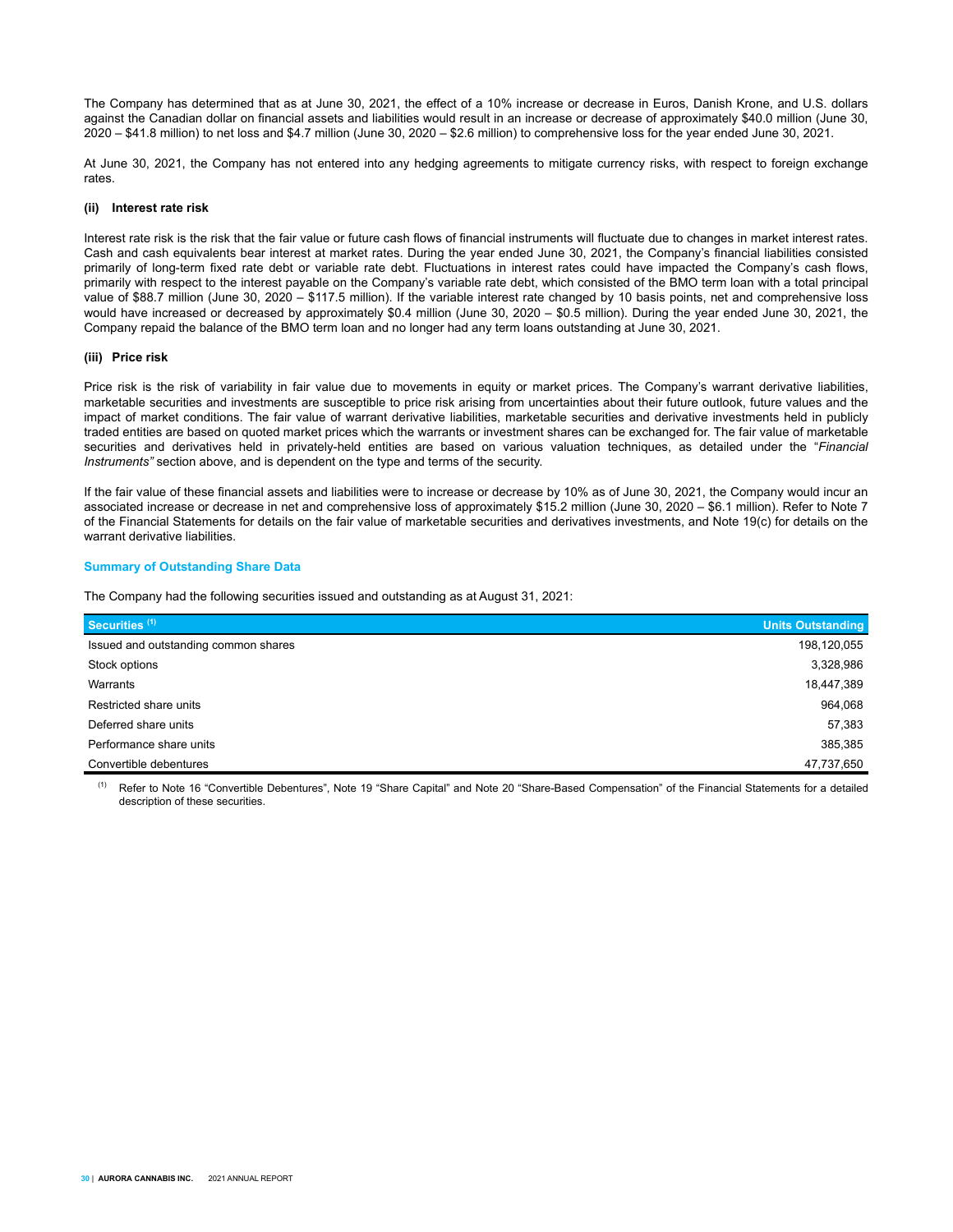The Company has determined that as at June 30, 2021, the effect of a 10% increase or decrease in Euros, Danish Krone, and U.S. dollars against the Canadian dollar on financial assets and liabilities would result in an increase or decrease of approximately $40.0 million (June 30, 2020 – $41.8 million) to net loss and $4.7 million (June 30, 2020 – $2.6 million) to comprehensive loss for the year ended June 30, 2021.

At June 30, 2021, the Company has not entered into any hedging agreements to mitigate currency risks, with respect to foreign exchange rates.

**(ii) Interest rate risk**

Interest rate risk is the risk that the fair value or future cash flows of financial instruments will fluctuate due to changes in market interest rates. Cash and cash equivalents bear interest at market rates. During the year ended June 30, 2021, the Company's financial liabilities consisted primarily of long-term fixed rate debt or variable rate debt. Fluctuations in interest rates could have impacted the Company's cash flows, primarily with respect to the interest payable on the Company's variable rate debt, which consisted of the BMO term loan with a total principal value of $88.7 million (June 30, 2020 – $117.5 million). If the variable interest rate changed by 10 basis points, net and comprehensive loss would have increased or decreased by approximately $0.4 million (June 30, 2020 – $0.5 million). During the year ended June 30, 2021, the Company repaid the balance of the BMO term loan and no longer had any term loans outstanding at June 30, 2021.

**(iii) Price risk**

Price risk is the risk of variability in fair value due to movements in equity or market prices. The Company's warrant derivative liabilities, marketable securities and investments are susceptible to price risk arising from uncertainties about their future outlook, future values and the impact of market conditions. The fair value of warrant derivative liabilities, marketable securities and derivative investments held in publicly traded entities are based on quoted market prices which the warrants or investment shares can be exchanged for. The fair value of marketable securities and derivatives held in privately-held entities are based on various valuation techniques, as detailed under the "*Financial Instruments"* section above, and is dependent on the type and terms of the security.

If the fair value of these financial assets and liabilities were to increase or decrease by 10% as of June 30, 2021, the Company would incur an associated increase or decrease in net and comprehensive loss of approximately $15.2 million (June 30, 2020 – $6.1 million). Refer to Note 7 of the Financial Statements for details on the fair value of marketable securities and derivatives investments, and Note 19(c) for details on the warrant derivative liabilities.

## Summary of Outstanding Share Data

The Company had the following securities issued and outstanding as at August 31, 2021:

| Securities [1] | Units Outstanding |
|---|---|
| Issued and outstanding common shares | 198,120,055 |
| Stock options | 3,328,986 |
| Warrants | 18,447,389 |
| Restricted share units | 964,068 |
| Deferred share units | 57,383 |
| Performance share units | 385,385 |
| Convertible debentures | 47,737,650 |

[1] Refer to Note 16 "Convertible Debentures", Note 19 "Share Capital" and Note 20 "Share-Based Compensation" of the Financial Statements for a detailed description of these securities.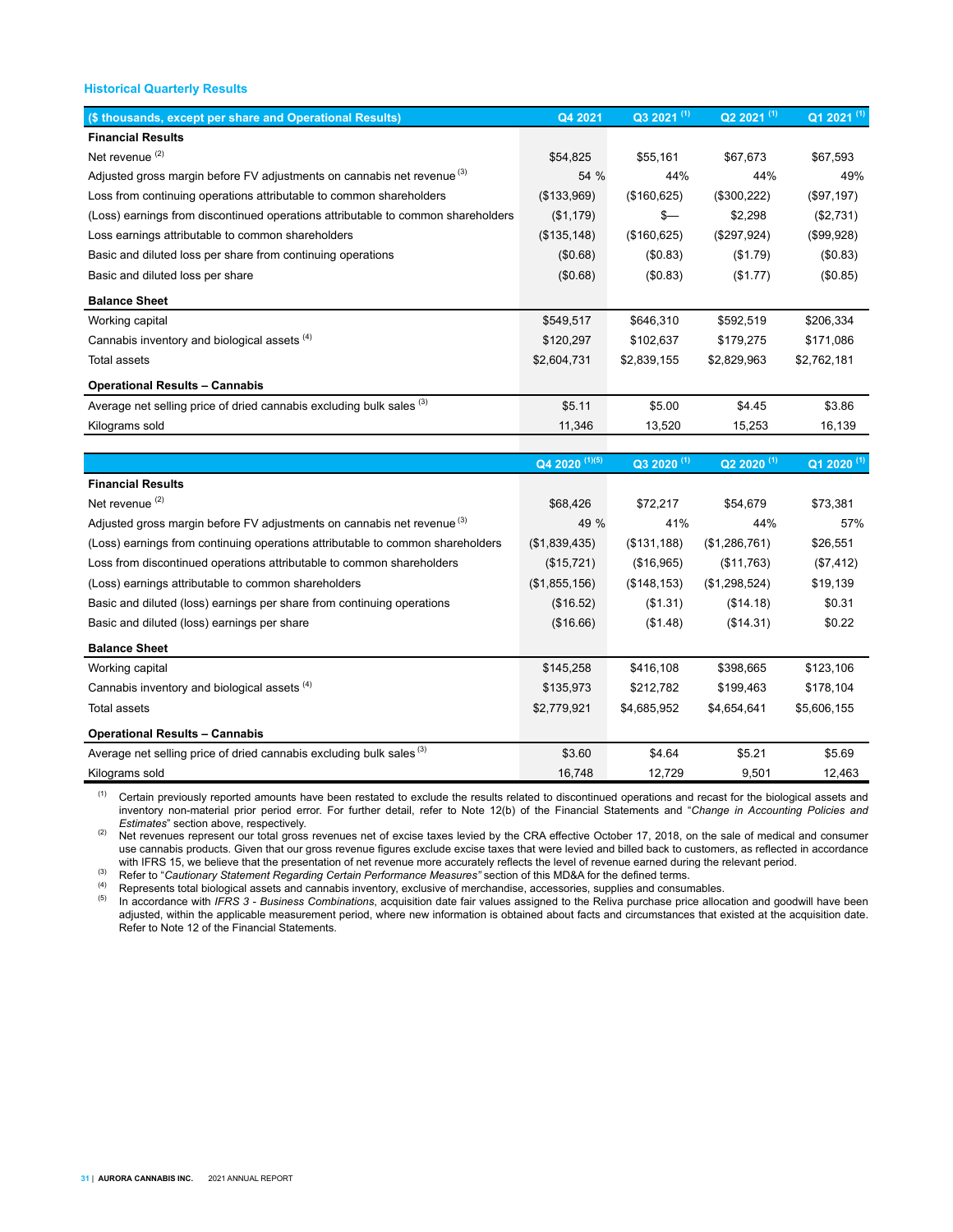### Historical Quarterly Results

| ($ thousands, except per share and Operational Results) | Q4 2021 | Q3 2021 [(1)] | Q2 2021 [(1)] | Q1 2021 [(1)] |
|---|---|---|---|---|
| **Financial Results** | | | | |
| Net revenue [(2)] | $54,825 | $55,161 | $67,673 | $67,593 |
| Adjusted gross margin before FV adjustments on cannabis net revenue [(3)] | 54 % | 44% | 44% | 49% |
| Loss from continuing operations attributable to common shareholders | ($133,969) | ($160,625) | ($300,222) | ($97,197) |
| (Loss) earnings from discontinued operations attributable to common shareholders | ($1,179) | $— | $2,298 | ($2,731) |
| Loss earnings attributable to common shareholders | ($135,148) | ($160,625) | ($297,924) | ($99,928) |
| Basic and diluted loss per share from continuing operations | ($0.68) | ($0.83) | ($1.79) | ($0.83) |
| Basic and diluted loss per share | ($0.68) | ($0.83) | ($1.77) | ($0.85) |
| **Balance Sheet** | | | | |
| Working capital | $549,517 | $646,310 | $592,519 | $206,334 |
| Cannabis inventory and biological assets [(4)] | $120,297 | $102,637 | $179,275 | $171,086 |
| Total assets | $2,604,731 | $2,839,155 | $2,829,963 | $2,762,181 |
| **Operational Results – Cannabis** | | | | |
| Average net selling price of dried cannabis excluding bulk sales [(3)] | $5.11 | $5.00 | $4.45 | $3.86 |
| Kilograms sold | 11,346 | 13,520 | 15,253 | 16,139 |

| | Q4 2020 [(1)(5)] | Q3 2020 [(1)] | Q2 2020 [(1)] | Q1 2020 [(1)] |
|---|---|---|---|---|
| **Financial Results** | | | | |
| Net revenue [(2)] | $68,426 | $72,217 | $54,679 | $73,381 |
| Adjusted gross margin before FV adjustments on cannabis net revenue [(3)] | 49 % | 41% | 44% | 57% |
| (Loss) earnings from continuing operations attributable to common shareholders | ($1,839,435) | ($131,188) | ($1,286,761) | $26,551 |
| Loss from discontinued operations attributable to common shareholders | ($15,721) | ($16,965) | ($11,763) | ($7,412) |
| (Loss) earnings attributable to common shareholders | ($1,855,156) | ($148,153) | ($1,298,524) | $19,139 |
| Basic and diluted (loss) earnings per share from continuing operations | ($16.52) | ($1.31) | ($14.18) | $0.31 |
| Basic and diluted (loss) earnings per share | ($16.66) | ($1.48) | ($14.31) | $0.22 |
| **Balance Sheet** | | | | |
| Working capital | $145,258 | $416,108 | $398,665 | $123,106 |
| Cannabis inventory and biological assets [(4)] | $135,973 | $212,782 | $199,463 | $178,104 |
| Total assets | $2,779,921 | $4,685,952 | $4,654,641 | $5,606,155 |
| **Operational Results – Cannabis** | | | | |
| Average net selling price of dried cannabis excluding bulk sales [(3)] | $3.60 | $4.64 | $5.21 | $5.69 |
| Kilograms sold | 16,748 | 12,729 | 9,501 | 12,463 |

(1) Certain previously reported amounts have been restated to exclude the results related to discontinued operations and recast for the biological assets and inventory non-material prior period error. For further detail, refer to Note 12(b) of the Financial Statements and "*Change in Accounting Policies and Estimates*" section above, respectively.

(2) Net revenues represent our total gross revenues net of excise taxes levied by the CRA effective October 17, 2018, on the sale of medical and consumer use cannabis products. Given that our gross revenue figures exclude excise taxes that were levied and billed back to customers, as reflected in accordance with IFRS 15, we believe that the presentation of net revenue more accurately reflects the level of revenue earned during the relevant period.

(3) Refer to "*Cautionary Statement Regarding Certain Performance Measures*" section of this MD&A for the defined terms.

(4) Represents total biological assets and cannabis inventory, exclusive of merchandise, accessories, supplies and consumables.

(5) In accordance with *IFRS 3 - Business Combinations*, acquisition date fair values assigned to the Reliva purchase price allocation and goodwill have been adjusted, within the applicable measurement period, where new information is obtained about facts and circumstances that existed at the acquisition date. Refer to Note 12 of the Financial Statements.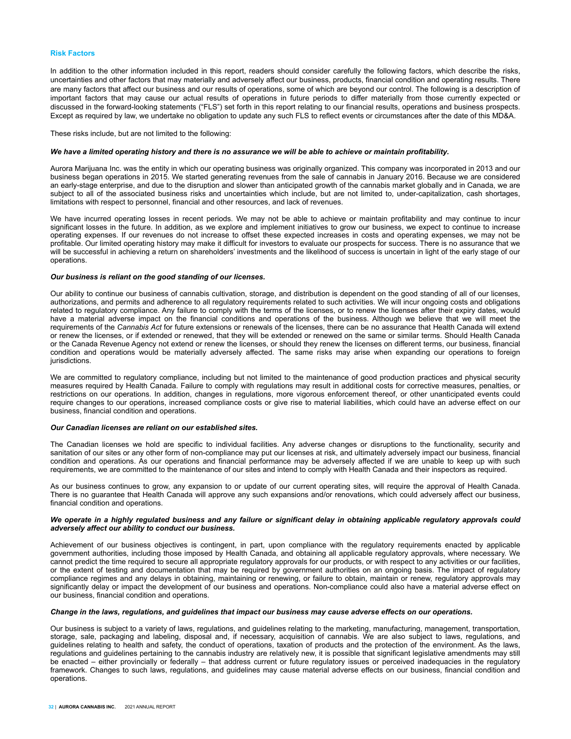## Risk Factors

In addition to the other information included in this report, readers should consider carefully the following factors, which describe the risks, uncertainties and other factors that may materially and adversely affect our business, products, financial condition and operating results. There are many factors that affect our business and our results of operations, some of which are beyond our control. The following is a description of important factors that may cause our actual results of operations in future periods to differ materially from those currently expected or discussed in the forward-looking statements ("FLS") set forth in this report relating to our financial results, operations and business prospects. Except as required by law, we undertake no obligation to update any such FLS to reflect events or circumstances after the date of this MD&A.

These risks include, but are not limited to the following:

***We have a limited operating history and there is no assurance we will be able to achieve or maintain profitability.***

Aurora Marijuana Inc. was the entity in which our operating business was originally organized. This company was incorporated in 2013 and our business began operations in 2015. We started generating revenues from the sale of cannabis in January 2016. Because we are considered an early-stage enterprise, and due to the disruption and slower than anticipated growth of the cannabis market globally and in Canada, we are subject to all of the associated business risks and uncertainties which include, but are not limited to, under-capitalization, cash shortages, limitations with respect to personnel, financial and other resources, and lack of revenues.

We have incurred operating losses in recent periods. We may not be able to achieve or maintain profitability and may continue to incur significant losses in the future. In addition, as we explore and implement initiatives to grow our business, we expect to continue to increase operating expenses. If our revenues do not increase to offset these expected increases in costs and operating expenses, we may not be profitable. Our limited operating history may make it difficult for investors to evaluate our prospects for success. There is no assurance that we will be successful in achieving a return on shareholders' investments and the likelihood of success is uncertain in light of the early stage of our operations.

***Our business is reliant on the good standing of our licenses.***

Our ability to continue our business of cannabis cultivation, storage, and distribution is dependent on the good standing of all of our licenses, authorizations, and permits and adherence to all regulatory requirements related to such activities. We will incur ongoing costs and obligations related to regulatory compliance. Any failure to comply with the terms of the licenses, or to renew the licenses after their expiry dates, would have a material adverse impact on the financial conditions and operations of the business. Although we believe that we will meet the requirements of the *Cannabis Act* for future extensions or renewals of the licenses, there can be no assurance that Health Canada will extend or renew the licenses, or if extended or renewed, that they will be extended or renewed on the same or similar terms. Should Health Canada or the Canada Revenue Agency not extend or renew the licenses, or should they renew the licenses on different terms, our business, financial condition and operations would be materially adversely affected. The same risks may arise when expanding our operations to foreign jurisdictions.

We are committed to regulatory compliance, including but not limited to the maintenance of good production practices and physical security measures required by Health Canada. Failure to comply with regulations may result in additional costs for corrective measures, penalties, or restrictions on our operations. In addition, changes in regulations, more vigorous enforcement thereof, or other unanticipated events could require changes to our operations, increased compliance costs or give rise to material liabilities, which could have an adverse effect on our business, financial condition and operations.

***Our Canadian licenses are reliant on our established sites.***

The Canadian licenses we hold are specific to individual facilities. Any adverse changes or disruptions to the functionality, security and sanitation of our sites or any other form of non-compliance may put our licenses at risk, and ultimately adversely impact our business, financial condition and operations. As our operations and financial performance may be adversely affected if we are unable to keep up with such requirements, we are committed to the maintenance of our sites and intend to comply with Health Canada and their inspectors as required.

As our business continues to grow, any expansion to or update of our current operating sites, will require the approval of Health Canada. There is no guarantee that Health Canada will approve any such expansions and/or renovations, which could adversely affect our business, financial condition and operations.

***We operate in a highly regulated business and any failure or significant delay in obtaining applicable regulatory approvals could adversely affect our ability to conduct our business.***

Achievement of our business objectives is contingent, in part, upon compliance with the regulatory requirements enacted by applicable government authorities, including those imposed by Health Canada, and obtaining all applicable regulatory approvals, where necessary. We cannot predict the time required to secure all appropriate regulatory approvals for our products, or with respect to any activities or our facilities, or the extent of testing and documentation that may be required by government authorities on an ongoing basis. The impact of regulatory compliance regimes and any delays in obtaining, maintaining or renewing, or failure to obtain, maintain or renew, regulatory approvals may significantly delay or impact the development of our business and operations. Non-compliance could also have a material adverse effect on our business, financial condition and operations.

***Change in the laws, regulations, and guidelines that impact our business may cause adverse effects on our operations.***

Our business is subject to a variety of laws, regulations, and guidelines relating to the marketing, manufacturing, management, transportation, storage, sale, packaging and labeling, disposal and, if necessary, acquisition of cannabis. We are also subject to laws, regulations, and guidelines relating to health and safety, the conduct of operations, taxation of products and the protection of the environment. As the laws, regulations and guidelines pertaining to the cannabis industry are relatively new, it is possible that significant legislative amendments may still be enacted – either provincially or federally – that address current or future regulatory issues or perceived inadequacies in the regulatory framework. Changes to such laws, regulations, and guidelines may cause material adverse effects on our business, financial condition and operations.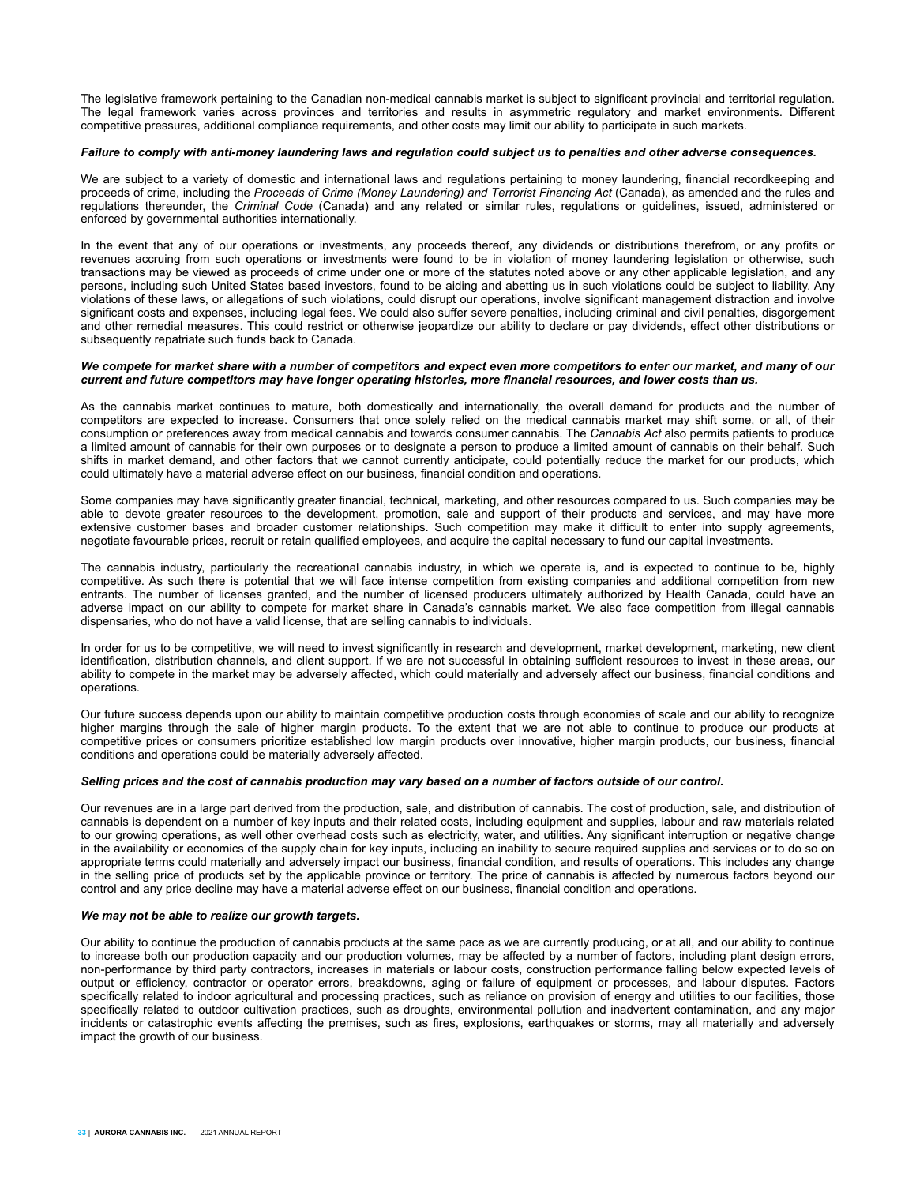The legislative framework pertaining to the Canadian non-medical cannabis market is subject to significant provincial and territorial regulation. The legal framework varies across provinces and territories and results in asymmetric regulatory and market environments. Different competitive pressures, additional compliance requirements, and other costs may limit our ability to participate in such markets.

***Failure to comply with anti-money laundering laws and regulation could subject us to penalties and other adverse consequences.***

We are subject to a variety of domestic and international laws and regulations pertaining to money laundering, financial recordkeeping and proceeds of crime, including the *Proceeds of Crime (Money Laundering) and Terrorist Financing Act* (Canada), as amended and the rules and regulations thereunder, the *Criminal Code* (Canada) and any related or similar rules, regulations or guidelines, issued, administered or enforced by governmental authorities internationally.

In the event that any of our operations or investments, any proceeds thereof, any dividends or distributions therefrom, or any profits or revenues accruing from such operations or investments were found to be in violation of money laundering legislation or otherwise, such transactions may be viewed as proceeds of crime under one or more of the statutes noted above or any other applicable legislation, and any persons, including such United States based investors, found to be aiding and abetting us in such violations could be subject to liability. Any violations of these laws, or allegations of such violations, could disrupt our operations, involve significant management distraction and involve significant costs and expenses, including legal fees. We could also suffer severe penalties, including criminal and civil penalties, disgorgement and other remedial measures. This could restrict or otherwise jeopardize our ability to declare or pay dividends, effect other distributions or subsequently repatriate such funds back to Canada.

***We compete for market share with a number of competitors and expect even more competitors to enter our market, and many of our current and future competitors may have longer operating histories, more financial resources, and lower costs than us.***

As the cannabis market continues to mature, both domestically and internationally, the overall demand for products and the number of competitors are expected to increase. Consumers that once solely relied on the medical cannabis market may shift some, or all, of their consumption or preferences away from medical cannabis and towards consumer cannabis. The *Cannabis Act* also permits patients to produce a limited amount of cannabis for their own purposes or to designate a person to produce a limited amount of cannabis on their behalf. Such shifts in market demand, and other factors that we cannot currently anticipate, could potentially reduce the market for our products, which could ultimately have a material adverse effect on our business, financial condition and operations.

Some companies may have significantly greater financial, technical, marketing, and other resources compared to us. Such companies may be able to devote greater resources to the development, promotion, sale and support of their products and services, and may have more extensive customer bases and broader customer relationships. Such competition may make it difficult to enter into supply agreements, negotiate favourable prices, recruit or retain qualified employees, and acquire the capital necessary to fund our capital investments.

The cannabis industry, particularly the recreational cannabis industry, in which we operate is, and is expected to continue to be, highly competitive. As such there is potential that we will face intense competition from existing companies and additional competition from new entrants. The number of licenses granted, and the number of licensed producers ultimately authorized by Health Canada, could have an adverse impact on our ability to compete for market share in Canada's cannabis market. We also face competition from illegal cannabis dispensaries, who do not have a valid license, that are selling cannabis to individuals.

In order for us to be competitive, we will need to invest significantly in research and development, market development, marketing, new client identification, distribution channels, and client support. If we are not successful in obtaining sufficient resources to invest in these areas, our ability to compete in the market may be adversely affected, which could materially and adversely affect our business, financial conditions and operations.

Our future success depends upon our ability to maintain competitive production costs through economies of scale and our ability to recognize higher margins through the sale of higher margin products. To the extent that we are not able to continue to produce our products at competitive prices or consumers prioritize established low margin products over innovative, higher margin products, our business, financial conditions and operations could be materially adversely affected.

***Selling prices and the cost of cannabis production may vary based on a number of factors outside of our control.***

Our revenues are in a large part derived from the production, sale, and distribution of cannabis. The cost of production, sale, and distribution of cannabis is dependent on a number of key inputs and their related costs, including equipment and supplies, labour and raw materials related to our growing operations, as well other overhead costs such as electricity, water, and utilities. Any significant interruption or negative change in the availability or economics of the supply chain for key inputs, including an inability to secure required supplies and services or to do so on appropriate terms could materially and adversely impact our business, financial condition, and results of operations. This includes any change in the selling price of products set by the applicable province or territory. The price of cannabis is affected by numerous factors beyond our control and any price decline may have a material adverse effect on our business, financial condition and operations.

***We may not be able to realize our growth targets.***

Our ability to continue the production of cannabis products at the same pace as we are currently producing, or at all, and our ability to continue to increase both our production capacity and our production volumes, may be affected by a number of factors, including plant design errors, non-performance by third party contractors, increases in materials or labour costs, construction performance falling below expected levels of output or efficiency, contractor or operator errors, breakdowns, aging or failure of equipment or processes, and labour disputes. Factors specifically related to indoor agricultural and processing practices, such as reliance on provision of energy and utilities to our facilities, those specifically related to outdoor cultivation practices, such as droughts, environmental pollution and inadvertent contamination, and any major incidents or catastrophic events affecting the premises, such as fires, explosions, earthquakes or storms, may all materially and adversely impact the growth of our business.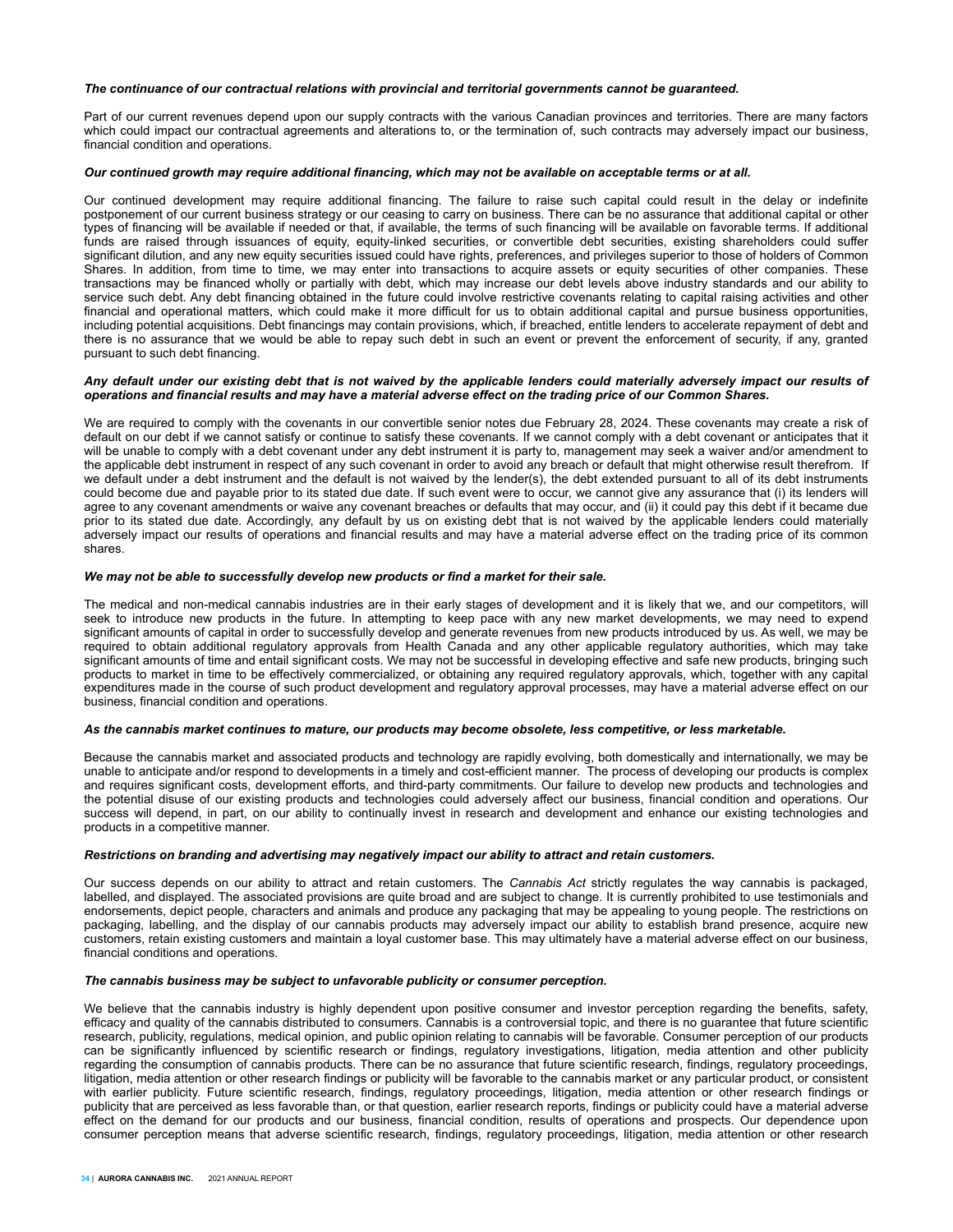***The continuance of our contractual relations with provincial and territorial governments cannot be guaranteed.***

Part of our current revenues depend upon our supply contracts with the various Canadian provinces and territories. There are many factors which could impact our contractual agreements and alterations to, or the termination of, such contracts may adversely impact our business, financial condition and operations.

***Our continued growth may require additional financing, which may not be available on acceptable terms or at all.***

Our continued development may require additional financing. The failure to raise such capital could result in the delay or indefinite postponement of our current business strategy or our ceasing to carry on business. There can be no assurance that additional capital or other types of financing will be available if needed or that, if available, the terms of such financing will be available on favorable terms. If additional funds are raised through issuances of equity, equity-linked securities, or convertible debt securities, existing shareholders could suffer significant dilution, and any new equity securities issued could have rights, preferences, and privileges superior to those of holders of Common Shares. In addition, from time to time, we may enter into transactions to acquire assets or equity securities of other companies. These transactions may be financed wholly or partially with debt, which may increase our debt levels above industry standards and our ability to service such debt. Any debt financing obtained in the future could involve restrictive covenants relating to capital raising activities and other financial and operational matters, which could make it more difficult for us to obtain additional capital and pursue business opportunities, including potential acquisitions. Debt financings may contain provisions, which, if breached, entitle lenders to accelerate repayment of debt and there is no assurance that we would be able to repay such debt in such an event or prevent the enforcement of security, if any, granted pursuant to such debt financing.

***Any default under our existing debt that is not waived by the applicable lenders could materially adversely impact our results of operations and financial results and may have a material adverse effect on the trading price of our Common Shares.***

We are required to comply with the covenants in our convertible senior notes due February 28, 2024. These covenants may create a risk of default on our debt if we cannot satisfy or continue to satisfy these covenants. If we cannot comply with a debt covenant or anticipates that it will be unable to comply with a debt covenant under any debt instrument it is party to, management may seek a waiver and/or amendment to the applicable debt instrument in respect of any such covenant in order to avoid any breach or default that might otherwise result therefrom. If we default under a debt instrument and the default is not waived by the lender(s), the debt extended pursuant to all of its debt instruments could become due and payable prior to its stated due date. If such event were to occur, we cannot give any assurance that (i) its lenders will agree to any covenant amendments or waive any covenant breaches or defaults that may occur, and (ii) it could pay this debt if it became due prior to its stated due date. Accordingly, any default by us on existing debt that is not waived by the applicable lenders could materially adversely impact our results of operations and financial results and may have a material adverse effect on the trading price of its common shares.

***We may not be able to successfully develop new products or find a market for their sale.***

The medical and non-medical cannabis industries are in their early stages of development and it is likely that we, and our competitors, will seek to introduce new products in the future. In attempting to keep pace with any new market developments, we may need to expend significant amounts of capital in order to successfully develop and generate revenues from new products introduced by us. As well, we may be required to obtain additional regulatory approvals from Health Canada and any other applicable regulatory authorities, which may take significant amounts of time and entail significant costs. We may not be successful in developing effective and safe new products, bringing such products to market in time to be effectively commercialized, or obtaining any required regulatory approvals, which, together with any capital expenditures made in the course of such product development and regulatory approval processes, may have a material adverse effect on our business, financial condition and operations.

***As the cannabis market continues to mature, our products may become obsolete, less competitive, or less marketable.***

Because the cannabis market and associated products and technology are rapidly evolving, both domestically and internationally, we may be unable to anticipate and/or respond to developments in a timely and cost-efficient manner. The process of developing our products is complex and requires significant costs, development efforts, and third-party commitments. Our failure to develop new products and technologies and the potential disuse of our existing products and technologies could adversely affect our business, financial condition and operations. Our success will depend, in part, on our ability to continually invest in research and development and enhance our existing technologies and products in a competitive manner.

***Restrictions on branding and advertising may negatively impact our ability to attract and retain customers.***

Our success depends on our ability to attract and retain customers. The *Cannabis Act* strictly regulates the way cannabis is packaged, labelled, and displayed. The associated provisions are quite broad and are subject to change. It is currently prohibited to use testimonials and endorsements, depict people, characters and animals and produce any packaging that may be appealing to young people. The restrictions on packaging, labelling, and the display of our cannabis products may adversely impact our ability to establish brand presence, acquire new customers, retain existing customers and maintain a loyal customer base. This may ultimately have a material adverse effect on our business, financial conditions and operations.

***The cannabis business may be subject to unfavorable publicity or consumer perception.***

We believe that the cannabis industry is highly dependent upon positive consumer and investor perception regarding the benefits, safety, efficacy and quality of the cannabis distributed to consumers. Cannabis is a controversial topic, and there is no guarantee that future scientific research, publicity, regulations, medical opinion, and public opinion relating to cannabis will be favorable. Consumer perception of our products can be significantly influenced by scientific research or findings, regulatory investigations, litigation, media attention and other publicity regarding the consumption of cannabis products. There can be no assurance that future scientific research, findings, regulatory proceedings, litigation, media attention or other research findings or publicity will be favorable to the cannabis market or any particular product, or consistent with earlier publicity. Future scientific research, findings, regulatory proceedings, litigation, media attention or other research findings or publicity that are perceived as less favorable than, or that question, earlier research reports, findings or publicity could have a material adverse effect on the demand for our products and our business, financial condition, results of operations and prospects. Our dependence upon consumer perception means that adverse scientific research, findings, regulatory proceedings, litigation, media attention or other research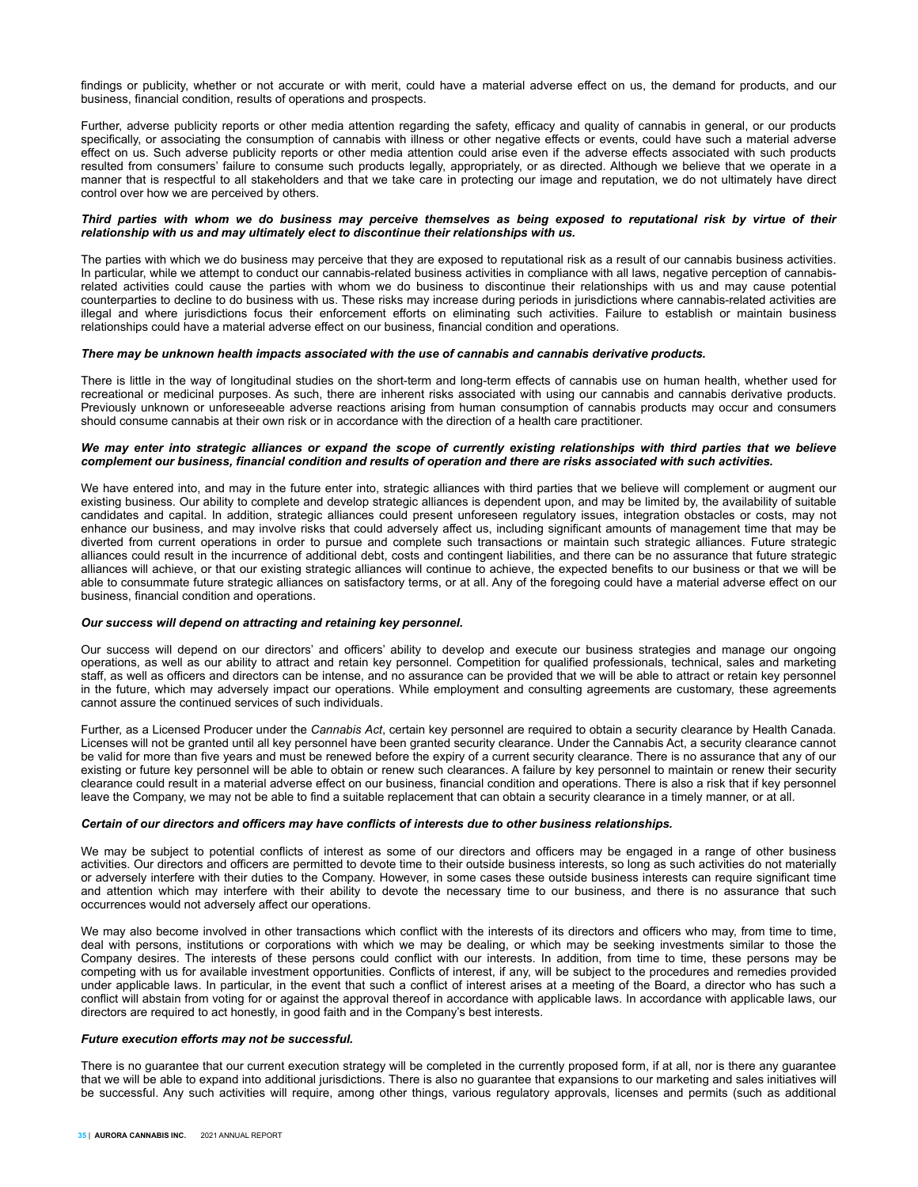findings or publicity, whether or not accurate or with merit, could have a material adverse effect on us, the demand for products, and our business, financial condition, results of operations and prospects.

Further, adverse publicity reports or other media attention regarding the safety, efficacy and quality of cannabis in general, or our products specifically, or associating the consumption of cannabis with illness or other negative effects or events, could have such a material adverse effect on us. Such adverse publicity reports or other media attention could arise even if the adverse effects associated with such products resulted from consumers' failure to consume such products legally, appropriately, or as directed. Although we believe that we operate in a manner that is respectful to all stakeholders and that we take care in protecting our image and reputation, we do not ultimately have direct control over how we are perceived by others.

***Third parties with whom we do business may perceive themselves as being exposed to reputational risk by virtue of their relationship with us and may ultimately elect to discontinue their relationships with us.***

The parties with which we do business may perceive that they are exposed to reputational risk as a result of our cannabis business activities. In particular, while we attempt to conduct our cannabis-related business activities in compliance with all laws, negative perception of cannabis-related activities could cause the parties with whom we do business to discontinue their relationships with us and may cause potential counterparties to decline to do business with us. These risks may increase during periods in jurisdictions where cannabis-related activities are illegal and where jurisdictions focus their enforcement efforts on eliminating such activities. Failure to establish or maintain business relationships could have a material adverse effect on our business, financial condition and operations.

***There may be unknown health impacts associated with the use of cannabis and cannabis derivative products.***

There is little in the way of longitudinal studies on the short-term and long-term effects of cannabis use on human health, whether used for recreational or medicinal purposes. As such, there are inherent risks associated with using our cannabis and cannabis derivative products. Previously unknown or unforeseeable adverse reactions arising from human consumption of cannabis products may occur and consumers should consume cannabis at their own risk or in accordance with the direction of a health care practitioner.

***We may enter into strategic alliances or expand the scope of currently existing relationships with third parties that we believe complement our business, financial condition and results of operation and there are risks associated with such activities.***

We have entered into, and may in the future enter into, strategic alliances with third parties that we believe will complement or augment our existing business. Our ability to complete and develop strategic alliances is dependent upon, and may be limited by, the availability of suitable candidates and capital. In addition, strategic alliances could present unforeseen regulatory issues, integration obstacles or costs, may not enhance our business, and may involve risks that could adversely affect us, including significant amounts of management time that may be diverted from current operations in order to pursue and complete such transactions or maintain such strategic alliances. Future strategic alliances could result in the incurrence of additional debt, costs and contingent liabilities, and there can be no assurance that future strategic alliances will achieve, or that our existing strategic alliances will continue to achieve, the expected benefits to our business or that we will be able to consummate future strategic alliances on satisfactory terms, or at all. Any of the foregoing could have a material adverse effect on our business, financial condition and operations.

***Our success will depend on attracting and retaining key personnel.***

Our success will depend on our directors' and officers' ability to develop and execute our business strategies and manage our ongoing operations, as well as our ability to attract and retain key personnel. Competition for qualified professionals, technical, sales and marketing staff, as well as officers and directors can be intense, and no assurance can be provided that we will be able to attract or retain key personnel in the future, which may adversely impact our operations. While employment and consulting agreements are customary, these agreements cannot assure the continued services of such individuals.

Further, as a Licensed Producer under the *Cannabis Act*, certain key personnel are required to obtain a security clearance by Health Canada. Licenses will not be granted until all key personnel have been granted security clearance. Under the Cannabis Act, a security clearance cannot be valid for more than five years and must be renewed before the expiry of a current security clearance. There is no assurance that any of our existing or future key personnel will be able to obtain or renew such clearances. A failure by key personnel to maintain or renew their security clearance could result in a material adverse effect on our business, financial condition and operations. There is also a risk that if key personnel leave the Company, we may not be able to find a suitable replacement that can obtain a security clearance in a timely manner, or at all.

***Certain of our directors and officers may have conflicts of interests due to other business relationships.***

We may be subject to potential conflicts of interest as some of our directors and officers may be engaged in a range of other business activities. Our directors and officers are permitted to devote time to their outside business interests, so long as such activities do not materially or adversely interfere with their duties to the Company. However, in some cases these outside business interests can require significant time and attention which may interfere with their ability to devote the necessary time to our business, and there is no assurance that such occurrences would not adversely affect our operations.

We may also become involved in other transactions which conflict with the interests of its directors and officers who may, from time to time, deal with persons, institutions or corporations with which we may be dealing, or which may be seeking investments similar to those the Company desires. The interests of these persons could conflict with our interests. In addition, from time to time, these persons may be competing with us for available investment opportunities. Conflicts of interest, if any, will be subject to the procedures and remedies provided under applicable laws. In particular, in the event that such a conflict of interest arises at a meeting of the Board, a director who has such a conflict will abstain from voting for or against the approval thereof in accordance with applicable laws. In accordance with applicable laws, our directors are required to act honestly, in good faith and in the Company's best interests.

***Future execution efforts may not be successful.***

There is no guarantee that our current execution strategy will be completed in the currently proposed form, if at all, nor is there any guarantee that we will be able to expand into additional jurisdictions. There is also no guarantee that expansions to our marketing and sales initiatives will be successful. Any such activities will require, among other things, various regulatory approvals, licenses and permits (such as additional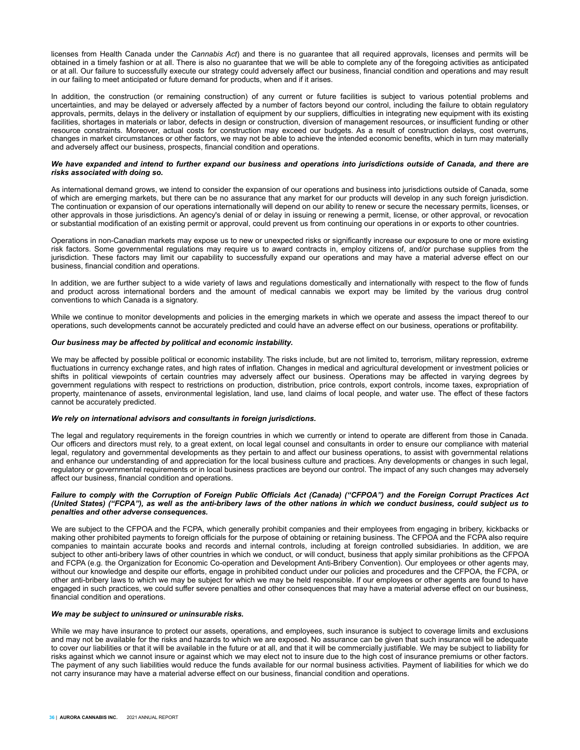licenses from Health Canada under the *Cannabis Act*) and there is no guarantee that all required approvals, licenses and permits will be obtained in a timely fashion or at all. There is also no guarantee that we will be able to complete any of the foregoing activities as anticipated or at all. Our failure to successfully execute our strategy could adversely affect our business, financial condition and operations and may result in our failing to meet anticipated or future demand for products, when and if it arises.

In addition, the construction (or remaining construction) of any current or future facilities is subject to various potential problems and uncertainties, and may be delayed or adversely affected by a number of factors beyond our control, including the failure to obtain regulatory approvals, permits, delays in the delivery or installation of equipment by our suppliers, difficulties in integrating new equipment with its existing facilities, shortages in materials or labor, defects in design or construction, diversion of management resources, or insufficient funding or other resource constraints. Moreover, actual costs for construction may exceed our budgets. As a result of construction delays, cost overruns, changes in market circumstances or other factors, we may not be able to achieve the intended economic benefits, which in turn may materially and adversely affect our business, prospects, financial condition and operations.

***We have expanded and intend to further expand our business and operations into jurisdictions outside of Canada, and there are risks associated with doing so.***

As international demand grows, we intend to consider the expansion of our operations and business into jurisdictions outside of Canada, some of which are emerging markets, but there can be no assurance that any market for our products will develop in any such foreign jurisdiction. The continuation or expansion of our operations internationally will depend on our ability to renew or secure the necessary permits, licenses, or other approvals in those jurisdictions. An agency's denial of or delay in issuing or renewing a permit, license, or other approval, or revocation or substantial modification of an existing permit or approval, could prevent us from continuing our operations in or exports to other countries.

Operations in non-Canadian markets may expose us to new or unexpected risks or significantly increase our exposure to one or more existing risk factors. Some governmental regulations may require us to award contracts in, employ citizens of, and/or purchase supplies from the jurisdiction. These factors may limit our capability to successfully expand our operations and may have a material adverse effect on our business, financial condition and operations.

In addition, we are further subject to a wide variety of laws and regulations domestically and internationally with respect to the flow of funds and product across international borders and the amount of medical cannabis we export may be limited by the various drug control conventions to which Canada is a signatory.

While we continue to monitor developments and policies in the emerging markets in which we operate and assess the impact thereof to our operations, such developments cannot be accurately predicted and could have an adverse effect on our business, operations or profitability.

***Our business may be affected by political and economic instability.***

We may be affected by possible political or economic instability. The risks include, but are not limited to, terrorism, military repression, extreme fluctuations in currency exchange rates, and high rates of inflation. Changes in medical and agricultural development or investment policies or shifts in political viewpoints of certain countries may adversely affect our business. Operations may be affected in varying degrees by government regulations with respect to restrictions on production, distribution, price controls, export controls, income taxes, expropriation of property, maintenance of assets, environmental legislation, land use, land claims of local people, and water use. The effect of these factors cannot be accurately predicted.

***We rely on international advisors and consultants in foreign jurisdictions.***

The legal and regulatory requirements in the foreign countries in which we currently or intend to operate are different from those in Canada. Our officers and directors must rely, to a great extent, on local legal counsel and consultants in order to ensure our compliance with material legal, regulatory and governmental developments as they pertain to and affect our business operations, to assist with governmental relations and enhance our understanding of and appreciation for the local business culture and practices. Any developments or changes in such legal, regulatory or governmental requirements or in local business practices are beyond our control. The impact of any such changes may adversely affect our business, financial condition and operations.

***Failure to comply with the Corruption of Foreign Public Officials Act (Canada) ("CFPOA") and the Foreign Corrupt Practices Act (United States) ("FCPA"), as well as the anti-bribery laws of the other nations in which we conduct business, could subject us to penalties and other adverse consequences.***

We are subject to the CFPOA and the FCPA, which generally prohibit companies and their employees from engaging in bribery, kickbacks or making other prohibited payments to foreign officials for the purpose of obtaining or retaining business. The CFPOA and the FCPA also require companies to maintain accurate books and records and internal controls, including at foreign controlled subsidiaries. In addition, we are subject to other anti-bribery laws of other countries in which we conduct, or will conduct, business that apply similar prohibitions as the CFPOA and FCPA (e.g. the Organization for Economic Co-operation and Development Anti-Bribery Convention). Our employees or other agents may, without our knowledge and despite our efforts, engage in prohibited conduct under our policies and procedures and the CFPOA, the FCPA, or other anti-bribery laws to which we may be subject for which we may be held responsible. If our employees or other agents are found to have engaged in such practices, we could suffer severe penalties and other consequences that may have a material adverse effect on our business, financial condition and operations.

***We may be subject to uninsured or uninsurable risks.***

While we may have insurance to protect our assets, operations, and employees, such insurance is subject to coverage limits and exclusions and may not be available for the risks and hazards to which we are exposed. No assurance can be given that such insurance will be adequate to cover our liabilities or that it will be available in the future or at all, and that it will be commercially justifiable. We may be subject to liability for risks against which we cannot insure or against which we may elect not to insure due to the high cost of insurance premiums or other factors. The payment of any such liabilities would reduce the funds available for our normal business activities. Payment of liabilities for which we do not carry insurance may have a material adverse effect on our business, financial condition and operations.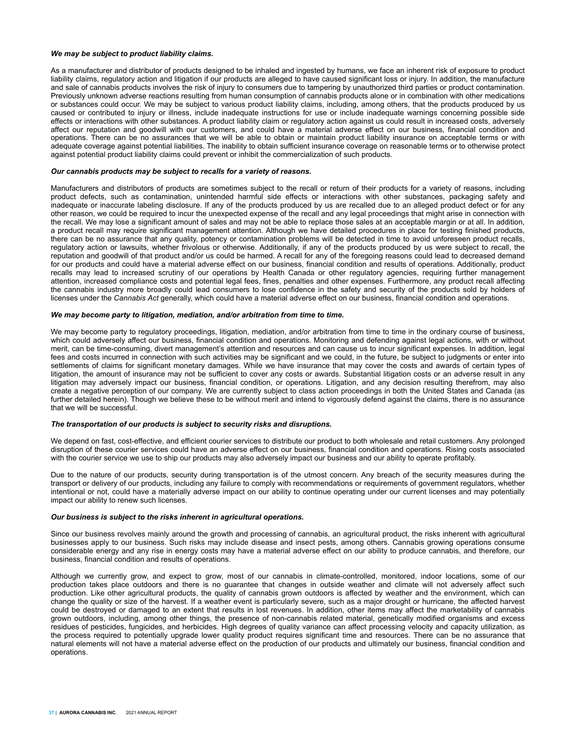***We may be subject to product liability claims.***

As a manufacturer and distributor of products designed to be inhaled and ingested by humans, we face an inherent risk of exposure to product liability claims, regulatory action and litigation if our products are alleged to have caused significant loss or injury. In addition, the manufacture and sale of cannabis products involves the risk of injury to consumers due to tampering by unauthorized third parties or product contamination. Previously unknown adverse reactions resulting from human consumption of cannabis products alone or in combination with other medications or substances could occur. We may be subject to various product liability claims, including, among others, that the products produced by us caused or contributed to injury or illness, include inadequate instructions for use or include inadequate warnings concerning possible side effects or interactions with other substances. A product liability claim or regulatory action against us could result in increased costs, adversely affect our reputation and goodwill with our customers, and could have a material adverse effect on our business, financial condition and operations. There can be no assurances that we will be able to obtain or maintain product liability insurance on acceptable terms or with adequate coverage against potential liabilities. The inability to obtain sufficient insurance coverage on reasonable terms or to otherwise protect against potential product liability claims could prevent or inhibit the commercialization of such products.

***Our cannabis products may be subject to recalls for a variety of reasons.***

Manufacturers and distributors of products are sometimes subject to the recall or return of their products for a variety of reasons, including product defects, such as contamination, unintended harmful side effects or interactions with other substances, packaging safety and inadequate or inaccurate labeling disclosure. If any of the products produced by us are recalled due to an alleged product defect or for any other reason, we could be required to incur the unexpected expense of the recall and any legal proceedings that might arise in connection with the recall. We may lose a significant amount of sales and may not be able to replace those sales at an acceptable margin or at all. In addition, a product recall may require significant management attention. Although we have detailed procedures in place for testing finished products, there can be no assurance that any quality, potency or contamination problems will be detected in time to avoid unforeseen product recalls, regulatory action or lawsuits, whether frivolous or otherwise. Additionally, if any of the products produced by us were subject to recall, the reputation and goodwill of that product and/or us could be harmed. A recall for any of the foregoing reasons could lead to decreased demand for our products and could have a material adverse effect on our business, financial condition and results of operations. Additionally, product recalls may lead to increased scrutiny of our operations by Health Canada or other regulatory agencies, requiring further management attention, increased compliance costs and potential legal fees, fines, penalties and other expenses. Furthermore, any product recall affecting the cannabis industry more broadly could lead consumers to lose confidence in the safety and security of the products sold by holders of licenses under the *Cannabis Act* generally, which could have a material adverse effect on our business, financial condition and operations.

***We may become party to litigation, mediation, and/or arbitration from time to time.***

We may become party to regulatory proceedings, litigation, mediation, and/or arbitration from time to time in the ordinary course of business, which could adversely affect our business, financial condition and operations. Monitoring and defending against legal actions, with or without merit, can be time-consuming, divert management's attention and resources and can cause us to incur significant expenses. In addition, legal fees and costs incurred in connection with such activities may be significant and we could, in the future, be subject to judgments or enter into settlements of claims for significant monetary damages. While we have insurance that may cover the costs and awards of certain types of litigation, the amount of insurance may not be sufficient to cover any costs or awards. Substantial litigation costs or an adverse result in any litigation may adversely impact our business, financial condition, or operations. Litigation, and any decision resulting therefrom, may also create a negative perception of our company. We are currently subject to class action proceedings in both the United States and Canada (as further detailed herein). Though we believe these to be without merit and intend to vigorously defend against the claims, there is no assurance that we will be successful.

***The transportation of our products is subject to security risks and disruptions.***

We depend on fast, cost-effective, and efficient courier services to distribute our product to both wholesale and retail customers. Any prolonged disruption of these courier services could have an adverse effect on our business, financial condition and operations. Rising costs associated with the courier service we use to ship our products may also adversely impact our business and our ability to operate profitably.

Due to the nature of our products, security during transportation is of the utmost concern. Any breach of the security measures during the transport or delivery of our products, including any failure to comply with recommendations or requirements of government regulators, whether intentional or not, could have a materially adverse impact on our ability to continue operating under our current licenses and may potentially impact our ability to renew such licenses.

***Our business is subject to the risks inherent in agricultural operations.***

Since our business revolves mainly around the growth and processing of cannabis, an agricultural product, the risks inherent with agricultural businesses apply to our business. Such risks may include disease and insect pests, among others. Cannabis growing operations consume considerable energy and any rise in energy costs may have a material adverse effect on our ability to produce cannabis, and therefore, our business, financial condition and results of operations.

Although we currently grow, and expect to grow, most of our cannabis in climate-controlled, monitored, indoor locations, some of our production takes place outdoors and there is no guarantee that changes in outside weather and climate will not adversely affect such production. Like other agricultural products, the quality of cannabis grown outdoors is affected by weather and the environment, which can change the quality or size of the harvest. If a weather event is particularly severe, such as a major drought or hurricane, the affected harvest could be destroyed or damaged to an extent that results in lost revenues. In addition, other items may affect the marketability of cannabis grown outdoors, including, among other things, the presence of non-cannabis related material, genetically modified organisms and excess residues of pesticides, fungicides, and herbicides. High degrees of quality variance can affect processing velocity and capacity utilization, as the process required to potentially upgrade lower quality product requires significant time and resources. There can be no assurance that natural elements will not have a material adverse effect on the production of our products and ultimately our business, financial condition and operations.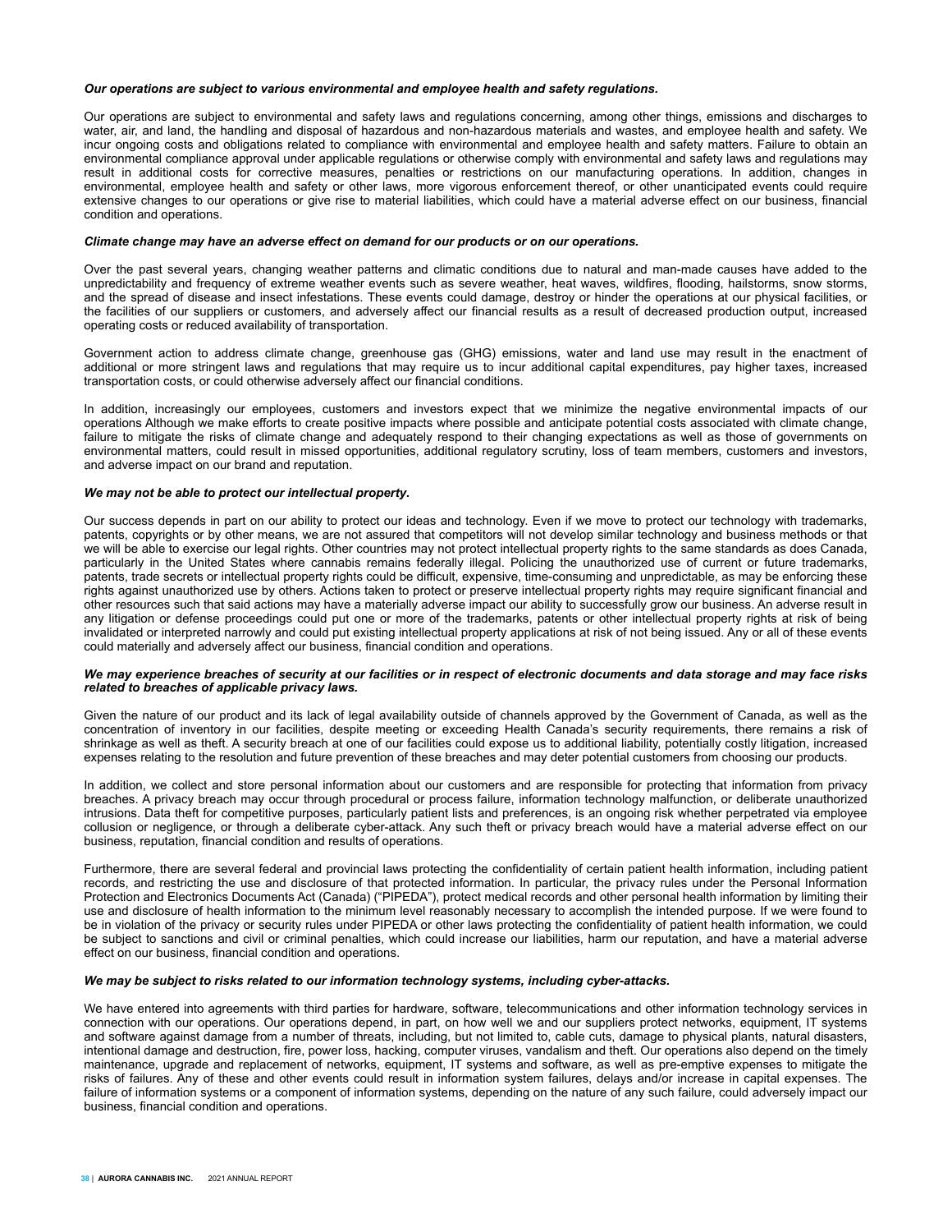***Our operations are subject to various environmental and employee health and safety regulations.***

Our operations are subject to environmental and safety laws and regulations concerning, among other things, emissions and discharges to water, air, and land, the handling and disposal of hazardous and non-hazardous materials and wastes, and employee health and safety. We incur ongoing costs and obligations related to compliance with environmental and employee health and safety matters. Failure to obtain an environmental compliance approval under applicable regulations or otherwise comply with environmental and safety laws and regulations may result in additional costs for corrective measures, penalties or restrictions on our manufacturing operations. In addition, changes in environmental, employee health and safety or other laws, more vigorous enforcement thereof, or other unanticipated events could require extensive changes to our operations or give rise to material liabilities, which could have a material adverse effect on our business, financial condition and operations.

***Climate change may have an adverse effect on demand for our products or on our operations.***

Over the past several years, changing weather patterns and climatic conditions due to natural and man-made causes have added to the unpredictability and frequency of extreme weather events such as severe weather, heat waves, wildfires, flooding, hailstorms, snow storms, and the spread of disease and insect infestations. These events could damage, destroy or hinder the operations at our physical facilities, or the facilities of our suppliers or customers, and adversely affect our financial results as a result of decreased production output, increased operating costs or reduced availability of transportation.

Government action to address climate change, greenhouse gas (GHG) emissions, water and land use may result in the enactment of additional or more stringent laws and regulations that may require us to incur additional capital expenditures, pay higher taxes, increased transportation costs, or could otherwise adversely affect our financial conditions.

In addition, increasingly our employees, customers and investors expect that we minimize the negative environmental impacts of our operations Although we make efforts to create positive impacts where possible and anticipate potential costs associated with climate change, failure to mitigate the risks of climate change and adequately respond to their changing expectations as well as those of governments on environmental matters, could result in missed opportunities, additional regulatory scrutiny, loss of team members, customers and investors, and adverse impact on our brand and reputation.

***We may not be able to protect our intellectual property.***

Our success depends in part on our ability to protect our ideas and technology. Even if we move to protect our technology with trademarks, patents, copyrights or by other means, we are not assured that competitors will not develop similar technology and business methods or that we will be able to exercise our legal rights. Other countries may not protect intellectual property rights to the same standards as does Canada, particularly in the United States where cannabis remains federally illegal. Policing the unauthorized use of current or future trademarks, patents, trade secrets or intellectual property rights could be difficult, expensive, time-consuming and unpredictable, as may be enforcing these rights against unauthorized use by others. Actions taken to protect or preserve intellectual property rights may require significant financial and other resources such that said actions may have a materially adverse impact our ability to successfully grow our business. An adverse result in any litigation or defense proceedings could put one or more of the trademarks, patents or other intellectual property rights at risk of being invalidated or interpreted narrowly and could put existing intellectual property applications at risk of not being issued. Any or all of these events could materially and adversely affect our business, financial condition and operations.

***We may experience breaches of security at our facilities or in respect of electronic documents and data storage and may face risks related to breaches of applicable privacy laws.***

Given the nature of our product and its lack of legal availability outside of channels approved by the Government of Canada, as well as the concentration of inventory in our facilities, despite meeting or exceeding Health Canada's security requirements, there remains a risk of shrinkage as well as theft. A security breach at one of our facilities could expose us to additional liability, potentially costly litigation, increased expenses relating to the resolution and future prevention of these breaches and may deter potential customers from choosing our products.

In addition, we collect and store personal information about our customers and are responsible for protecting that information from privacy breaches. A privacy breach may occur through procedural or process failure, information technology malfunction, or deliberate unauthorized intrusions. Data theft for competitive purposes, particularly patient lists and preferences, is an ongoing risk whether perpetrated via employee collusion or negligence, or through a deliberate cyber-attack. Any such theft or privacy breach would have a material adverse effect on our business, reputation, financial condition and results of operations.

Furthermore, there are several federal and provincial laws protecting the confidentiality of certain patient health information, including patient records, and restricting the use and disclosure of that protected information. In particular, the privacy rules under the Personal Information Protection and Electronics Documents Act (Canada) ("PIPEDA"), protect medical records and other personal health information by limiting their use and disclosure of health information to the minimum level reasonably necessary to accomplish the intended purpose. If we were found to be in violation of the privacy or security rules under PIPEDA or other laws protecting the confidentiality of patient health information, we could be subject to sanctions and civil or criminal penalties, which could increase our liabilities, harm our reputation, and have a material adverse effect on our business, financial condition and operations.

***We may be subject to risks related to our information technology systems, including cyber-attacks.***

We have entered into agreements with third parties for hardware, software, telecommunications and other information technology services in connection with our operations. Our operations depend, in part, on how well we and our suppliers protect networks, equipment, IT systems and software against damage from a number of threats, including, but not limited to, cable cuts, damage to physical plants, natural disasters, intentional damage and destruction, fire, power loss, hacking, computer viruses, vandalism and theft. Our operations also depend on the timely maintenance, upgrade and replacement of networks, equipment, IT systems and software, as well as pre-emptive expenses to mitigate the risks of failures. Any of these and other events could result in information system failures, delays and/or increase in capital expenses. The failure of information systems or a component of information systems, depending on the nature of any such failure, could adversely impact our business, financial condition and operations.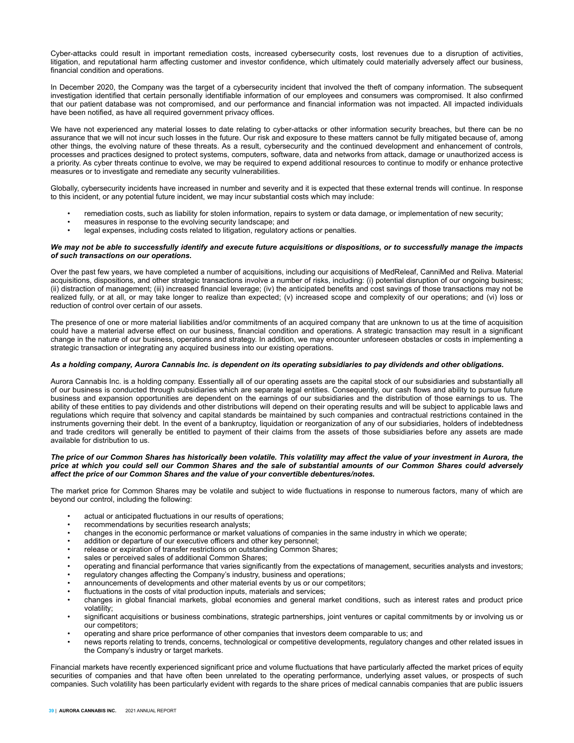Cyber-attacks could result in important remediation costs, increased cybersecurity costs, lost revenues due to a disruption of activities, litigation, and reputational harm affecting customer and investor confidence, which ultimately could materially adversely affect our business, financial condition and operations.

In December 2020, the Company was the target of a cybersecurity incident that involved the theft of company information. The subsequent investigation identified that certain personally identifiable information of our employees and consumers was compromised. It also confirmed that our patient database was not compromised, and our performance and financial information was not impacted. All impacted individuals have been notified, as have all required government privacy offices.

We have not experienced any material losses to date relating to cyber-attacks or other information security breaches, but there can be no assurance that we will not incur such losses in the future. Our risk and exposure to these matters cannot be fully mitigated because of, among other things, the evolving nature of these threats. As a result, cybersecurity and the continued development and enhancement of controls, processes and practices designed to protect systems, computers, software, data and networks from attack, damage or unauthorized access is a priority. As cyber threats continue to evolve, we may be required to expend additional resources to continue to modify or enhance protective measures or to investigate and remediate any security vulnerabilities.

Globally, cybersecurity incidents have increased in number and severity and it is expected that these external trends will continue. In response to this incident, or any potential future incident, we may incur substantial costs which may include:

- remediation costs, such as liability for stolen information, repairs to system or data damage, or implementation of new security;
- measures in response to the evolving security landscape; and
- legal expenses, including costs related to litigation, regulatory actions or penalties.

***We may not be able to successfully identify and execute future acquisitions or dispositions, or to successfully manage the impacts of such transactions on our operations.***

Over the past few years, we have completed a number of acquisitions, including our acquisitions of MedReleaf, CanniMed and Reliva. Material acquisitions, dispositions, and other strategic transactions involve a number of risks, including: (i) potential disruption of our ongoing business; (ii) distraction of management; (iii) increased financial leverage; (iv) the anticipated benefits and cost savings of those transactions may not be realized fully, or at all, or may take longer to realize than expected; (v) increased scope and complexity of our operations; and (vi) loss or reduction of control over certain of our assets.

The presence of one or more material liabilities and/or commitments of an acquired company that are unknown to us at the time of acquisition could have a material adverse effect on our business, financial condition and operations. A strategic transaction may result in a significant change in the nature of our business, operations and strategy. In addition, we may encounter unforeseen obstacles or costs in implementing a strategic transaction or integrating any acquired business into our existing operations.

***As a holding company, Aurora Cannabis Inc. is dependent on its operating subsidiaries to pay dividends and other obligations.***

Aurora Cannabis Inc. is a holding company. Essentially all of our operating assets are the capital stock of our subsidiaries and substantially all of our business is conducted through subsidiaries which are separate legal entities. Consequently, our cash flows and ability to pursue future business and expansion opportunities are dependent on the earnings of our subsidiaries and the distribution of those earnings to us. The ability of these entities to pay dividends and other distributions will depend on their operating results and will be subject to applicable laws and regulations which require that solvency and capital standards be maintained by such companies and contractual restrictions contained in the instruments governing their debt. In the event of a bankruptcy, liquidation or reorganization of any of our subsidiaries, holders of indebtedness and trade creditors will generally be entitled to payment of their claims from the assets of those subsidiaries before any assets are made available for distribution to us.

***The price of our Common Shares has historically been volatile. This volatility may affect the value of your investment in Aurora, the price at which you could sell our Common Shares and the sale of substantial amounts of our Common Shares could adversely affect the price of our Common Shares and the value of your convertible debentures/notes.***

The market price for Common Shares may be volatile and subject to wide fluctuations in response to numerous factors, many of which are beyond our control, including the following:

- actual or anticipated fluctuations in our results of operations;
- recommendations by securities research analysts;
- changes in the economic performance or market valuations of companies in the same industry in which we operate;
- addition or departure of our executive officers and other key personnel;
- release or expiration of transfer restrictions on outstanding Common Shares;
- sales or perceived sales of additional Common Shares;
- operating and financial performance that varies significantly from the expectations of management, securities analysts and investors;
- regulatory changes affecting the Company's industry, business and operations;
- announcements of developments and other material events by us or our competitors;
- fluctuations in the costs of vital production inputs, materials and services;
- changes in global financial markets, global economies and general market conditions, such as interest rates and product price volatility;
- significant acquisitions or business combinations, strategic partnerships, joint ventures or capital commitments by or involving us or our competitors;
- operating and share price performance of other companies that investors deem comparable to us; and
- news reports relating to trends, concerns, technological or competitive developments, regulatory changes and other related issues in the Company's industry or target markets.

Financial markets have recently experienced significant price and volume fluctuations that have particularly affected the market prices of equity securities of companies and that have often been unrelated to the operating performance, underlying asset values, or prospects of such companies. Such volatility has been particularly evident with regards to the share prices of medical cannabis companies that are public issuers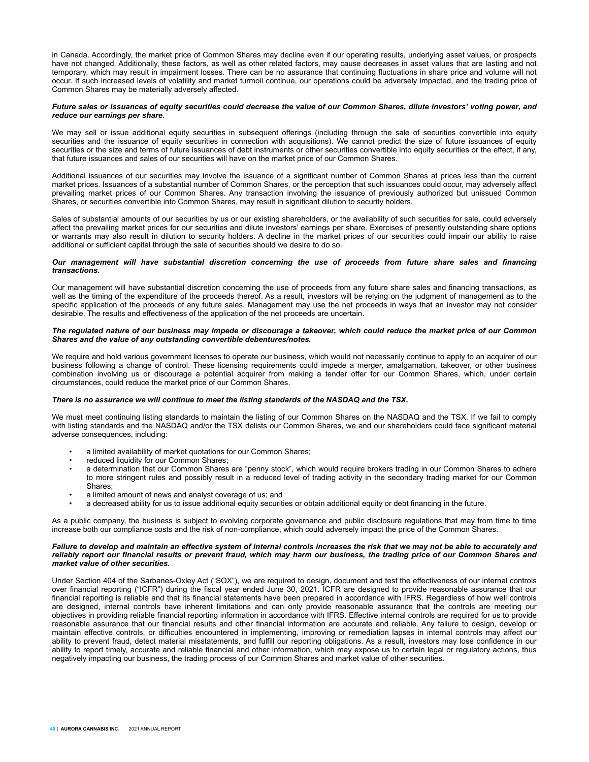in Canada. Accordingly, the market price of Common Shares may decline even if our operating results, underlying asset values, or prospects have not changed. Additionally, these factors, as well as other related factors, may cause decreases in asset values that are lasting and not temporary, which may result in impairment losses. There can be no assurance that continuing fluctuations in share price and volume will not occur. If such increased levels of volatility and market turmoil continue, our operations could be adversely impacted, and the trading price of Common Shares may be materially adversely affected.

***Future sales or issuances of equity securities could decrease the value of our Common Shares, dilute investors' voting power, and reduce our earnings per share.***

We may sell or issue additional equity securities in subsequent offerings (including through the sale of securities convertible into equity securities and the issuance of equity securities in connection with acquisitions). We cannot predict the size of future issuances of equity securities or the size and terms of future issuances of debt instruments or other securities convertible into equity securities or the effect, if any, that future issuances and sales of our securities will have on the market price of our Common Shares.

Additional issuances of our securities may involve the issuance of a significant number of Common Shares at prices less than the current market prices. Issuances of a substantial number of Common Shares, or the perception that such issuances could occur, may adversely affect prevailing market prices of our Common Shares. Any transaction involving the issuance of previously authorized but unissued Common Shares, or securities convertible into Common Shares, may result in significant dilution to security holders.

Sales of substantial amounts of our securities by us or our existing shareholders, or the availability of such securities for sale, could adversely affect the prevailing market prices for our securities and dilute investors' earnings per share. Exercises of presently outstanding share options or warrants may also result in dilution to security holders. A decline in the market prices of our securities could impair our ability to raise additional or sufficient capital through the sale of securities should we desire to do so.

***Our management will have substantial discretion concerning the use of proceeds from future share sales and financing transactions.***

Our management will have substantial discretion concerning the use of proceeds from any future share sales and financing transactions, as well as the timing of the expenditure of the proceeds thereof. As a result, investors will be relying on the judgment of management as to the specific application of the proceeds of any future sales. Management may use the net proceeds in ways that an investor may not consider desirable. The results and effectiveness of the application of the net proceeds are uncertain.

***The regulated nature of our business may impede or discourage a takeover, which could reduce the market price of our Common Shares and the value of any outstanding convertible debentures/notes.***

We require and hold various government licenses to operate our business, which would not necessarily continue to apply to an acquirer of our business following a change of control. These licensing requirements could impede a merger, amalgamation, takeover, or other business combination involving us or discourage a potential acquirer from making a tender offer for our Common Shares, which, under certain circumstances, could reduce the market price of our Common Shares.

***There is no assurance we will continue to meet the listing standards of the NASDAQ and the TSX.***

We must meet continuing listing standards to maintain the listing of our Common Shares on the NASDAQ and the TSX. If we fail to comply with listing standards and the NASDAQ and/or the TSX delists our Common Shares, we and our shareholders could face significant material adverse consequences, including:

- a limited availability of market quotations for our Common Shares;
- reduced liquidity for our Common Shares;
- a determination that our Common Shares are "penny stock", which would require brokers trading in our Common Shares to adhere to more stringent rules and possibly result in a reduced level of trading activity in the secondary trading market for our Common Shares;
- a limited amount of news and analyst coverage of us; and
- a decreased ability for us to issue additional equity securities or obtain additional equity or debt financing in the future.

As a public company, the business is subject to evolving corporate governance and public disclosure regulations that may from time to time increase both our compliance costs and the risk of non-compliance, which could adversely impact the price of the Common Shares.

***Failure to develop and maintain an effective system of internal controls increases the risk that we may not be able to accurately and reliably report our financial results or prevent fraud, which may harm our business, the trading price of our Common Shares and market value of other securities.***

Under Section 404 of the Sarbanes-Oxley Act ("SOX"), we are required to design, document and test the effectiveness of our internal controls over financial reporting ("ICFR") during the fiscal year ended June 30, 2021. ICFR are designed to provide reasonable assurance that our financial reporting is reliable and that its financial statements have been prepared in accordance with IFRS. Regardless of how well controls are designed, internal controls have inherent limitations and can only provide reasonable assurance that the controls are meeting our objectives in providing reliable financial reporting information in accordance with IFRS. Effective internal controls are required for us to provide reasonable assurance that our financial results and other financial information are accurate and reliable. Any failure to design, develop or maintain effective controls, or difficulties encountered in implementing, improving or remediation lapses in internal controls may affect our ability to prevent fraud, detect material misstatements, and fulfill our reporting obligations. As a result, investors may lose confidence in our ability to report timely, accurate and reliable financial and other information, which may expose us to certain legal or regulatory actions, thus negatively impacting our business, the trading process of our Common Shares and market value of other securities.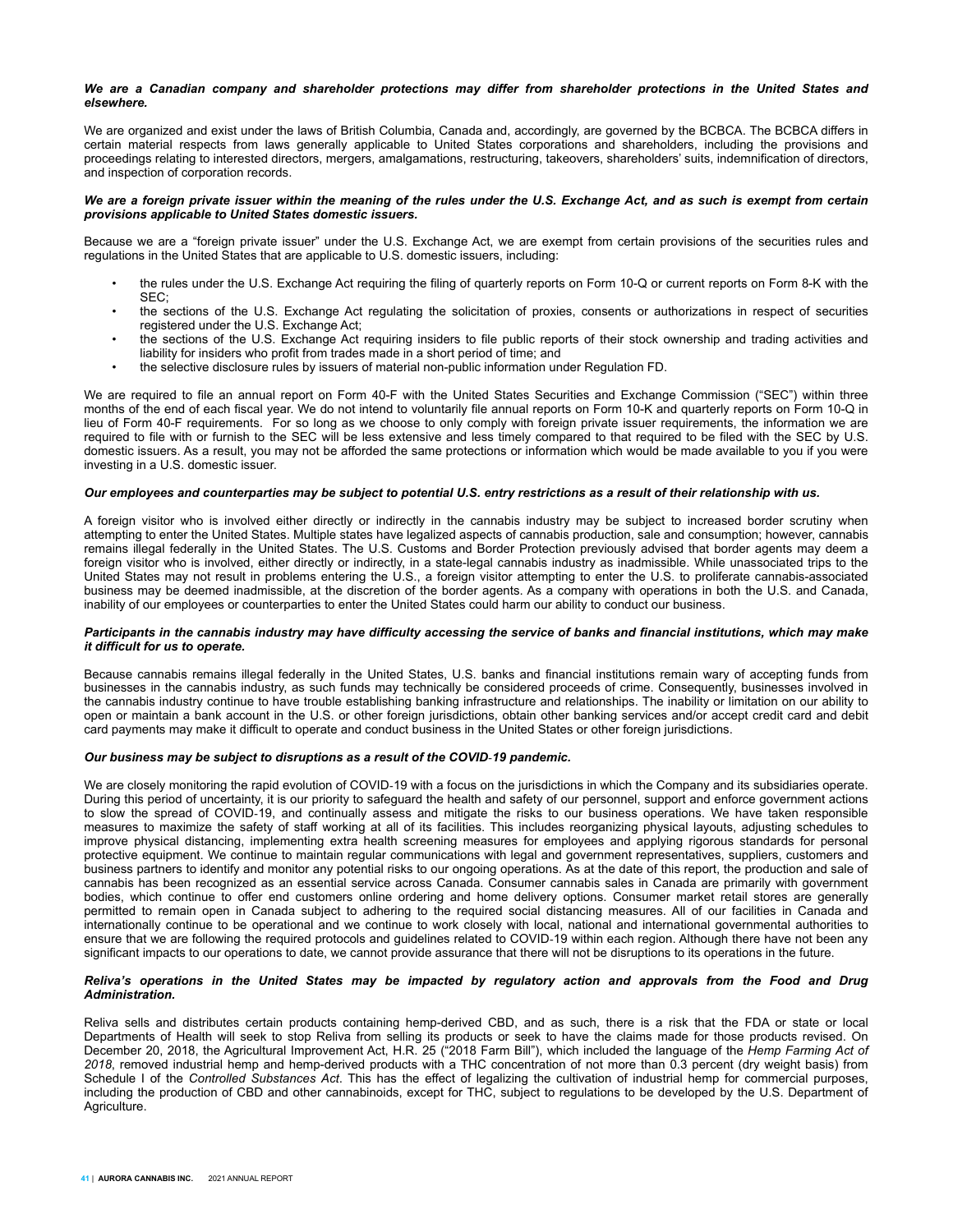***We are a Canadian company and shareholder protections may differ from shareholder protections in the United States and elsewhere.***

We are organized and exist under the laws of British Columbia, Canada and, accordingly, are governed by the BCBCA. The BCBCA differs in certain material respects from laws generally applicable to United States corporations and shareholders, including the provisions and proceedings relating to interested directors, mergers, amalgamations, restructuring, takeovers, shareholders' suits, indemnification of directors, and inspection of corporation records.

***We are a foreign private issuer within the meaning of the rules under the U.S. Exchange Act, and as such is exempt from certain provisions applicable to United States domestic issuers.***

Because we are a "foreign private issuer" under the U.S. Exchange Act, we are exempt from certain provisions of the securities rules and regulations in the United States that are applicable to U.S. domestic issuers, including:

- the rules under the U.S. Exchange Act requiring the filing of quarterly reports on Form 10-Q or current reports on Form 8-K with the SEC;
- the sections of the U.S. Exchange Act regulating the solicitation of proxies, consents or authorizations in respect of securities registered under the U.S. Exchange Act;
- the sections of the U.S. Exchange Act requiring insiders to file public reports of their stock ownership and trading activities and liability for insiders who profit from trades made in a short period of time; and
- the selective disclosure rules by issuers of material non-public information under Regulation FD.

We are required to file an annual report on Form 40-F with the United States Securities and Exchange Commission ("SEC") within three months of the end of each fiscal year. We do not intend to voluntarily file annual reports on Form 10-K and quarterly reports on Form 10-Q in lieu of Form 40-F requirements. For so long as we choose to only comply with foreign private issuer requirements, the information we are required to file with or furnish to the SEC will be less extensive and less timely compared to that required to be filed with the SEC by U.S. domestic issuers. As a result, you may not be afforded the same protections or information which would be made available to you if you were investing in a U.S. domestic issuer.

***Our employees and counterparties may be subject to potential U.S. entry restrictions as a result of their relationship with us.***

A foreign visitor who is involved either directly or indirectly in the cannabis industry may be subject to increased border scrutiny when attempting to enter the United States. Multiple states have legalized aspects of cannabis production, sale and consumption; however, cannabis remains illegal federally in the United States. The U.S. Customs and Border Protection previously advised that border agents may deem a foreign visitor who is involved, either directly or indirectly, in a state-legal cannabis industry as inadmissible. While unassociated trips to the United States may not result in problems entering the U.S., a foreign visitor attempting to enter the U.S. to proliferate cannabis-associated business may be deemed inadmissible, at the discretion of the border agents. As a company with operations in both the U.S. and Canada, inability of our employees or counterparties to enter the United States could harm our ability to conduct our business.

***Participants in the cannabis industry may have difficulty accessing the service of banks and financial institutions, which may make it difficult for us to operate.***

Because cannabis remains illegal federally in the United States, U.S. banks and financial institutions remain wary of accepting funds from businesses in the cannabis industry, as such funds may technically be considered proceeds of crime. Consequently, businesses involved in the cannabis industry continue to have trouble establishing banking infrastructure and relationships. The inability or limitation on our ability to open or maintain a bank account in the U.S. or other foreign jurisdictions, obtain other banking services and/or accept credit card and debit card payments may make it difficult to operate and conduct business in the United States or other foreign jurisdictions.

***Our business may be subject to disruptions as a result of the COVID-19 pandemic.***

We are closely monitoring the rapid evolution of COVID-19 with a focus on the jurisdictions in which the Company and its subsidiaries operate. During this period of uncertainty, it is our priority to safeguard the health and safety of our personnel, support and enforce government actions to slow the spread of COVID-19, and continually assess and mitigate the risks to our business operations. We have taken responsible measures to maximize the safety of staff working at all of its facilities. This includes reorganizing physical layouts, adjusting schedules to improve physical distancing, implementing extra health screening measures for employees and applying rigorous standards for personal protective equipment. We continue to maintain regular communications with legal and government representatives, suppliers, customers and business partners to identify and monitor any potential risks to our ongoing operations. As at the date of this report, the production and sale of cannabis has been recognized as an essential service across Canada. Consumer cannabis sales in Canada are primarily with government bodies, which continue to offer end customers online ordering and home delivery options. Consumer market retail stores are generally permitted to remain open in Canada subject to adhering to the required social distancing measures. All of our facilities in Canada and internationally continue to be operational and we continue to work closely with local, national and international governmental authorities to ensure that we are following the required protocols and guidelines related to COVID-19 within each region. Although there have not been any significant impacts to our operations to date, we cannot provide assurance that there will not be disruptions to its operations in the future.

***Reliva's operations in the United States may be impacted by regulatory action and approvals from the Food and Drug Administration.***

Reliva sells and distributes certain products containing hemp-derived CBD, and as such, there is a risk that the FDA or state or local Departments of Health will seek to stop Reliva from selling its products or seek to have the claims made for those products revised. On December 20, 2018, the Agricultural Improvement Act, H.R. 25 ("2018 Farm Bill"), which included the language of the *Hemp Farming Act of 2018*, removed industrial hemp and hemp-derived products with a THC concentration of not more than 0.3 percent (dry weight basis) from Schedule I of the *Controlled Substances Act*. This has the effect of legalizing the cultivation of industrial hemp for commercial purposes, including the production of CBD and other cannabinoids, except for THC, subject to regulations to be developed by the U.S. Department of Agriculture.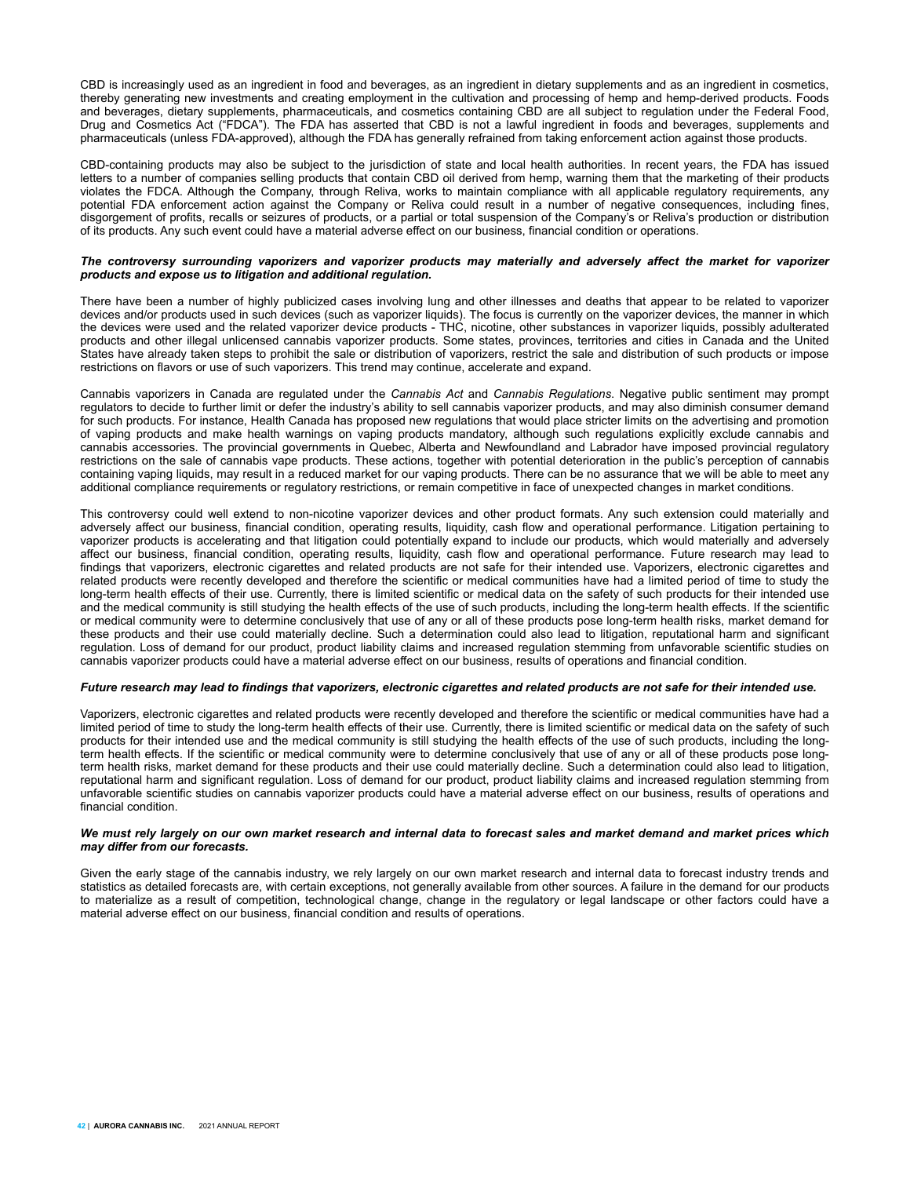CBD is increasingly used as an ingredient in food and beverages, as an ingredient in dietary supplements and as an ingredient in cosmetics, thereby generating new investments and creating employment in the cultivation and processing of hemp and hemp-derived products. Foods and beverages, dietary supplements, pharmaceuticals, and cosmetics containing CBD are all subject to regulation under the Federal Food, Drug and Cosmetics Act ("FDCA"). The FDA has asserted that CBD is not a lawful ingredient in foods and beverages, supplements and pharmaceuticals (unless FDA-approved), although the FDA has generally refrained from taking enforcement action against those products.

CBD-containing products may also be subject to the jurisdiction of state and local health authorities. In recent years, the FDA has issued letters to a number of companies selling products that contain CBD oil derived from hemp, warning them that the marketing of their products violates the FDCA. Although the Company, through Reliva, works to maintain compliance with all applicable regulatory requirements, any potential FDA enforcement action against the Company or Reliva could result in a number of negative consequences, including fines, disgorgement of profits, recalls or seizures of products, or a partial or total suspension of the Company's or Reliva's production or distribution of its products. Any such event could have a material adverse effect on our business, financial condition or operations.

***The controversy surrounding vaporizers and vaporizer products may materially and adversely affect the market for vaporizer products and expose us to litigation and additional regulation.***

There have been a number of highly publicized cases involving lung and other illnesses and deaths that appear to be related to vaporizer devices and/or products used in such devices (such as vaporizer liquids). The focus is currently on the vaporizer devices, the manner in which the devices were used and the related vaporizer device products - THC, nicotine, other substances in vaporizer liquids, possibly adulterated products and other illegal unlicensed cannabis vaporizer products. Some states, provinces, territories and cities in Canada and the United States have already taken steps to prohibit the sale or distribution of vaporizers, restrict the sale and distribution of such products or impose restrictions on flavors or use of such vaporizers. This trend may continue, accelerate and expand.

Cannabis vaporizers in Canada are regulated under the *Cannabis Act* and *Cannabis Regulations*. Negative public sentiment may prompt regulators to decide to further limit or defer the industry's ability to sell cannabis vaporizer products, and may also diminish consumer demand for such products. For instance, Health Canada has proposed new regulations that would place stricter limits on the advertising and promotion of vaping products and make health warnings on vaping products mandatory, although such regulations explicitly exclude cannabis and cannabis accessories. The provincial governments in Quebec, Alberta and Newfoundland and Labrador have imposed provincial regulatory restrictions on the sale of cannabis vape products. These actions, together with potential deterioration in the public's perception of cannabis containing vaping liquids, may result in a reduced market for our vaping products. There can be no assurance that we will be able to meet any additional compliance requirements or regulatory restrictions, or remain competitive in face of unexpected changes in market conditions.

This controversy could well extend to non-nicotine vaporizer devices and other product formats. Any such extension could materially and adversely affect our business, financial condition, operating results, liquidity, cash flow and operational performance. Litigation pertaining to vaporizer products is accelerating and that litigation could potentially expand to include our products, which would materially and adversely affect our business, financial condition, operating results, liquidity, cash flow and operational performance. Future research may lead to findings that vaporizers, electronic cigarettes and related products are not safe for their intended use. Vaporizers, electronic cigarettes and related products were recently developed and therefore the scientific or medical communities have had a limited period of time to study the long-term health effects of their use. Currently, there is limited scientific or medical data on the safety of such products for their intended use and the medical community is still studying the health effects of the use of such products, including the long-term health effects. If the scientific or medical community were to determine conclusively that use of any or all of these products pose long-term health risks, market demand for these products and their use could materially decline. Such a determination could also lead to litigation, reputational harm and significant regulation. Loss of demand for our product, product liability claims and increased regulation stemming from unfavorable scientific studies on cannabis vaporizer products could have a material adverse effect on our business, results of operations and financial condition.

***Future research may lead to findings that vaporizers, electronic cigarettes and related products are not safe for their intended use.***

Vaporizers, electronic cigarettes and related products were recently developed and therefore the scientific or medical communities have had a limited period of time to study the long-term health effects of their use. Currently, there is limited scientific or medical data on the safety of such products for their intended use and the medical community is still studying the health effects of the use of such products, including the long-term health effects. If the scientific or medical community were to determine conclusively that use of any or all of these products pose long-term health risks, market demand for these products and their use could materially decline. Such a determination could also lead to litigation, reputational harm and significant regulation. Loss of demand for our product, product liability claims and increased regulation stemming from unfavorable scientific studies on cannabis vaporizer products could have a material adverse effect on our business, results of operations and financial condition.

***We must rely largely on our own market research and internal data to forecast sales and market demand and market prices which may differ from our forecasts.***

Given the early stage of the cannabis industry, we rely largely on our own market research and internal data to forecast industry trends and statistics as detailed forecasts are, with certain exceptions, not generally available from other sources. A failure in the demand for our products to materialize as a result of competition, technological change, change in the regulatory or legal landscape or other factors could have a material adverse effect on our business, financial condition and results of operations.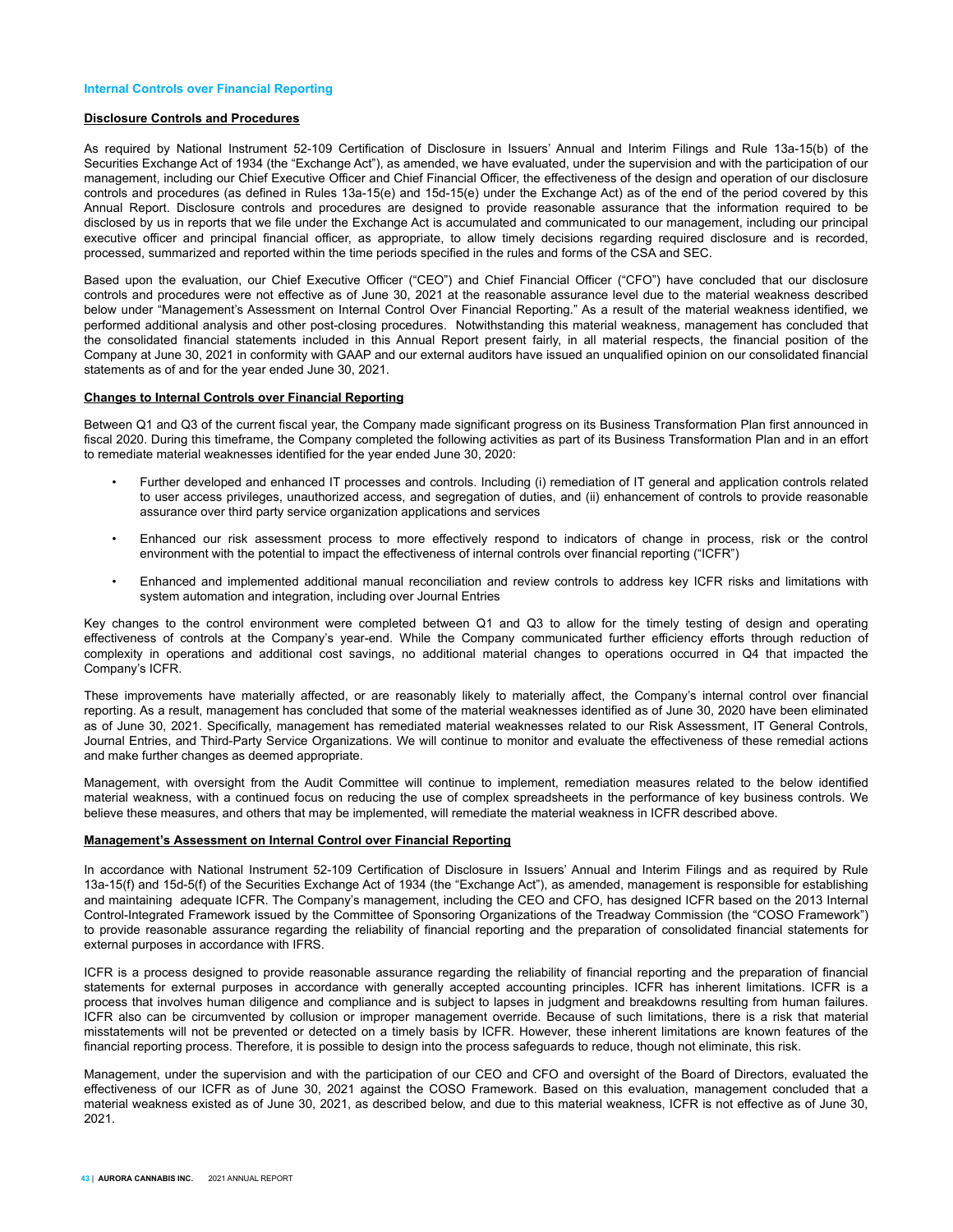## Internal Controls over Financial Reporting

### Disclosure Controls and Procedures

As required by National Instrument 52-109 Certification of Disclosure in Issuers' Annual and Interim Filings and Rule 13a-15(b) of the Securities Exchange Act of 1934 (the "Exchange Act"), as amended, we have evaluated, under the supervision and with the participation of our management, including our Chief Executive Officer and Chief Financial Officer, the effectiveness of the design and operation of our disclosure controls and procedures (as defined in Rules 13a-15(e) and 15d-15(e) under the Exchange Act) as of the end of the period covered by this Annual Report. Disclosure controls and procedures are designed to provide reasonable assurance that the information required to be disclosed by us in reports that we file under the Exchange Act is accumulated and communicated to our management, including our principal executive officer and principal financial officer, as appropriate, to allow timely decisions regarding required disclosure and is recorded, processed, summarized and reported within the time periods specified in the rules and forms of the CSA and SEC.

Based upon the evaluation, our Chief Executive Officer ("CEO") and Chief Financial Officer ("CFO") have concluded that our disclosure controls and procedures were not effective as of June 30, 2021 at the reasonable assurance level due to the material weakness described below under "Management's Assessment on Internal Control Over Financial Reporting." As a result of the material weakness identified, we performed additional analysis and other post-closing procedures. Notwithstanding this material weakness, management has concluded that the consolidated financial statements included in this Annual Report present fairly, in all material respects, the financial position of the Company at June 30, 2021 in conformity with GAAP and our external auditors have issued an unqualified opinion on our consolidated financial statements as of and for the year ended June 30, 2021.

### Changes to Internal Controls over Financial Reporting

Between Q1 and Q3 of the current fiscal year, the Company made significant progress on its Business Transformation Plan first announced in fiscal 2020. During this timeframe, the Company completed the following activities as part of its Business Transformation Plan and in an effort to remediate material weaknesses identified for the year ended June 30, 2020:

- Further developed and enhanced IT processes and controls. Including (i) remediation of IT general and application controls related to user access privileges, unauthorized access, and segregation of duties, and (ii) enhancement of controls to provide reasonable assurance over third party service organization applications and services
- Enhanced our risk assessment process to more effectively respond to indicators of change in process, risk or the control environment with the potential to impact the effectiveness of internal controls over financial reporting ("ICFR")
- Enhanced and implemented additional manual reconciliation and review controls to address key ICFR risks and limitations with system automation and integration, including over Journal Entries

Key changes to the control environment were completed between Q1 and Q3 to allow for the timely testing of design and operating effectiveness of controls at the Company's year-end. While the Company communicated further efficiency efforts through reduction of complexity in operations and additional cost savings, no additional material changes to operations occurred in Q4 that impacted the Company's ICFR.

These improvements have materially affected, or are reasonably likely to materially affect, the Company's internal control over financial reporting. As a result, management has concluded that some of the material weaknesses identified as of June 30, 2020 have been eliminated as of June 30, 2021. Specifically, management has remediated material weaknesses related to our Risk Assessment, IT General Controls, Journal Entries, and Third-Party Service Organizations. We will continue to monitor and evaluate the effectiveness of these remedial actions and make further changes as deemed appropriate.

Management, with oversight from the Audit Committee will continue to implement, remediation measures related to the below identified material weakness, with a continued focus on reducing the use of complex spreadsheets in the performance of key business controls. We believe these measures, and others that may be implemented, will remediate the material weakness in ICFR described above.

### Management's Assessment on Internal Control over Financial Reporting

In accordance with National Instrument 52-109 Certification of Disclosure in Issuers' Annual and Interim Filings and as required by Rule 13a-15(f) and 15d-5(f) of the Securities Exchange Act of 1934 (the "Exchange Act"), as amended, management is responsible for establishing and maintaining adequate ICFR. The Company's management, including the CEO and CFO, has designed ICFR based on the 2013 Internal Control-Integrated Framework issued by the Committee of Sponsoring Organizations of the Treadway Commission (the "COSO Framework") to provide reasonable assurance regarding the reliability of financial reporting and the preparation of consolidated financial statements for external purposes in accordance with IFRS.

ICFR is a process designed to provide reasonable assurance regarding the reliability of financial reporting and the preparation of financial statements for external purposes in accordance with generally accepted accounting principles. ICFR has inherent limitations. ICFR is a process that involves human diligence and compliance and is subject to lapses in judgment and breakdowns resulting from human failures. ICFR also can be circumvented by collusion or improper management override. Because of such limitations, there is a risk that material misstatements will not be prevented or detected on a timely basis by ICFR. However, these inherent limitations are known features of the financial reporting process. Therefore, it is possible to design into the process safeguards to reduce, though not eliminate, this risk.

Management, under the supervision and with the participation of our CEO and CFO and oversight of the Board of Directors, evaluated the effectiveness of our ICFR as of June 30, 2021 against the COSO Framework. Based on this evaluation, management concluded that a material weakness existed as of June 30, 2021, as described below, and due to this material weakness, ICFR is not effective as of June 30, 2021.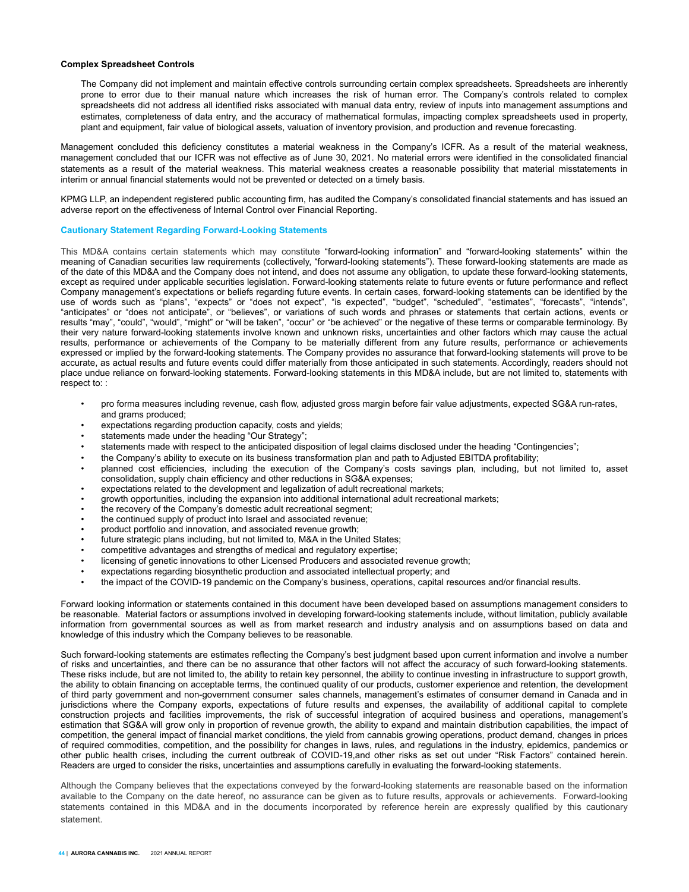**Complex Spreadsheet Controls**

The Company did not implement and maintain effective controls surrounding certain complex spreadsheets. Spreadsheets are inherently prone to error due to their manual nature which increases the risk of human error. The Company's controls related to complex spreadsheets did not address all identified risks associated with manual data entry, review of inputs into management assumptions and estimates, completeness of data entry, and the accuracy of mathematical formulas, impacting complex spreadsheets used in property, plant and equipment, fair value of biological assets, valuation of inventory provision, and production and revenue forecasting.

Management concluded this deficiency constitutes a material weakness in the Company's ICFR. As a result of the material weakness, management concluded that our ICFR was not effective as of June 30, 2021. No material errors were identified in the consolidated financial statements as a result of the material weakness. This material weakness creates a reasonable possibility that material misstatements in interim or annual financial statements would not be prevented or detected on a timely basis.

KPMG LLP, an independent registered public accounting firm, has audited the Company's consolidated financial statements and has issued an adverse report on the effectiveness of Internal Control over Financial Reporting.

## Cautionary Statement Regarding Forward-Looking Statements

This MD&A contains certain statements which may constitute "forward-looking information" and "forward-looking statements" within the meaning of Canadian securities law requirements (collectively, "forward-looking statements"). These forward-looking statements are made as of the date of this MD&A and the Company does not intend, and does not assume any obligation, to update these forward-looking statements, except as required under applicable securities legislation. Forward-looking statements relate to future events or future performance and reflect Company management's expectations or beliefs regarding future events. In certain cases, forward-looking statements can be identified by the use of words such as "plans", "expects" or "does not expect", "is expected", "budget", "scheduled", "estimates", "forecasts", "intends", "anticipates" or "does not anticipate", or "believes", or variations of such words and phrases or statements that certain actions, events or results "may", "could", "would", "might" or "will be taken", "occur" or "be achieved" or the negative of these terms or comparable terminology. By their very nature forward-looking statements involve known and unknown risks, uncertainties and other factors which may cause the actual results, performance or achievements of the Company to be materially different from any future results, performance or achievements expressed or implied by the forward-looking statements. The Company provides no assurance that forward-looking statements will prove to be accurate, as actual results and future events could differ materially from those anticipated in such statements. Accordingly, readers should not place undue reliance on forward-looking statements. Forward-looking statements in this MD&A include, but are not limited to, statements with respect to: :

- pro forma measures including revenue, cash flow, adjusted gross margin before fair value adjustments, expected SG&A run-rates, and grams produced;
- expectations regarding production capacity, costs and yields;
- statements made under the heading "Our Strategy";
- statements made with respect to the anticipated disposition of legal claims disclosed under the heading "Contingencies";
- the Company's ability to execute on its business transformation plan and path to Adjusted EBITDA profitability;
- planned cost efficiencies, including the execution of the Company's costs savings plan, including, but not limited to, asset consolidation, supply chain efficiency and other reductions in SG&A expenses;
- expectations related to the development and legalization of adult recreational markets;
- growth opportunities, including the expansion into additional international adult recreational markets;
- the recovery of the Company's domestic adult recreational segment;
- the continued supply of product into Israel and associated revenue;
- product portfolio and innovation, and associated revenue growth;
- future strategic plans including, but not limited to, M&A in the United States;
- competitive advantages and strengths of medical and regulatory expertise;
- licensing of genetic innovations to other Licensed Producers and associated revenue growth;
- expectations regarding biosynthetic production and associated intellectual property; and
- the impact of the COVID-19 pandemic on the Company's business, operations, capital resources and/or financial results.

Forward looking information or statements contained in this document have been developed based on assumptions management considers to be reasonable. Material factors or assumptions involved in developing forward-looking statements include, without limitation, publicly available information from governmental sources as well as from market research and industry analysis and on assumptions based on data and knowledge of this industry which the Company believes to be reasonable.

Such forward-looking statements are estimates reflecting the Company's best judgment based upon current information and involve a number of risks and uncertainties, and there can be no assurance that other factors will not affect the accuracy of such forward-looking statements. These risks include, but are not limited to, the ability to retain key personnel, the ability to continue investing in infrastructure to support growth, the ability to obtain financing on acceptable terms, the continued quality of our products, customer experience and retention, the development of third party government and non-government consumer sales channels, management's estimates of consumer demand in Canada and in jurisdictions where the Company exports, expectations of future results and expenses, the availability of additional capital to complete construction projects and facilities improvements, the risk of successful integration of acquired business and operations, management's estimation that SG&A will grow only in proportion of revenue growth, the ability to expand and maintain distribution capabilities, the impact of competition, the general impact of financial market conditions, the yield from cannabis growing operations, product demand, changes in prices of required commodities, competition, and the possibility for changes in laws, rules, and regulations in the industry, epidemics, pandemics or other public health crises, including the current outbreak of COVID-19,and other risks as set out under "Risk Factors" contained herein. Readers are urged to consider the risks, uncertainties and assumptions carefully in evaluating the forward-looking statements.

Although the Company believes that the expectations conveyed by the forward-looking statements are reasonable based on the information available to the Company on the date hereof, no assurance can be given as to future results, approvals or achievements. Forward-looking statements contained in this MD&A and in the documents incorporated by reference herein are expressly qualified by this cautionary statement.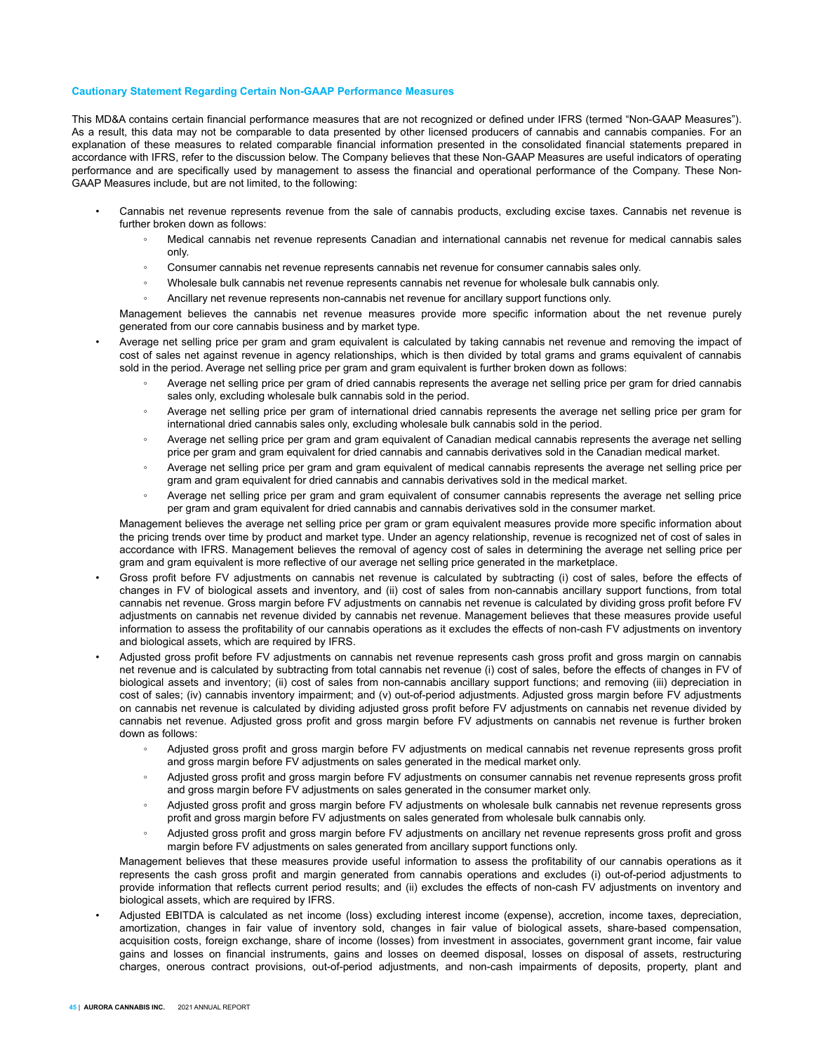### Cautionary Statement Regarding Certain Non-GAAP Performance Measures

This MD&A contains certain financial performance measures that are not recognized or defined under IFRS (termed "Non-GAAP Measures"). As a result, this data may not be comparable to data presented by other licensed producers of cannabis and cannabis companies. For an explanation of these measures to related comparable financial information presented in the consolidated financial statements prepared in accordance with IFRS, refer to the discussion below. The Company believes that these Non-GAAP Measures are useful indicators of operating performance and are specifically used by management to assess the financial and operational performance of the Company. These Non-GAAP Measures include, but are not limited, to the following:

- Cannabis net revenue represents revenue from the sale of cannabis products, excluding excise taxes. Cannabis net revenue is further broken down as follows:
  - Medical cannabis net revenue represents Canadian and international cannabis net revenue for medical cannabis sales only.
  - Consumer cannabis net revenue represents cannabis net revenue for consumer cannabis sales only.
  - Wholesale bulk cannabis net revenue represents cannabis net revenue for wholesale bulk cannabis only.
  - Ancillary net revenue represents non-cannabis net revenue for ancillary support functions only.

  Management believes the cannabis net revenue measures provide more specific information about the net revenue purely generated from our core cannabis business and by market type.
- Average net selling price per gram and gram equivalent is calculated by taking cannabis net revenue and removing the impact of cost of sales net against revenue in agency relationships, which is then divided by total grams and grams equivalent of cannabis sold in the period. Average net selling price per gram and gram equivalent is further broken down as follows:
  - Average net selling price per gram of dried cannabis represents the average net selling price per gram for dried cannabis sales only, excluding wholesale bulk cannabis sold in the period.
  - Average net selling price per gram of international dried cannabis represents the average net selling price per gram for international dried cannabis sales only, excluding wholesale bulk cannabis sold in the period.
  - Average net selling price per gram and gram equivalent of Canadian medical cannabis represents the average net selling price per gram and gram equivalent for dried cannabis and cannabis derivatives sold in the Canadian medical market.
  - Average net selling price per gram and gram equivalent of medical cannabis represents the average net selling price per gram and gram equivalent for dried cannabis and cannabis derivatives sold in the medical market.
  - Average net selling price per gram and gram equivalent of consumer cannabis represents the average net selling price per gram and gram equivalent for dried cannabis and cannabis derivatives sold in the consumer market.

  Management believes the average net selling price per gram or gram equivalent measures provide more specific information about the pricing trends over time by product and market type. Under an agency relationship, revenue is recognized net of cost of sales in accordance with IFRS. Management believes the removal of agency cost of sales in determining the average net selling price per gram and gram equivalent is more reflective of our average net selling price generated in the marketplace.
- Gross profit before FV adjustments on cannabis net revenue is calculated by subtracting (i) cost of sales, before the effects of changes in FV of biological assets and inventory, and (ii) cost of sales from non-cannabis ancillary support functions, from total cannabis net revenue. Gross margin before FV adjustments on cannabis net revenue is calculated by dividing gross profit before FV adjustments on cannabis net revenue divided by cannabis net revenue. Management believes that these measures provide useful information to assess the profitability of our cannabis operations as it excludes the effects of non-cash FV adjustments on inventory and biological assets, which are required by IFRS.
- Adjusted gross profit before FV adjustments on cannabis net revenue represents cash gross profit and gross margin on cannabis net revenue and is calculated by subtracting from total cannabis net revenue (i) cost of sales, before the effects of changes in FV of biological assets and inventory; (ii) cost of sales from non-cannabis ancillary support functions; and removing (iii) depreciation in cost of sales; (iv) cannabis inventory impairment; and (v) out-of-period adjustments. Adjusted gross margin before FV adjustments on cannabis net revenue is calculated by dividing adjusted gross profit before FV adjustments on cannabis net revenue divided by cannabis net revenue. Adjusted gross profit and gross margin before FV adjustments on cannabis net revenue is further broken down as follows:
  - Adjusted gross profit and gross margin before FV adjustments on medical cannabis net revenue represents gross profit and gross margin before FV adjustments on sales generated in the medical market only.
  - Adjusted gross profit and gross margin before FV adjustments on consumer cannabis net revenue represents gross profit and gross margin before FV adjustments on sales generated in the consumer market only.
  - Adjusted gross profit and gross margin before FV adjustments on wholesale bulk cannabis net revenue represents gross profit and gross margin before FV adjustments on sales generated from wholesale bulk cannabis only.
  - Adjusted gross profit and gross margin before FV adjustments on ancillary net revenue represents gross profit and gross margin before FV adjustments on sales generated from ancillary support functions only.

  Management believes that these measures provide useful information to assess the profitability of our cannabis operations as it represents the cash gross profit and margin generated from cannabis operations and excludes (i) out-of-period adjustments to provide information that reflects current period results; and (ii) excludes the effects of non-cash FV adjustments on inventory and biological assets, which are required by IFRS.
- Adjusted EBITDA is calculated as net income (loss) excluding interest income (expense), accretion, income taxes, depreciation, amortization, changes in fair value of inventory sold, changes in fair value of biological assets, share-based compensation, acquisition costs, foreign exchange, share of income (losses) from investment in associates, government grant income, fair value gains and losses on financial instruments, gains and losses on deemed disposal, losses on disposal of assets, restructuring charges, onerous contract provisions, out-of-period adjustments, and non-cash impairments of deposits, property, plant and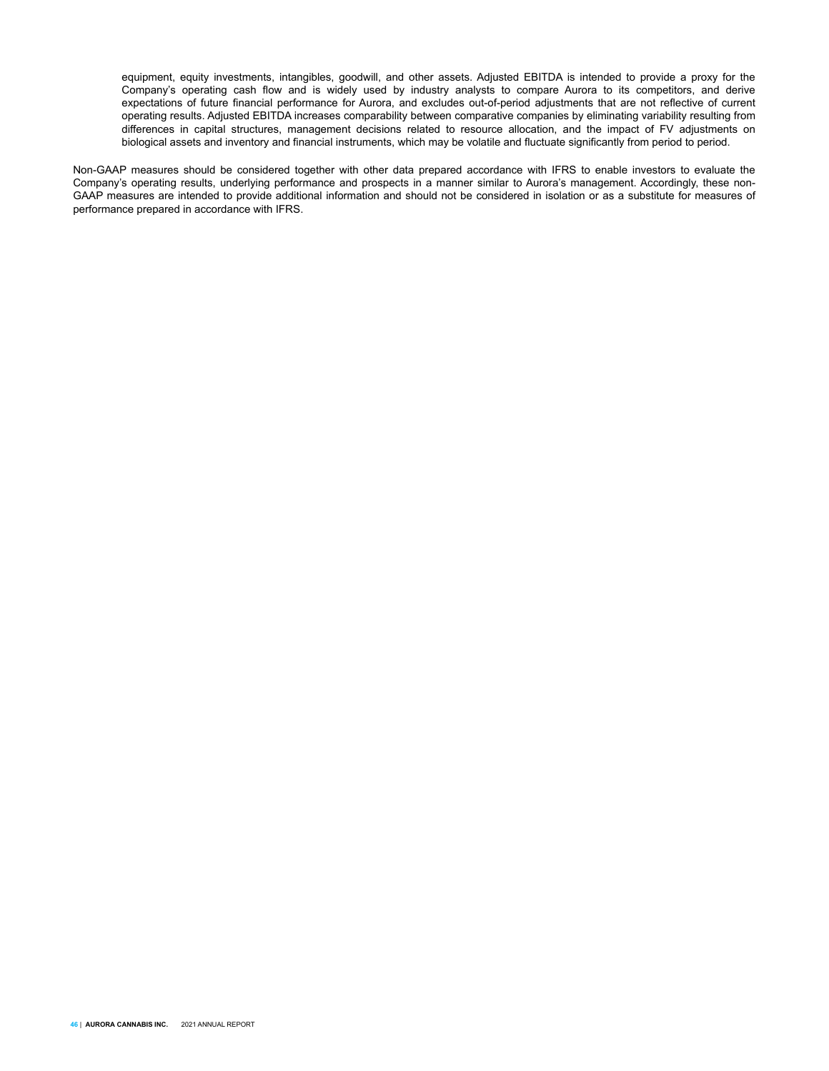equipment, equity investments, intangibles, goodwill, and other assets. Adjusted EBITDA is intended to provide a proxy for the Company's operating cash flow and is widely used by industry analysts to compare Aurora to its competitors, and derive expectations of future financial performance for Aurora, and excludes out-of-period adjustments that are not reflective of current operating results. Adjusted EBITDA increases comparability between comparative companies by eliminating variability resulting from differences in capital structures, management decisions related to resource allocation, and the impact of FV adjustments on biological assets and inventory and financial instruments, which may be volatile and fluctuate significantly from period to period.

Non-GAAP measures should be considered together with other data prepared accordance with IFRS to enable investors to evaluate the Company's operating results, underlying performance and prospects in a manner similar to Aurora's management. Accordingly, these non-GAAP measures are intended to provide additional information and should not be considered in isolation or as a substitute for measures of performance prepared in accordance with IFRS.